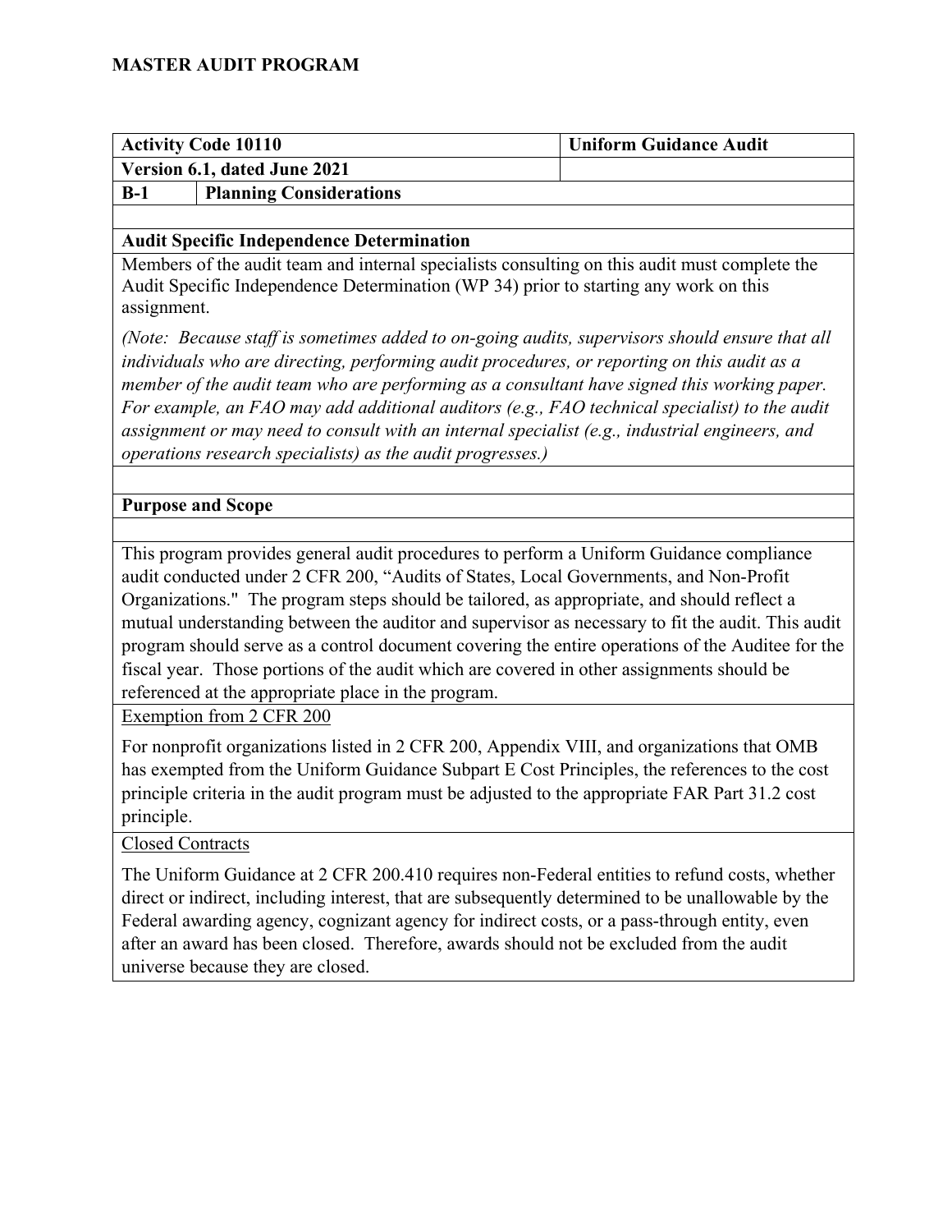# MASTER AUDIT PROGRAM

| **Activity Code 10110** | | **Uniform Guidance Audit** |
|---|---|---|
| **Version 6.1, dated June 2021** | | |
| **B-1** | **Planning Considerations** | |

## Audit Specific Independence Determination

Members of the audit team and internal specialists consulting on this audit must complete the Audit Specific Independence Determination (WP 34) prior to starting any work on this assignment.

*(Note: Because staff is sometimes added to on-going audits, supervisors should ensure that all individuals who are directing, performing audit procedures, or reporting on this audit as a member of the audit team who are performing as a consultant have signed this working paper. For example, an FAO may add additional auditors (e.g., FAO technical specialist) to the audit assignment or may need to consult with an internal specialist (e.g., industrial engineers, and operations research specialists) as the audit progresses.)*

## Purpose and Scope

This program provides general audit procedures to perform a Uniform Guidance compliance audit conducted under 2 CFR 200, "Audits of States, Local Governments, and Non-Profit Organizations." The program steps should be tailored, as appropriate, and should reflect a mutual understanding between the auditor and supervisor as necessary to fit the audit. This audit program should serve as a control document covering the entire operations of the Auditee for the fiscal year. Those portions of the audit which are covered in other assignments should be referenced at the appropriate place in the program.

Exemption from 2 CFR 200

For nonprofit organizations listed in 2 CFR 200, Appendix VIII, and organizations that OMB has exempted from the Uniform Guidance Subpart E Cost Principles, the references to the cost principle criteria in the audit program must be adjusted to the appropriate FAR Part 31.2 cost principle.

Closed Contracts

The Uniform Guidance at 2 CFR 200.410 requires non-Federal entities to refund costs, whether direct or indirect, including interest, that are subsequently determined to be unallowable by the Federal awarding agency, cognizant agency for indirect costs, or a pass-through entity, even after an award has been closed. Therefore, awards should not be excluded from the audit universe because they are closed.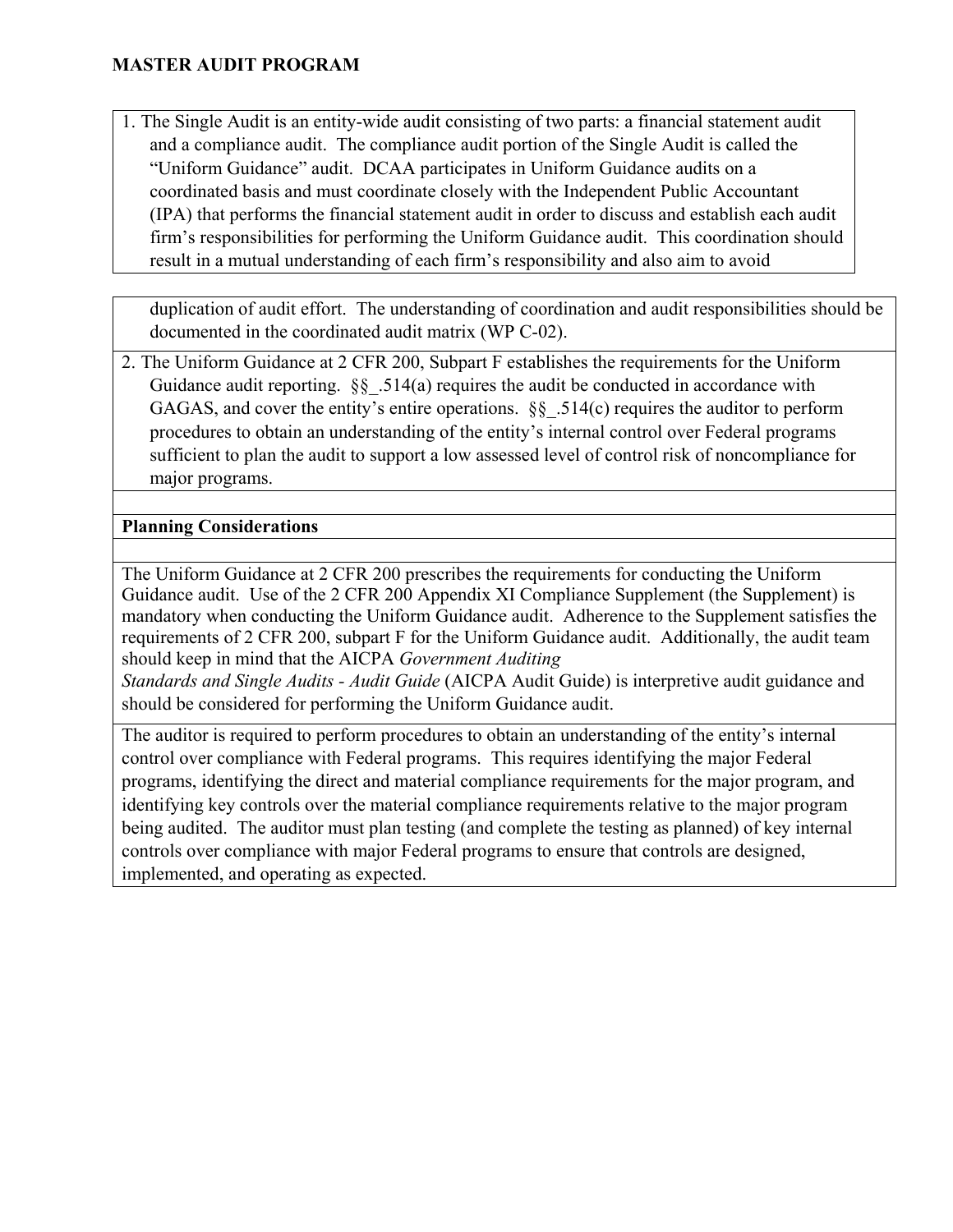**MASTER AUDIT PROGRAM**

1. The Single Audit is an entity-wide audit consisting of two parts: a financial statement audit and a compliance audit. The compliance audit portion of the Single Audit is called the "Uniform Guidance" audit. DCAA participates in Uniform Guidance audits on a coordinated basis and must coordinate closely with the Independent Public Accountant (IPA) that performs the financial statement audit in order to discuss and establish each audit firm's responsibilities for performing the Uniform Guidance audit. This coordination should result in a mutual understanding of each firm's responsibility and also aim to avoid duplication of audit effort. The understanding of coordination and audit responsibilities should be documented in the coordinated audit matrix (WP C-02).

2. The Uniform Guidance at 2 CFR 200, Subpart F establishes the requirements for the Uniform Guidance audit reporting. §§_.514(a) requires the audit be conducted in accordance with GAGAS, and cover the entity's entire operations. §§_.514(c) requires the auditor to perform procedures to obtain an understanding of the entity's internal control over Federal programs sufficient to plan the audit to support a low assessed level of control risk of noncompliance for major programs.

**Planning Considerations**

The Uniform Guidance at 2 CFR 200 prescribes the requirements for conducting the Uniform Guidance audit. Use of the 2 CFR 200 Appendix XI Compliance Supplement (the Supplement) is mandatory when conducting the Uniform Guidance audit. Adherence to the Supplement satisfies the requirements of 2 CFR 200, subpart F for the Uniform Guidance audit. Additionally, the audit team should keep in mind that the AICPA *Government Auditing Standards and Single Audits - Audit Guide* (AICPA Audit Guide) is interpretive audit guidance and should be considered for performing the Uniform Guidance audit.

The auditor is required to perform procedures to obtain an understanding of the entity's internal control over compliance with Federal programs. This requires identifying the major Federal programs, identifying the direct and material compliance requirements for the major program, and identifying key controls over the material compliance requirements relative to the major program being audited. The auditor must plan testing (and complete the testing as planned) of key internal controls over compliance with major Federal programs to ensure that controls are designed, implemented, and operating as expected.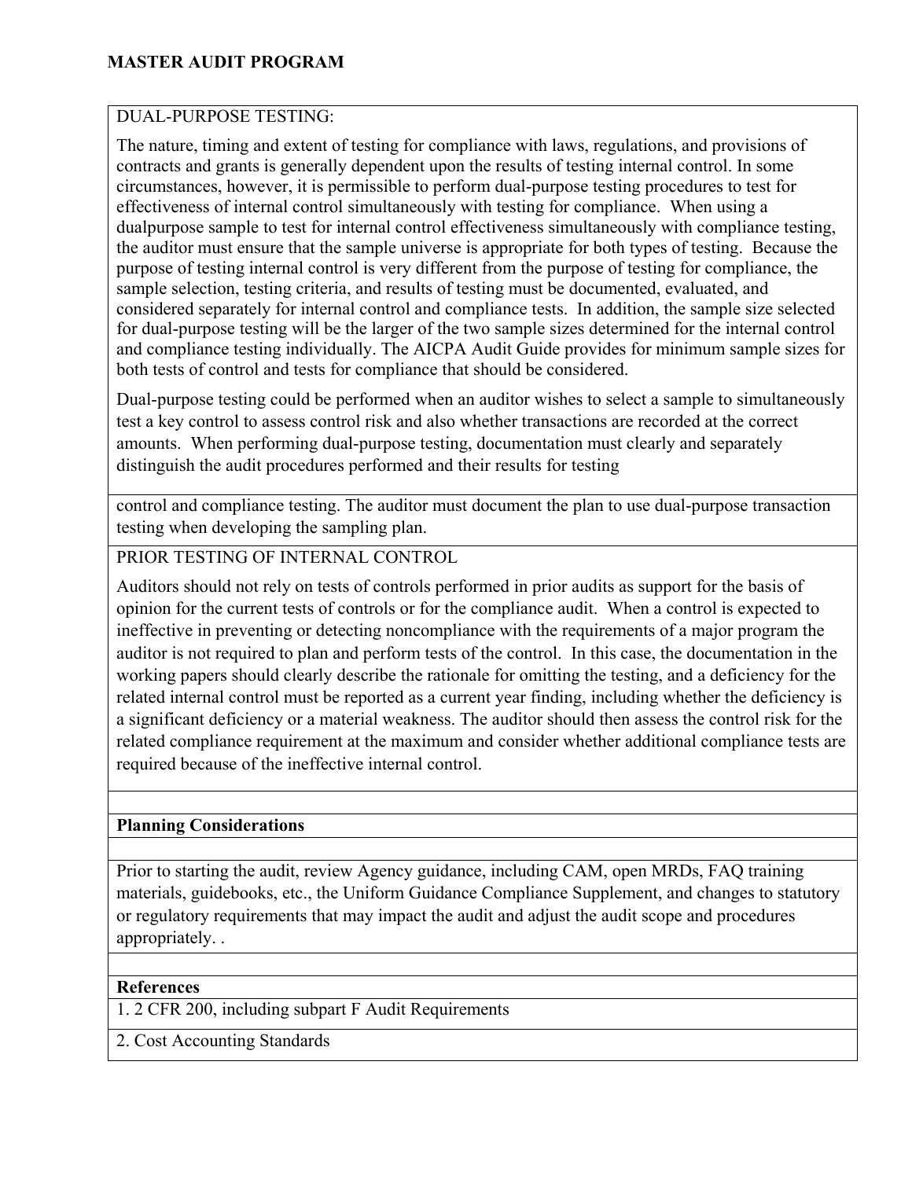## MASTER AUDIT PROGRAM

DUAL-PURPOSE TESTING:

The nature, timing and extent of testing for compliance with laws, regulations, and provisions of contracts and grants is generally dependent upon the results of testing internal control. In some circumstances, however, it is permissible to perform dual-purpose testing procedures to test for effectiveness of internal control simultaneously with testing for compliance. When using a dualpurpose sample to test for internal control effectiveness simultaneously with compliance testing, the auditor must ensure that the sample universe is appropriate for both types of testing. Because the purpose of testing internal control is very different from the purpose of testing for compliance, the sample selection, testing criteria, and results of testing must be documented, evaluated, and considered separately for internal control and compliance tests. In addition, the sample size selected for dual-purpose testing will be the larger of the two sample sizes determined for the internal control and compliance testing individually. The AICPA Audit Guide provides for minimum sample sizes for both tests of control and tests for compliance that should be considered.

Dual-purpose testing could be performed when an auditor wishes to select a sample to simultaneously test a key control to assess control risk and also whether transactions are recorded at the correct amounts. When performing dual-purpose testing, documentation must clearly and separately distinguish the audit procedures performed and their results for testing control and compliance testing. The auditor must document the plan to use dual-purpose transaction testing when developing the sampling plan.

PRIOR TESTING OF INTERNAL CONTROL

Auditors should not rely on tests of controls performed in prior audits as support for the basis of opinion for the current tests of controls or for the compliance audit. When a control is expected to ineffective in preventing or detecting noncompliance with the requirements of a major program the auditor is not required to plan and perform tests of the control. In this case, the documentation in the working papers should clearly describe the rationale for omitting the testing, and a deficiency for the related internal control must be reported as a current year finding, including whether the deficiency is a significant deficiency or a material weakness. The auditor should then assess the control risk for the related compliance requirement at the maximum and consider whether additional compliance tests are required because of the ineffective internal control.

**Planning Considerations**

Prior to starting the audit, review Agency guidance, including CAM, open MRDs, FAQ training materials, guidebooks, etc., the Uniform Guidance Compliance Supplement, and changes to statutory or regulatory requirements that may impact the audit and adjust the audit scope and procedures appropriately. .

**References**

1. 2 CFR 200, including subpart F Audit Requirements
2. Cost Accounting Standards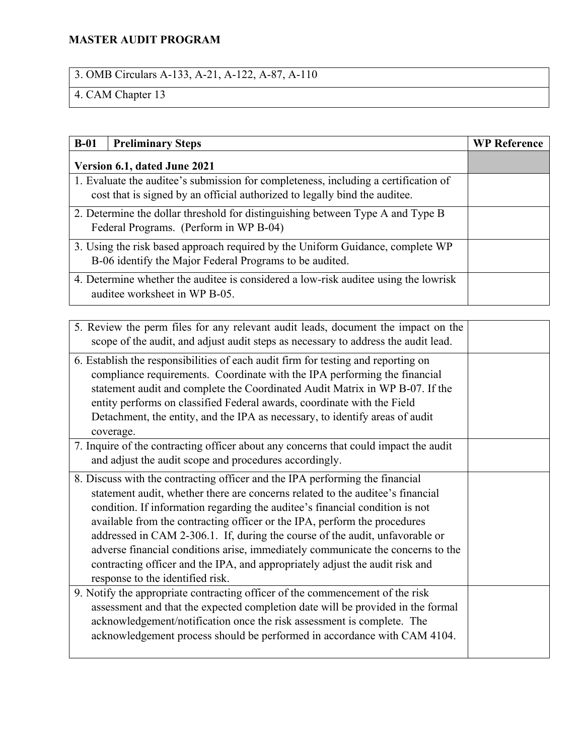**MASTER AUDIT PROGRAM**

| 3. OMB Circulars A-133, A-21, A-122, A-87, A-110 |
|---|
| 4. CAM Chapter 13 |

| B-01 | Preliminary Steps | WP Reference |
|---|---|---|
| **Version 6.1, dated June 2021** | | |
| 1. Evaluate the auditee's submission for completeness, including a certification of cost that is signed by an official authorized to legally bind the auditee. | | |
| 2. Determine the dollar threshold for distinguishing between Type A and Type B Federal Programs. (Perform in WP B-04) | | |
| 3. Using the risk based approach required by the Uniform Guidance, complete WP B-06 identify the Major Federal Programs to be audited. | | |
| 4. Determine whether the auditee is considered a low-risk auditee using the lowrisk auditee worksheet in WP B-05. | | |
| 5. Review the perm files for any relevant audit leads, document the impact on the scope of the audit, and adjust audit steps as necessary to address the audit lead. | | |
| 6. Establish the responsibilities of each audit firm for testing and reporting on compliance requirements. Coordinate with the IPA performing the financial statement audit and complete the Coordinated Audit Matrix in WP B-07. If the entity performs on classified Federal awards, coordinate with the Field Detachment, the entity, and the IPA as necessary, to identify areas of audit coverage. | | |
| 7. Inquire of the contracting officer about any concerns that could impact the audit and adjust the audit scope and procedures accordingly. | | |
| 8. Discuss with the contracting officer and the IPA performing the financial statement audit, whether there are concerns related to the auditee's financial condition. If information regarding the auditee's financial condition is not available from the contracting officer or the IPA, perform the procedures addressed in CAM 2-306.1. If, during the course of the audit, unfavorable or adverse financial conditions arise, immediately communicate the concerns to the contracting officer and the IPA, and appropriately adjust the audit risk and response to the identified risk. | | |
| 9. Notify the appropriate contracting officer of the commencement of the risk assessment and that the expected completion date will be provided in the formal acknowledgement/notification once the risk assessment is complete. The acknowledgement process should be performed in accordance with CAM 4104. | | |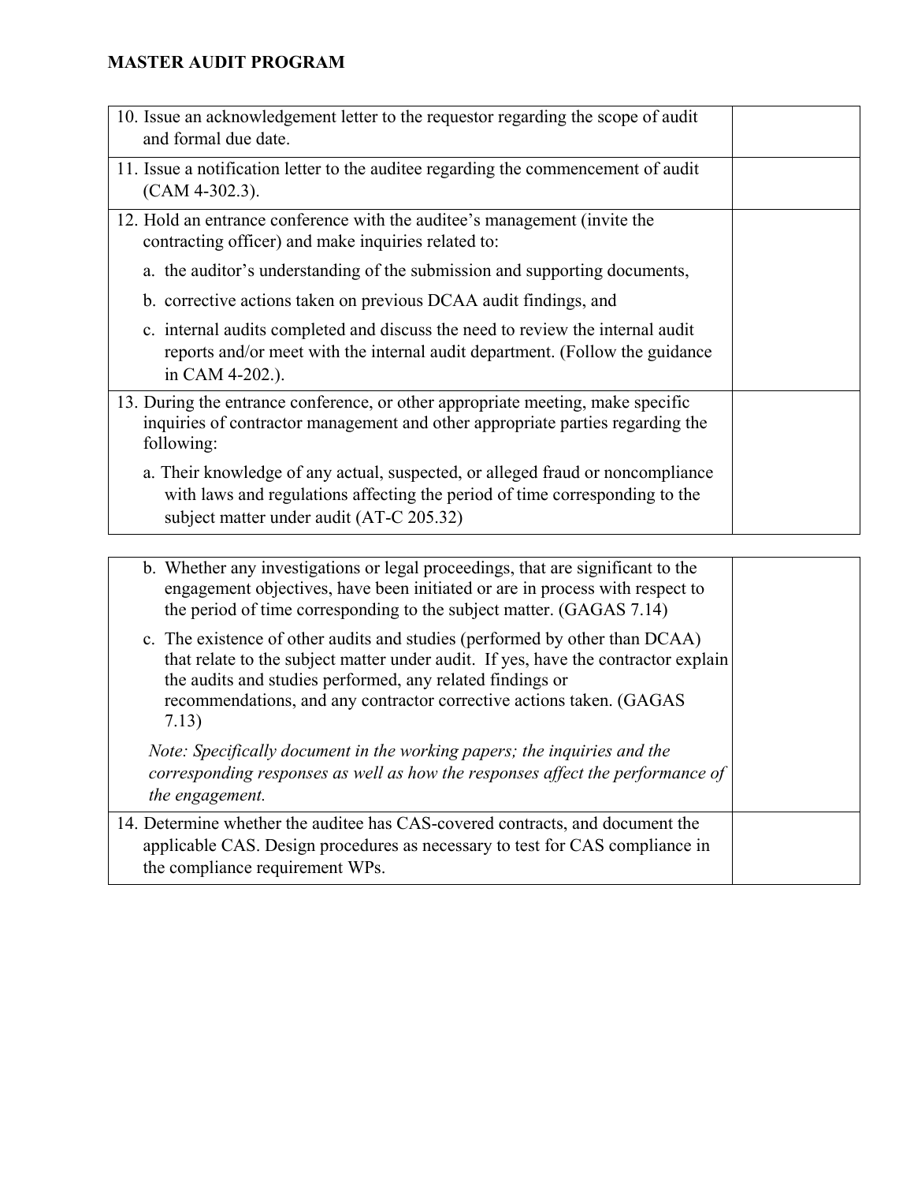**MASTER AUDIT PROGRAM**

| | |
|---|---|
| 10. Issue an acknowledgement letter to the requestor regarding the scope of audit and formal due date. | |
| 11. Issue a notification letter to the auditee regarding the commencement of audit (CAM 4-302.3). | |
| 12. Hold an entrance conference with the auditee's management (invite the contracting officer) and make inquiries related to:<br><br>a. the auditor's understanding of the submission and supporting documents,<br><br>b. corrective actions taken on previous DCAA audit findings, and<br><br>c. internal audits completed and discuss the need to review the internal audit reports and/or meet with the internal audit department. (Follow the guidance in CAM 4-202.). | |
| 13. During the entrance conference, or other appropriate meeting, make specific inquiries of contractor management and other appropriate parties regarding the following:<br><br>a. Their knowledge of any actual, suspected, or alleged fraud or noncompliance with laws and regulations affecting the period of time corresponding to the subject matter under audit (AT-C 205.32) | |
| b. Whether any investigations or legal proceedings, that are significant to the engagement objectives, have been initiated or are in process with respect to the period of time corresponding to the subject matter. (GAGAS 7.14)<br><br>c. The existence of other audits and studies (performed by other than DCAA) that relate to the subject matter under audit. If yes, have the contractor explain the audits and studies performed, any related findings or recommendations, and any contractor corrective actions taken. (GAGAS 7.13)<br><br>*Note: Specifically document in the working papers; the inquiries and the corresponding responses as well as how the responses affect the performance of the engagement.* | |
| 14. Determine whether the auditee has CAS-covered contracts, and document the applicable CAS. Design procedures as necessary to test for CAS compliance in the compliance requirement WPs. | |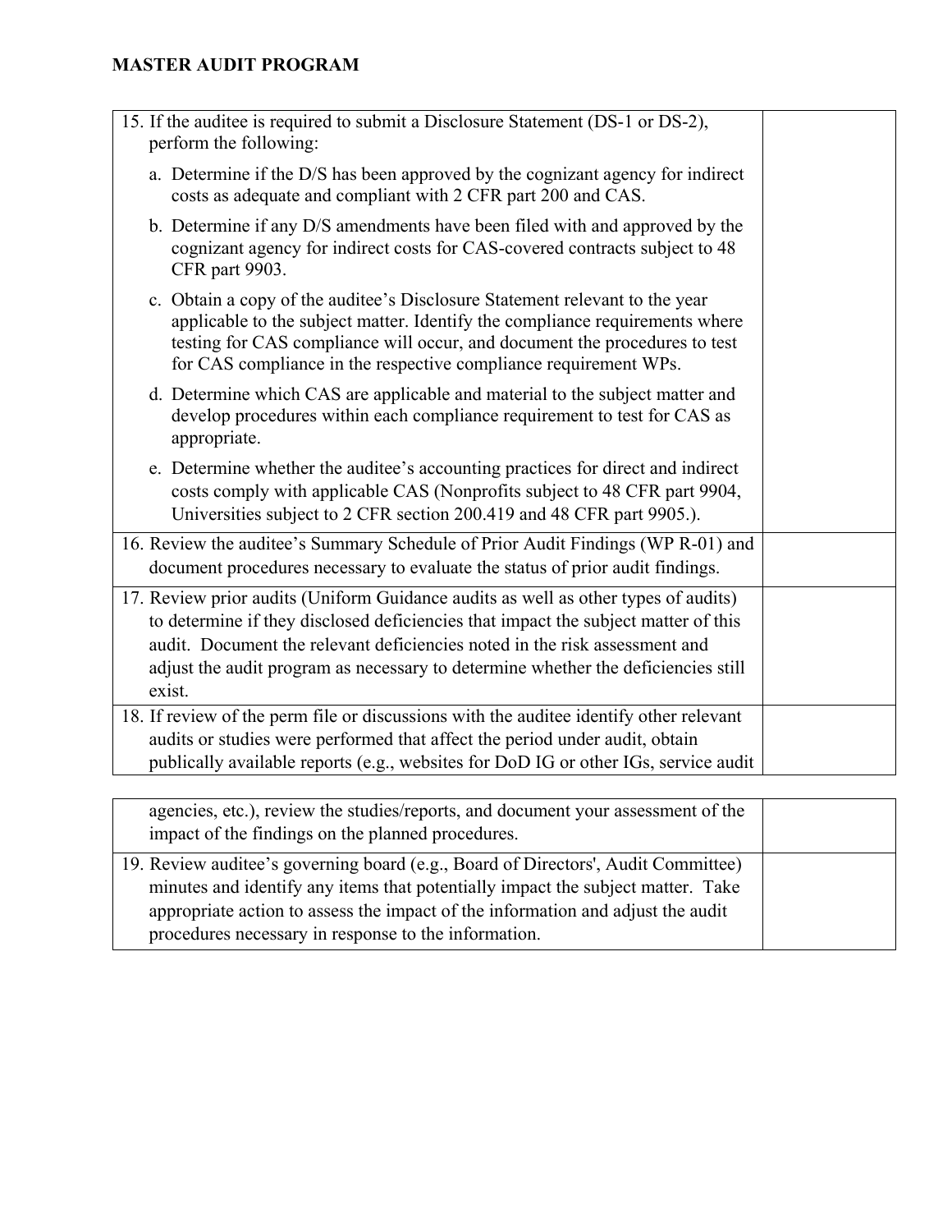# MASTER AUDIT PROGRAM

| | |
|---|---|
| 15. If the auditee is required to submit a Disclosure Statement (DS-1 or DS-2), perform the following:<br><br>a. Determine if the D/S has been approved by the cognizant agency for indirect costs as adequate and compliant with 2 CFR part 200 and CAS.<br><br>b. Determine if any D/S amendments have been filed with and approved by the cognizant agency for indirect costs for CAS-covered contracts subject to 48 CFR part 9903.<br><br>c. Obtain a copy of the auditee's Disclosure Statement relevant to the year applicable to the subject matter. Identify the compliance requirements where testing for CAS compliance will occur, and document the procedures to test for CAS compliance in the respective compliance requirement WPs.<br><br>d. Determine which CAS are applicable and material to the subject matter and develop procedures within each compliance requirement to test for CAS as appropriate.<br><br>e. Determine whether the auditee's accounting practices for direct and indirect costs comply with applicable CAS (Nonprofits subject to 48 CFR part 9904, Universities subject to 2 CFR section 200.419 and 48 CFR part 9905.). | |
| 16. Review the auditee's Summary Schedule of Prior Audit Findings (WP R-01) and document procedures necessary to evaluate the status of prior audit findings. | |
| 17. Review prior audits (Uniform Guidance audits as well as other types of audits) to determine if they disclosed deficiencies that impact the subject matter of this audit. Document the relevant deficiencies noted in the risk assessment and adjust the audit program as necessary to determine whether the deficiencies still exist. | |
| 18. If review of the perm file or discussions with the auditee identify other relevant audits or studies were performed that affect the period under audit, obtain publically available reports (e.g., websites for DoD IG or other IGs, service audit agencies, etc.), review the studies/reports, and document your assessment of the impact of the findings on the planned procedures. | |
| 19. Review auditee's governing board (e.g., Board of Directors', Audit Committee) minutes and identify any items that potentially impact the subject matter. Take appropriate action to assess the impact of the information and adjust the audit procedures necessary in response to the information. | |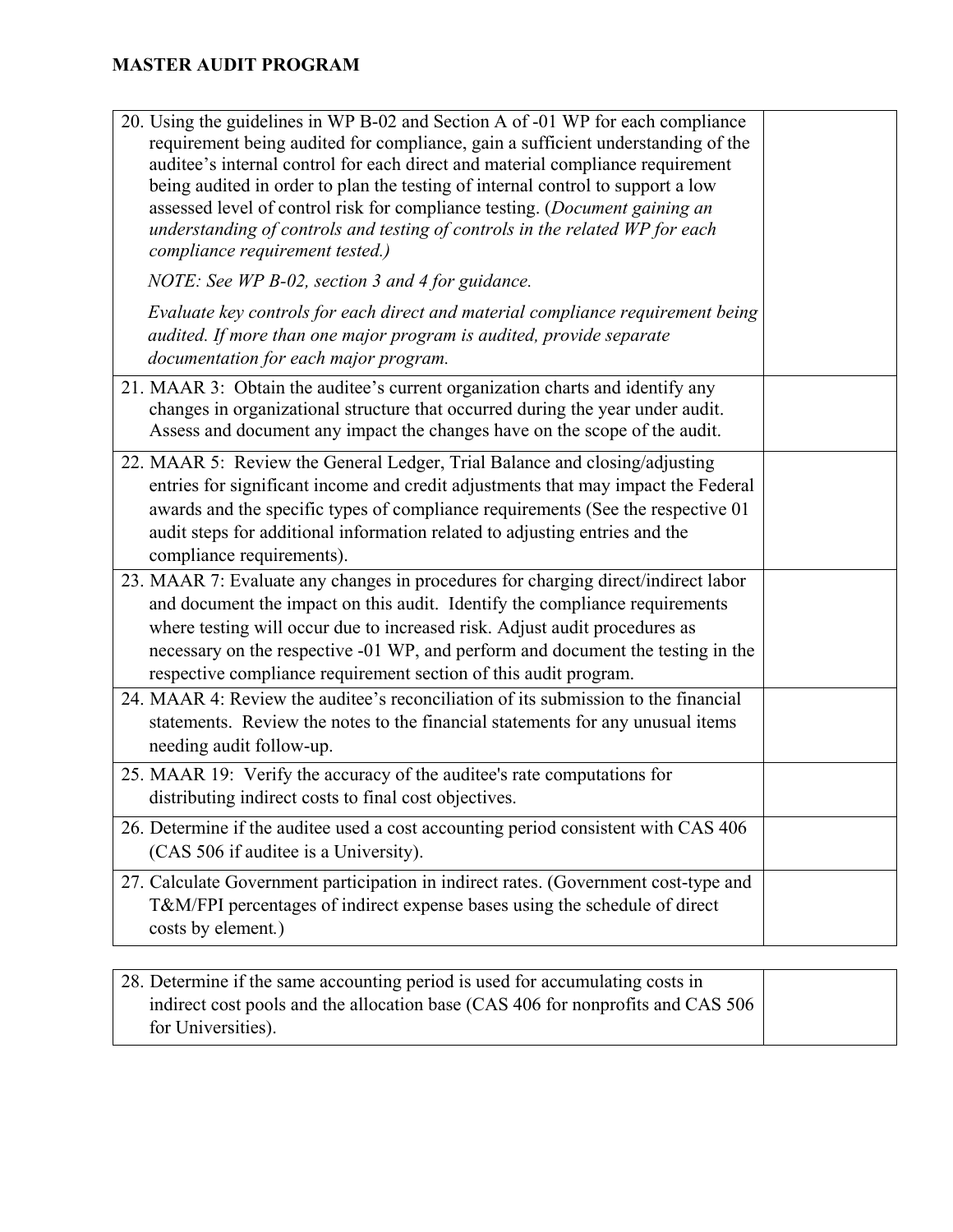**MASTER AUDIT PROGRAM**

| | |
|---|---|
| 20. Using the guidelines in WP B-02 and Section A of -01 WP for each compliance requirement being audited for compliance, gain a sufficient understanding of the auditee's internal control for each direct and material compliance requirement being audited in order to plan the testing of internal control to support a low assessed level of control risk for compliance testing. (*Document gaining an understanding of controls and testing of controls in the related WP for each compliance requirement tested.)* <br><br> *NOTE: See WP B-02, section 3 and 4 for guidance.* <br><br> *Evaluate key controls for each direct and material compliance requirement being audited. If more than one major program is audited, provide separate documentation for each major program.* | |
| 21. MAAR 3: Obtain the auditee's current organization charts and identify any changes in organizational structure that occurred during the year under audit. Assess and document any impact the changes have on the scope of the audit. | |
| 22. MAAR 5: Review the General Ledger, Trial Balance and closing/adjusting entries for significant income and credit adjustments that may impact the Federal awards and the specific types of compliance requirements (See the respective 01 audit steps for additional information related to adjusting entries and the compliance requirements). | |
| 23. MAAR 7: Evaluate any changes in procedures for charging direct/indirect labor and document the impact on this audit. Identify the compliance requirements where testing will occur due to increased risk. Adjust audit procedures as necessary on the respective -01 WP, and perform and document the testing in the respective compliance requirement section of this audit program. | |
| 24. MAAR 4: Review the auditee's reconciliation of its submission to the financial statements. Review the notes to the financial statements for any unusual items needing audit follow-up. | |
| 25. MAAR 19: Verify the accuracy of the auditee's rate computations for distributing indirect costs to final cost objectives. | |
| 26. Determine if the auditee used a cost accounting period consistent with CAS 406 (CAS 506 if auditee is a University). | |
| 27. Calculate Government participation in indirect rates. (Government cost-type and T&M/FPI percentages of indirect expense bases using the schedule of direct costs by element*.*) | |
| 28. Determine if the same accounting period is used for accumulating costs in indirect cost pools and the allocation base (CAS 406 for nonprofits and CAS 506 for Universities). | |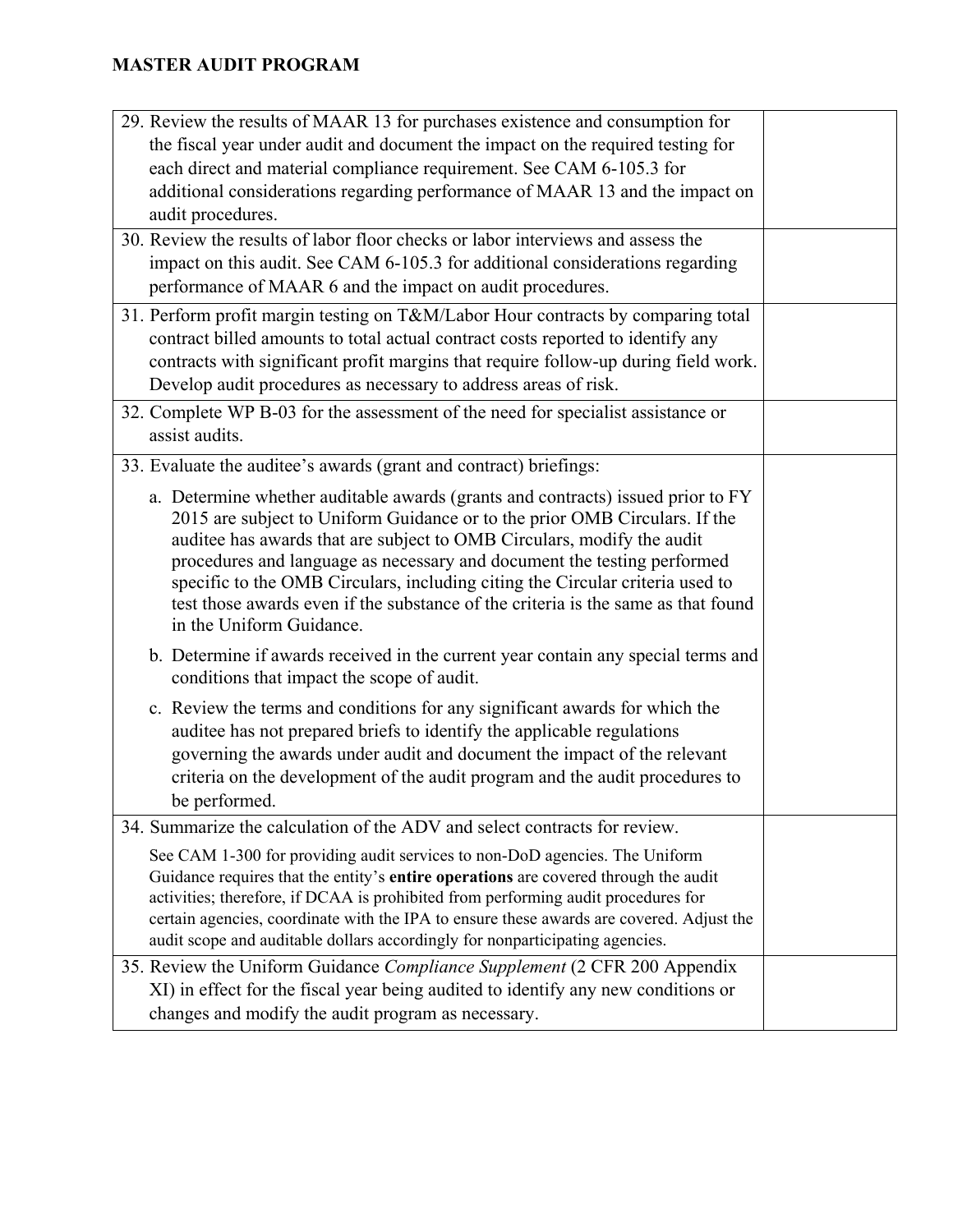**MASTER AUDIT PROGRAM**

| | |
|---|---|
| 29. Review the results of MAAR 13 for purchases existence and consumption for the fiscal year under audit and document the impact on the required testing for each direct and material compliance requirement. See CAM 6-105.3 for additional considerations regarding performance of MAAR 13 and the impact on audit procedures. | |
| 30. Review the results of labor floor checks or labor interviews and assess the impact on this audit. See CAM 6-105.3 for additional considerations regarding performance of MAAR 6 and the impact on audit procedures. | |
| 31. Perform profit margin testing on T&M/Labor Hour contracts by comparing total contract billed amounts to total actual contract costs reported to identify any contracts with significant profit margins that require follow-up during field work. Develop audit procedures as necessary to address areas of risk. | |
| 32. Complete WP B-03 for the assessment of the need for specialist assistance or assist audits. | |
| 33. Evaluate the auditee's awards (grant and contract) briefings:<br><br>a. Determine whether auditable awards (grants and contracts) issued prior to FY 2015 are subject to Uniform Guidance or to the prior OMB Circulars. If the auditee has awards that are subject to OMB Circulars, modify the audit procedures and language as necessary and document the testing performed specific to the OMB Circulars, including citing the Circular criteria used to test those awards even if the substance of the criteria is the same as that found in the Uniform Guidance.<br><br>b. Determine if awards received in the current year contain any special terms and conditions that impact the scope of audit.<br><br>c. Review the terms and conditions for any significant awards for which the auditee has not prepared briefs to identify the applicable regulations governing the awards under audit and document the impact of the relevant criteria on the development of the audit program and the audit procedures to be performed. | |
| 34. Summarize the calculation of the ADV and select contracts for review.<br><br>See CAM 1-300 for providing audit services to non-DoD agencies. The Uniform Guidance requires that the entity's **entire operations** are covered through the audit activities; therefore, if DCAA is prohibited from performing audit procedures for certain agencies, coordinate with the IPA to ensure these awards are covered. Adjust the audit scope and auditable dollars accordingly for nonparticipating agencies. | |
| 35. Review the Uniform Guidance *Compliance Supplement* (2 CFR 200 Appendix XI) in effect for the fiscal year being audited to identify any new conditions or changes and modify the audit program as necessary. | |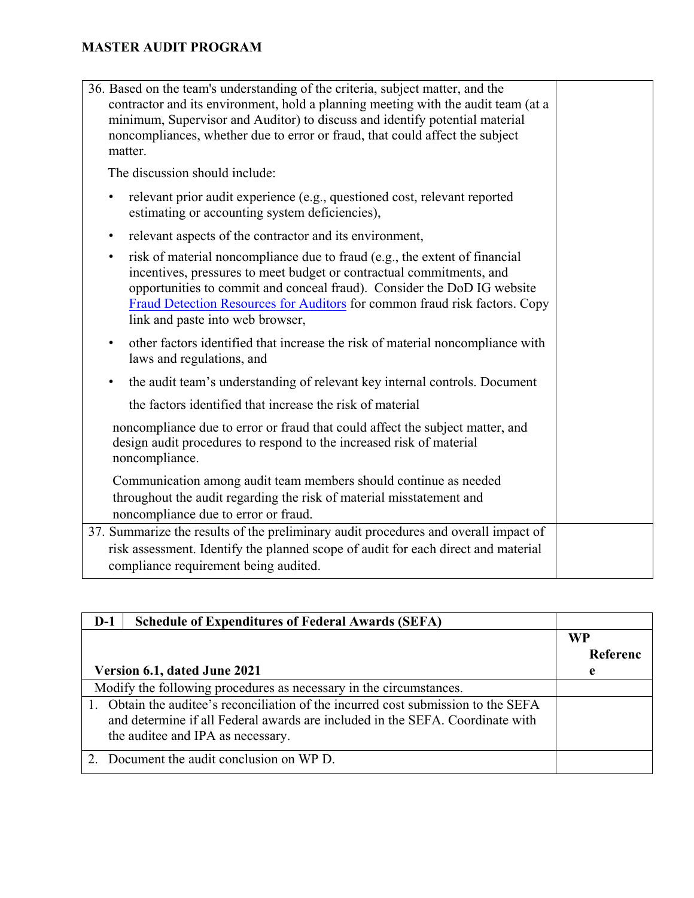**MASTER AUDIT PROGRAM**

| | |
|---|---|
| 36. Based on the team's understanding of the criteria, subject matter, and the contractor and its environment, hold a planning meeting with the audit team (at a minimum, Supervisor and Auditor) to discuss and identify potential material noncompliances, whether due to error or fraud, that could affect the subject matter.<br><br>The discussion should include:<br><br>• relevant prior audit experience (e.g., questioned cost, relevant reported estimating or accounting system deficiencies),<br>• relevant aspects of the contractor and its environment,<br>• risk of material noncompliance due to fraud (e.g., the extent of financial incentives, pressures to meet budget or contractual commitments, and opportunities to commit and conceal fraud). Consider the DoD IG website [Fraud Detection Resources for Auditors]() for common fraud risk factors. Copy link and paste into web browser,<br>• other factors identified that increase the risk of material noncompliance with laws and regulations, and<br>• the audit team's understanding of relevant key internal controls. Document the factors identified that increase the risk of material noncompliance due to error or fraud that could affect the subject matter, and design audit procedures to respond to the increased risk of material noncompliance.<br><br>Communication among audit team members should continue as needed throughout the audit regarding the risk of material misstatement and noncompliance due to error or fraud. | |
| 37. Summarize the results of the preliminary audit procedures and overall impact of risk assessment. Identify the planned scope of audit for each direct and material compliance requirement being audited. | |

| D-1 Schedule of Expenditures of Federal Awards (SEFA) | |
|---|---|
| **Version 6.1, dated June 2021** | **WP Reference** |
| Modify the following procedures as necessary in the circumstances. | |
| 1. Obtain the auditee's reconciliation of the incurred cost submission to the SEFA and determine if all Federal awards are included in the SEFA. Coordinate with the auditee and IPA as necessary. | |
| 2. Document the audit conclusion on WP D. | |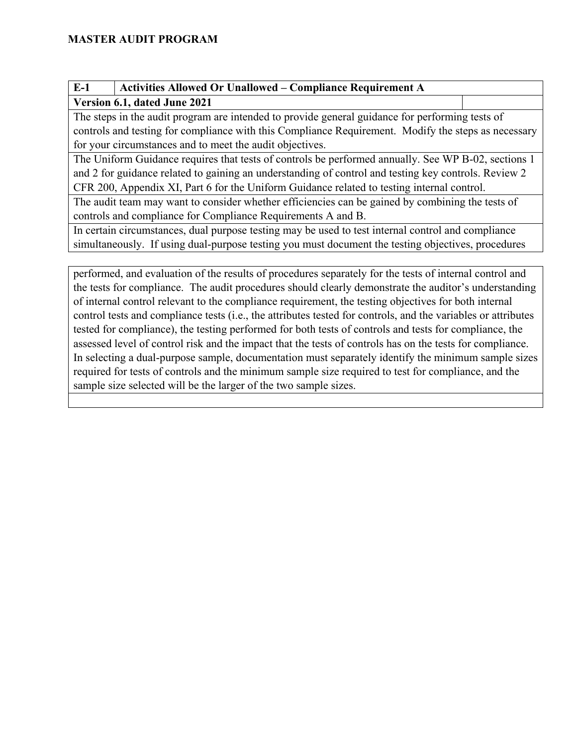**MASTER AUDIT PROGRAM**

| E-1 | Activities Allowed Or Unallowed – Compliance Requirement A | |
|---|---|---|
| **Version 6.1, dated June 2021** | | |
| The steps in the audit program are intended to provide general guidance for performing tests of controls and testing for compliance with this Compliance Requirement. Modify the steps as necessary for your circumstances and to meet the audit objectives. | | |
| The Uniform Guidance requires that tests of controls be performed annually. See WP B-02, sections 1 and 2 for guidance related to gaining an understanding of control and testing key controls. Review 2 CFR 200, Appendix XI, Part 6 for the Uniform Guidance related to testing internal control. | | |
| The audit team may want to consider whether efficiencies can be gained by combining the tests of controls and compliance for Compliance Requirements A and B. | | |
| In certain circumstances, dual purpose testing may be used to test internal control and compliance simultaneously. If using dual-purpose testing you must document the testing objectives, procedures performed, and evaluation of the results of procedures separately for the tests of internal control and the tests for compliance. The audit procedures should clearly demonstrate the auditor's understanding of internal control relevant to the compliance requirement, the testing objectives for both internal control tests and compliance tests (i.e., the attributes tested for controls, and the variables or attributes tested for compliance), the testing performed for both tests of controls and tests for compliance, the assessed level of control risk and the impact that the tests of controls has on the tests for compliance. In selecting a dual-purpose sample, documentation must separately identify the minimum sample sizes required for tests of controls and the minimum sample size required to test for compliance, and the sample size selected will be the larger of the two sample sizes. | | |
| | | |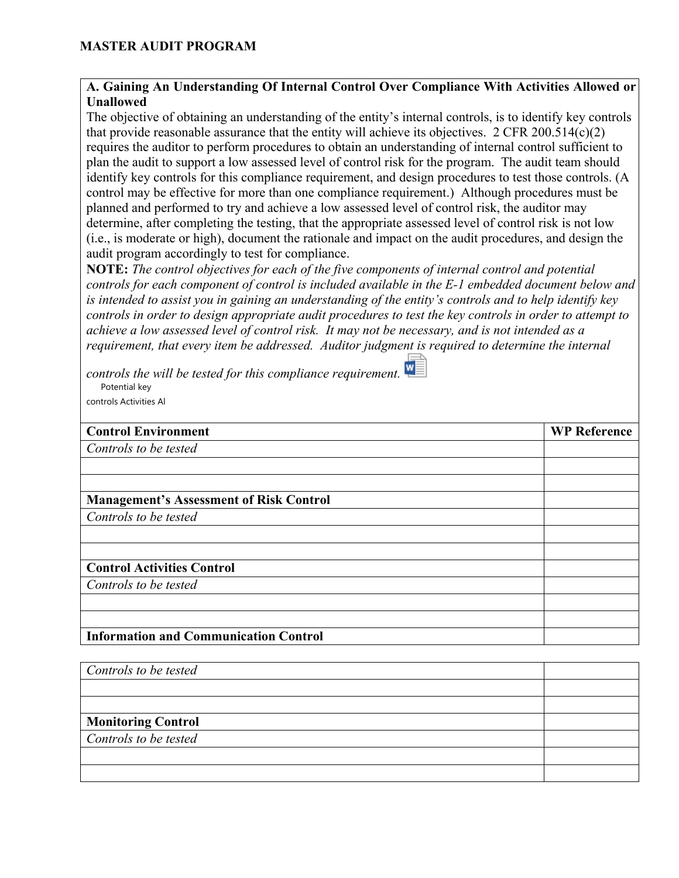**MASTER AUDIT PROGRAM**

**A. Gaining An Understanding Of Internal Control Over Compliance With Activities Allowed or Unallowed**

The objective of obtaining an understanding of the entity's internal controls, is to identify key controls that provide reasonable assurance that the entity will achieve its objectives. 2 CFR 200.514(c)(2) requires the auditor to perform procedures to obtain an understanding of internal control sufficient to plan the audit to support a low assessed level of control risk for the program. The audit team should identify key controls for this compliance requirement, and design procedures to test those controls. (A control may be effective for more than one compliance requirement.) Although procedures must be planned and performed to try and achieve a low assessed level of control risk, the auditor may determine, after completing the testing, that the appropriate assessed level of control risk is not low (i.e., is moderate or high), document the rationale and impact on the audit procedures, and design the audit program accordingly to test for compliance.

**NOTE:** *The control objectives for each of the five components of internal control and potential controls for each component of control is included available in the E-1 embedded document below and is intended to assist you in gaining an understanding of the entity's controls and to help identify key controls in order to design appropriate audit procedures to test the key controls in order to attempt to achieve a low assessed level of control risk. It may not be necessary, and is not intended as a requirement, that every item be addressed. Auditor judgment is required to determine the internal controls the will be tested for this compliance requirement.*

Potential key controls Activities Al

| Control Environment | WP Reference |
|---|---|
| *Controls to be tested* | |
| | |
| | |
| **Management's Assessment of Risk Control** | |
| *Controls to be tested* | |
| | |
| | |
| **Control Activities Control** | |
| *Controls to be tested* | |
| | |
| | |
| **Information and Communication Control** | |
| *Controls to be tested* | |
| | |
| | |
| **Monitoring Control** | |
| *Controls to be tested* | |
| | |
| | |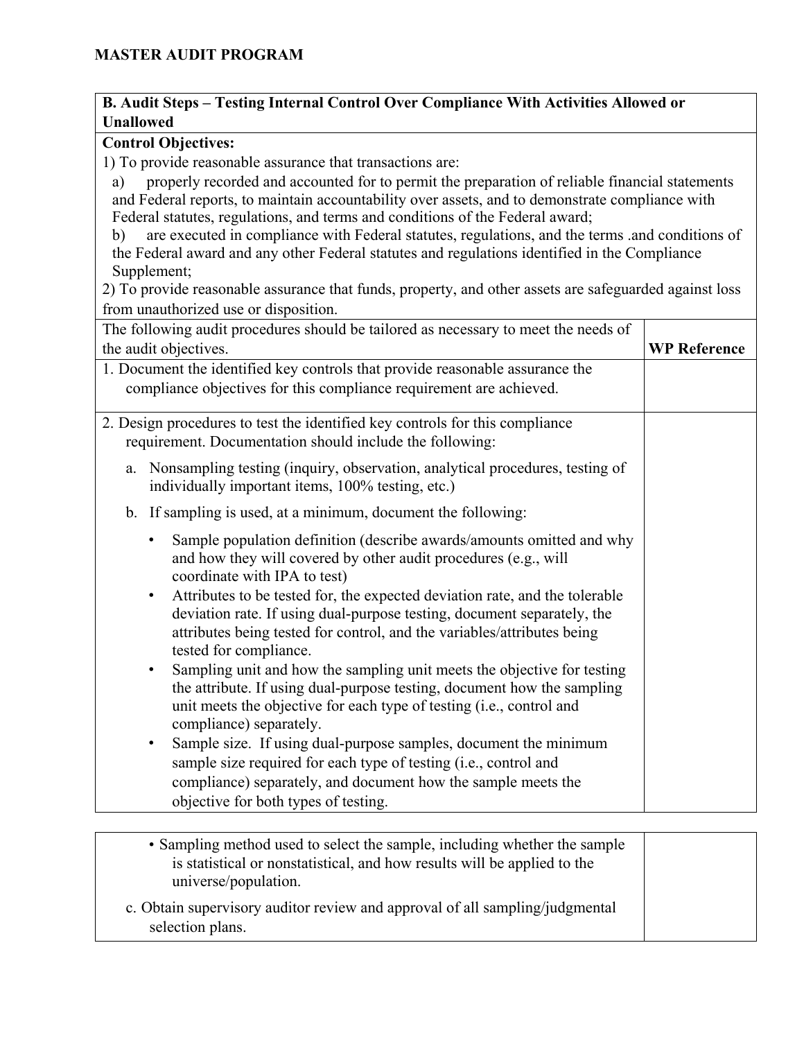# MASTER AUDIT PROGRAM

| **B. Audit Steps – Testing Internal Control Over Compliance With Activities Allowed or Unallowed** | |
|---|---|
| **Control Objectives:**<br>1) To provide reasonable assurance that transactions are:<br>a) properly recorded and accounted for to permit the preparation of reliable financial statements and Federal reports, to maintain accountability over assets, and to demonstrate compliance with Federal statutes, regulations, and terms and conditions of the Federal award;<br>b) are executed in compliance with Federal statutes, regulations, and the terms .and conditions of the Federal award and any other Federal statutes and regulations identified in the Compliance Supplement;<br>2) To provide reasonable assurance that funds, property, and other assets are safeguarded against loss from unauthorized use or disposition. | |
| The following audit procedures should be tailored as necessary to meet the needs of the audit objectives. | **WP Reference** |
| 1. Document the identified key controls that provide reasonable assurance the compliance objectives for this compliance requirement are achieved. | |
| 2. Design procedures to test the identified key controls for this compliance requirement. Documentation should include the following:<br>a. Nonsampling testing (inquiry, observation, analytical procedures, testing of individually important items, 100% testing, etc.)<br>b. If sampling is used, at a minimum, document the following:<br>• Sample population definition (describe awards/amounts omitted and why and how they will covered by other audit procedures (e.g., will coordinate with IPA to test)<br>• Attributes to be tested for, the expected deviation rate, and the tolerable deviation rate. If using dual-purpose testing, document separately, the attributes being tested for control, and the variables/attributes being tested for compliance.<br>• Sampling unit and how the sampling unit meets the objective for testing the attribute. If using dual-purpose testing, document how the sampling unit meets the objective for each type of testing (i.e., control and compliance) separately.<br>• Sample size. If using dual-purpose samples, document the minimum sample size required for each type of testing (i.e., control and compliance) separately, and document how the sample meets the objective for both types of testing.<br>• Sampling method used to select the sample, including whether the sample is statistical or nonstatistical, and how results will be applied to the universe/population.<br>c. Obtain supervisory auditor review and approval of all sampling/judgmental selection plans. | |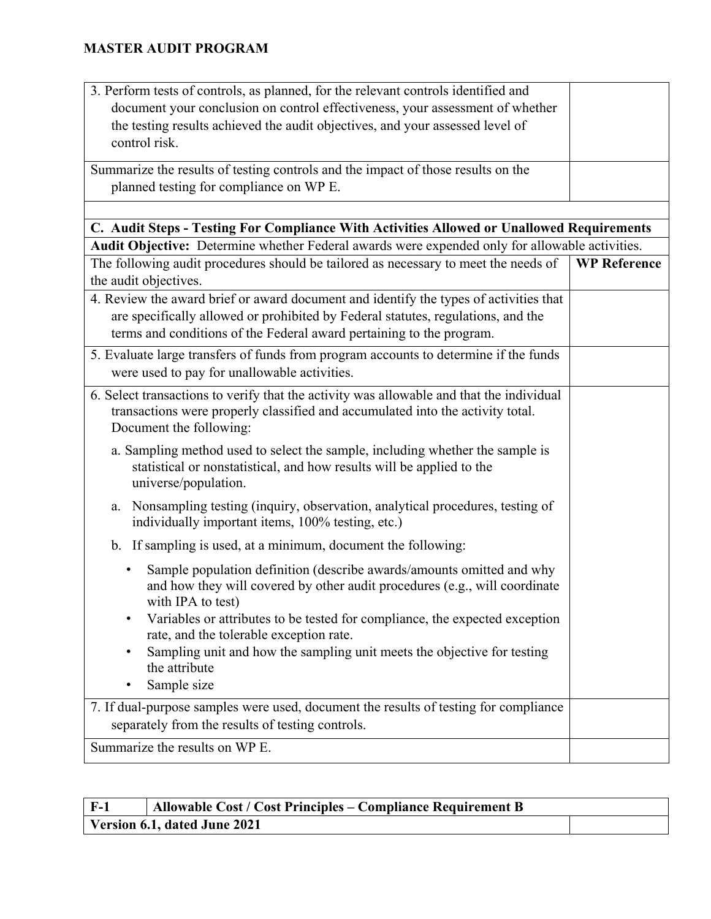**MASTER AUDIT PROGRAM**

| | |
|---|---|
| 3. Perform tests of controls, as planned, for the relevant controls identified and document your conclusion on control effectiveness, your assessment of whether the testing results achieved the audit objectives, and your assessed level of control risk. | |
| Summarize the results of testing controls and the impact of those results on the planned testing for compliance on WP E. | |
| | |
| **C. Audit Steps - Testing For Compliance With Activities Allowed or Unallowed Requirements** | |
| **Audit Objective:** Determine whether Federal awards were expended only for allowable activities. | |
| The following audit procedures should be tailored as necessary to meet the needs of the audit objectives. | **WP Reference** |
| 4. Review the award brief or award document and identify the types of activities that are specifically allowed or prohibited by Federal statutes, regulations, and the terms and conditions of the Federal award pertaining to the program. | |
| 5. Evaluate large transfers of funds from program accounts to determine if the funds were used to pay for unallowable activities. | |
| 6. Select transactions to verify that the activity was allowable and that the individual transactions were properly classified and accumulated into the activity total. Document the following:<br><br>a. Sampling method used to select the sample, including whether the sample is statistical or nonstatistical, and how results will be applied to the universe/population.<br><br>a. Nonsampling testing (inquiry, observation, analytical procedures, testing of individually important items, 100% testing, etc.)<br><br>b. If sampling is used, at a minimum, document the following:<br><br>• Sample population definition (describe awards/amounts omitted and why and how they will covered by other audit procedures (e.g., will coordinate with IPA to test)<br>• Variables or attributes to be tested for compliance, the expected exception rate, and the tolerable exception rate.<br>• Sampling unit and how the sampling unit meets the objective for testing the attribute<br>• Sample size | |
| 7. If dual-purpose samples were used, document the results of testing for compliance separately from the results of testing controls. | |
| Summarize the results on WP E. | |

| F-1 | Allowable Cost / Cost Principles – Compliance Requirement B |
|---|---|
| **Version 6.1, dated June 2021** | |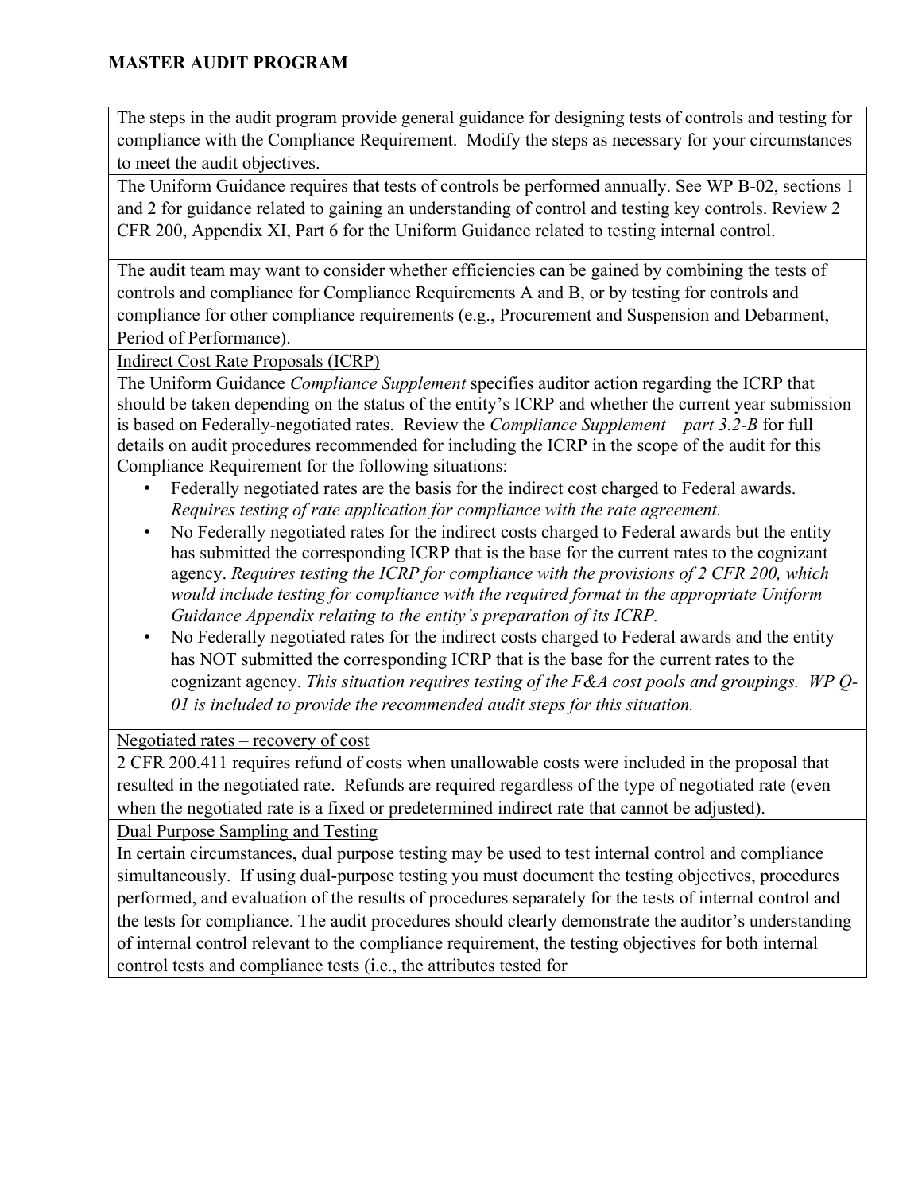**MASTER AUDIT PROGRAM**

The steps in the audit program provide general guidance for designing tests of controls and testing for compliance with the Compliance Requirement. Modify the steps as necessary for your circumstances to meet the audit objectives.

The Uniform Guidance requires that tests of controls be performed annually. See WP B-02, sections 1 and 2 for guidance related to gaining an understanding of control and testing key controls. Review 2 CFR 200, Appendix XI, Part 6 for the Uniform Guidance related to testing internal control.

The audit team may want to consider whether efficiencies can be gained by combining the tests of controls and compliance for Compliance Requirements A and B, or by testing for controls and compliance for other compliance requirements (e.g., Procurement and Suspension and Debarment, Period of Performance).

<u>Indirect Cost Rate Proposals (ICRP)</u>

The Uniform Guidance *Compliance Supplement* specifies auditor action regarding the ICRP that should be taken depending on the status of the entity's ICRP and whether the current year submission is based on Federally-negotiated rates. Review the *Compliance Supplement – part 3.2-B* for full details on audit procedures recommended for including the ICRP in the scope of the audit for this Compliance Requirement for the following situations:

- Federally negotiated rates are the basis for the indirect cost charged to Federal awards. *Requires testing of rate application for compliance with the rate agreement.*
- No Federally negotiated rates for the indirect costs charged to Federal awards but the entity has submitted the corresponding ICRP that is the base for the current rates to the cognizant agency. *Requires testing the ICRP for compliance with the provisions of 2 CFR 200, which would include testing for compliance with the required format in the appropriate Uniform Guidance Appendix relating to the entity's preparation of its ICRP.*
- No Federally negotiated rates for the indirect costs charged to Federal awards and the entity has NOT submitted the corresponding ICRP that is the base for the current rates to the cognizant agency. *This situation requires testing of the F&A cost pools and groupings. WP Q-01 is included to provide the recommended audit steps for this situation.*

<u>Negotiated rates – recovery of cost</u>

2 CFR 200.411 requires refund of costs when unallowable costs were included in the proposal that resulted in the negotiated rate. Refunds are required regardless of the type of negotiated rate (even when the negotiated rate is a fixed or predetermined indirect rate that cannot be adjusted).

<u>Dual Purpose Sampling and Testing</u>

In certain circumstances, dual purpose testing may be used to test internal control and compliance simultaneously. If using dual-purpose testing you must document the testing objectives, procedures performed, and evaluation of the results of procedures separately for the tests of internal control and the tests for compliance. The audit procedures should clearly demonstrate the auditor's understanding of internal control relevant to the compliance requirement, the testing objectives for both internal control tests and compliance tests (i.e., the attributes tested for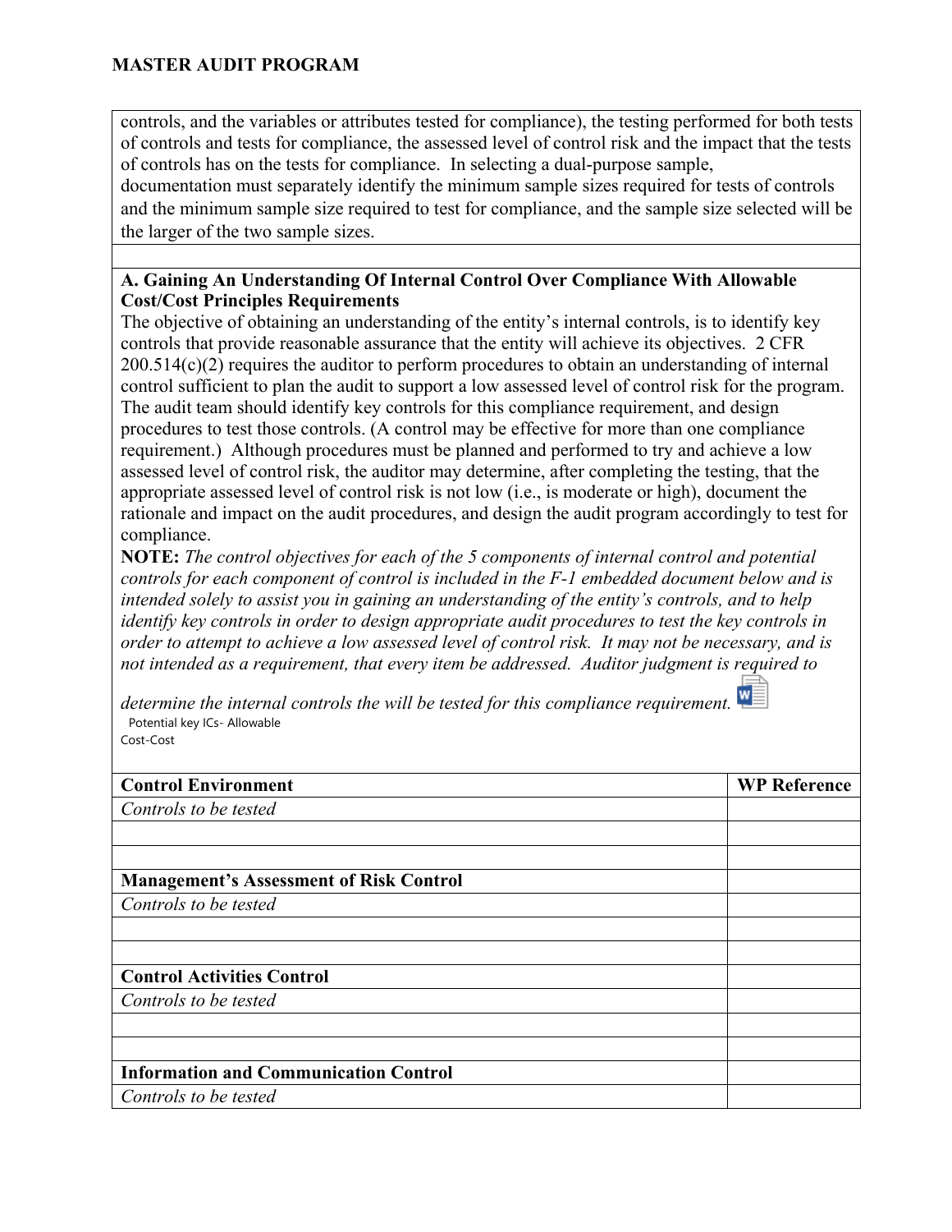controls, and the variables or attributes tested for compliance), the testing performed for both tests of controls and tests for compliance, the assessed level of control risk and the impact that the tests of controls has on the tests for compliance. In selecting a dual-purpose sample, documentation must separately identify the minimum sample sizes required for tests of controls and the minimum sample size required to test for compliance, and the sample size selected will be the larger of the two sample sizes.

**A. Gaining An Understanding Of Internal Control Over Compliance With Allowable Cost/Cost Principles Requirements**

The objective of obtaining an understanding of the entity's internal controls, is to identify key controls that provide reasonable assurance that the entity will achieve its objectives. 2 CFR 200.514(c)(2) requires the auditor to perform procedures to obtain an understanding of internal control sufficient to plan the audit to support a low assessed level of control risk for the program. The audit team should identify key controls for this compliance requirement, and design procedures to test those controls. (A control may be effective for more than one compliance requirement.) Although procedures must be planned and performed to try and achieve a low assessed level of control risk, the auditor may determine, after completing the testing, that the appropriate assessed level of control risk is not low (i.e., is moderate or high), document the rationale and impact on the audit procedures, and design the audit program accordingly to test for compliance.

**NOTE:** *The control objectives for each of the 5 components of internal control and potential controls for each component of control is included in the F-1 embedded document below and is intended solely to assist you in gaining an understanding of the entity's controls, and to help identify key controls in order to design appropriate audit procedures to test the key controls in order to attempt to achieve a low assessed level of control risk. It may not be necessary, and is not intended as a requirement, that every item be addressed. Auditor judgment is required to determine the internal controls the will be tested for this compliance requirement.*

Potential key ICs- Allowable Cost-Cost

| Control Environment | WP Reference |
|---|---|
| *Controls to be tested* | |
| | |
| | |
| **Management's Assessment of Risk Control** | |
| *Controls to be tested* | |
| | |
| | |
| **Control Activities Control** | |
| *Controls to be tested* | |
| | |
| | |
| **Information and Communication Control** | |
| *Controls to be tested* | |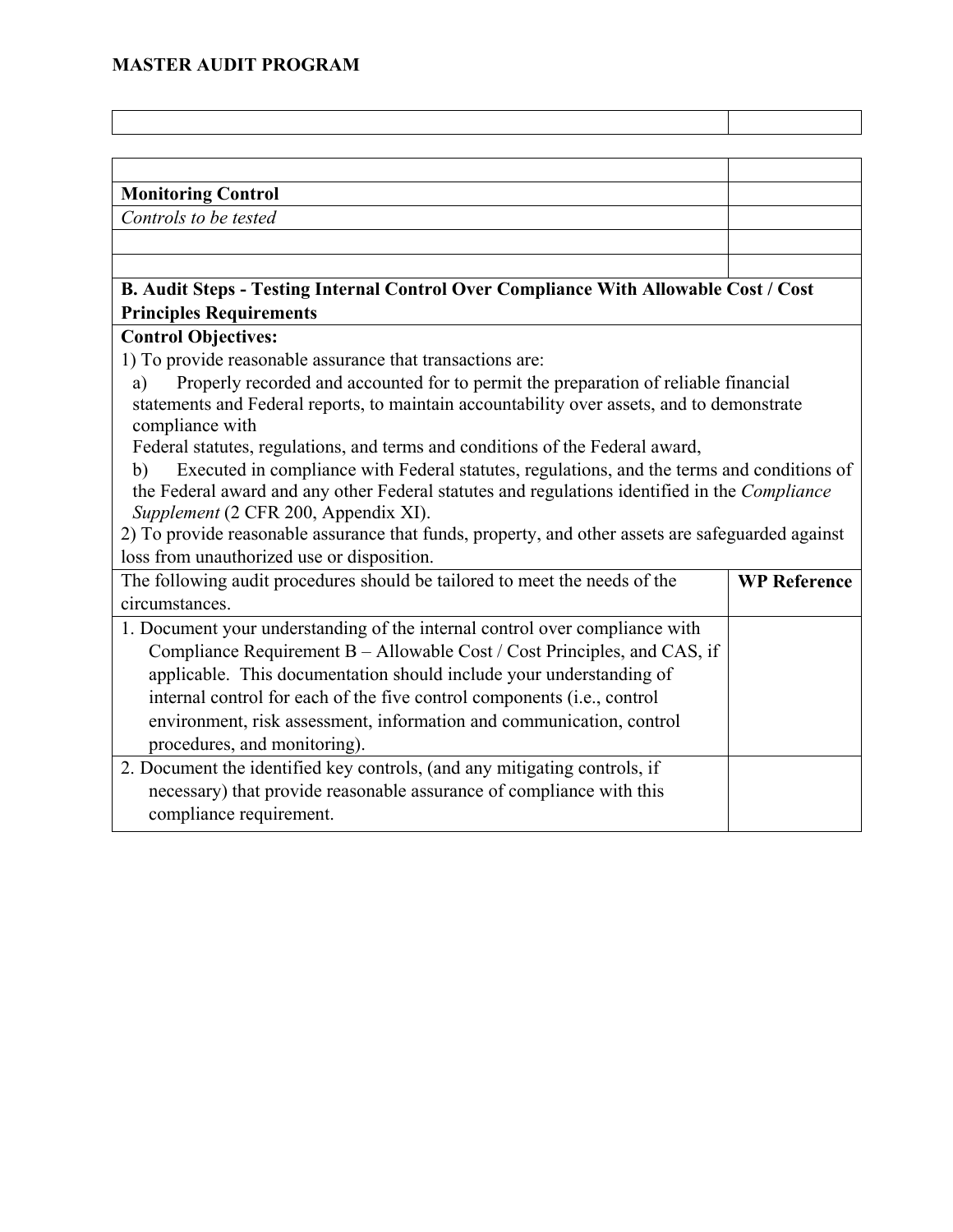**MASTER AUDIT PROGRAM**

| | |
|---|---|
| | |

| | |
|---|---|
| | |
| **Monitoring Control** | |
| *Controls to be tested* | |
| | |
| | |
| **B. Audit Steps - Testing Internal Control Over Compliance With Allowable Cost / Cost Principles Requirements** | |
| **Control Objectives:**<br>1) To provide reasonable assurance that transactions are:<br>a) Properly recorded and accounted for to permit the preparation of reliable financial statements and Federal reports, to maintain accountability over assets, and to demonstrate compliance with Federal statutes, regulations, and terms and conditions of the Federal award,<br>b) Executed in compliance with Federal statutes, regulations, and the terms and conditions of the Federal award and any other Federal statutes and regulations identified in the *Compliance Supplement* (2 CFR 200, Appendix XI).<br>2) To provide reasonable assurance that funds, property, and other assets are safeguarded against loss from unauthorized use or disposition. | |
| The following audit procedures should be tailored to meet the needs of the circumstances. | **WP Reference** |
| 1. Document your understanding of the internal control over compliance with Compliance Requirement B – Allowable Cost / Cost Principles, and CAS, if applicable. This documentation should include your understanding of internal control for each of the five control components (i.e., control environment, risk assessment, information and communication, control procedures, and monitoring). | |
| 2. Document the identified key controls, (and any mitigating controls, if necessary) that provide reasonable assurance of compliance with this compliance requirement. | |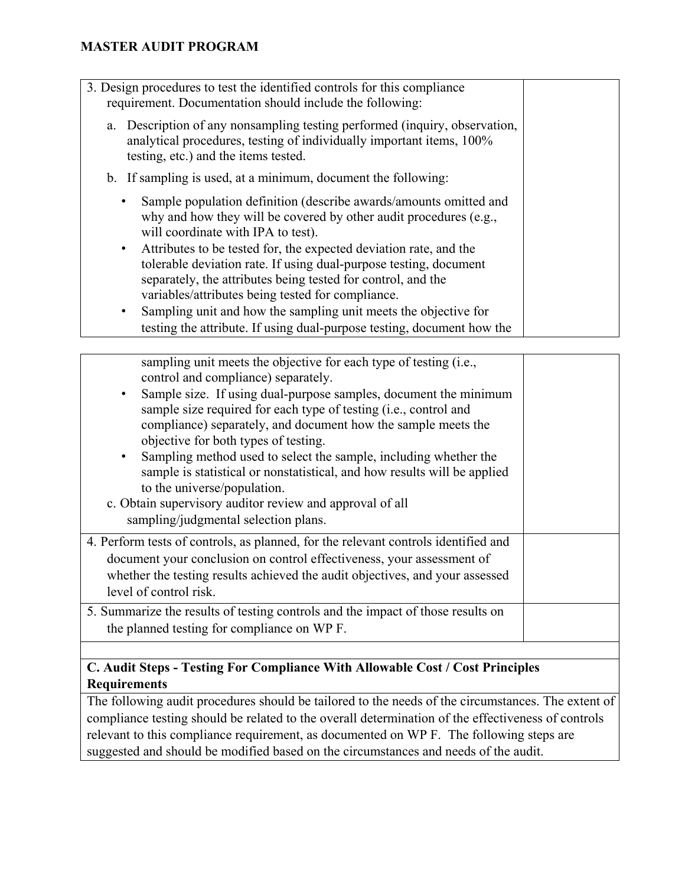| | |
|---|---|
| 3. Design procedures to test the identified controls for this compliance requirement. Documentation should include the following:<br><br>a. Description of any nonsampling testing performed (inquiry, observation, analytical procedures, testing of individually important items, 100% testing, etc.) and the items tested.<br><br>b. If sampling is used, at a minimum, document the following:<br><br>• Sample population definition (describe awards/amounts omitted and why and how they will be covered by other audit procedures (e.g., will coordinate with IPA to test).<br>• Attributes to be tested for, the expected deviation rate, and the tolerable deviation rate. If using dual-purpose testing, document separately, the attributes being tested for control, and the variables/attributes being tested for compliance.<br>• Sampling unit and how the sampling unit meets the objective for testing the attribute. If using dual-purpose testing, document how the sampling unit meets the objective for each type of testing (i.e., control and compliance) separately.<br>• Sample size. If using dual-purpose samples, document the minimum sample size required for each type of testing (i.e., control and compliance) separately, and document how the sample meets the objective for both types of testing.<br>• Sampling method used to select the sample, including whether the sample is statistical or nonstatistical, and how results will be applied to the universe/population.<br><br>c. Obtain supervisory auditor review and approval of all sampling/judgmental selection plans. | |
| 4. Perform tests of controls, as planned, for the relevant controls identified and document your conclusion on control effectiveness, your assessment of whether the testing results achieved the audit objectives, and your assessed level of control risk. | |
| 5. Summarize the results of testing controls and the impact of those results on the planned testing for compliance on WP F. | |
| | |

**C. Audit Steps - Testing For Compliance With Allowable Cost / Cost Principles Requirements**

The following audit procedures should be tailored to the needs of the circumstances. The extent of compliance testing should be related to the overall determination of the effectiveness of controls relevant to this compliance requirement, as documented on WP F. The following steps are suggested and should be modified based on the circumstances and needs of the audit.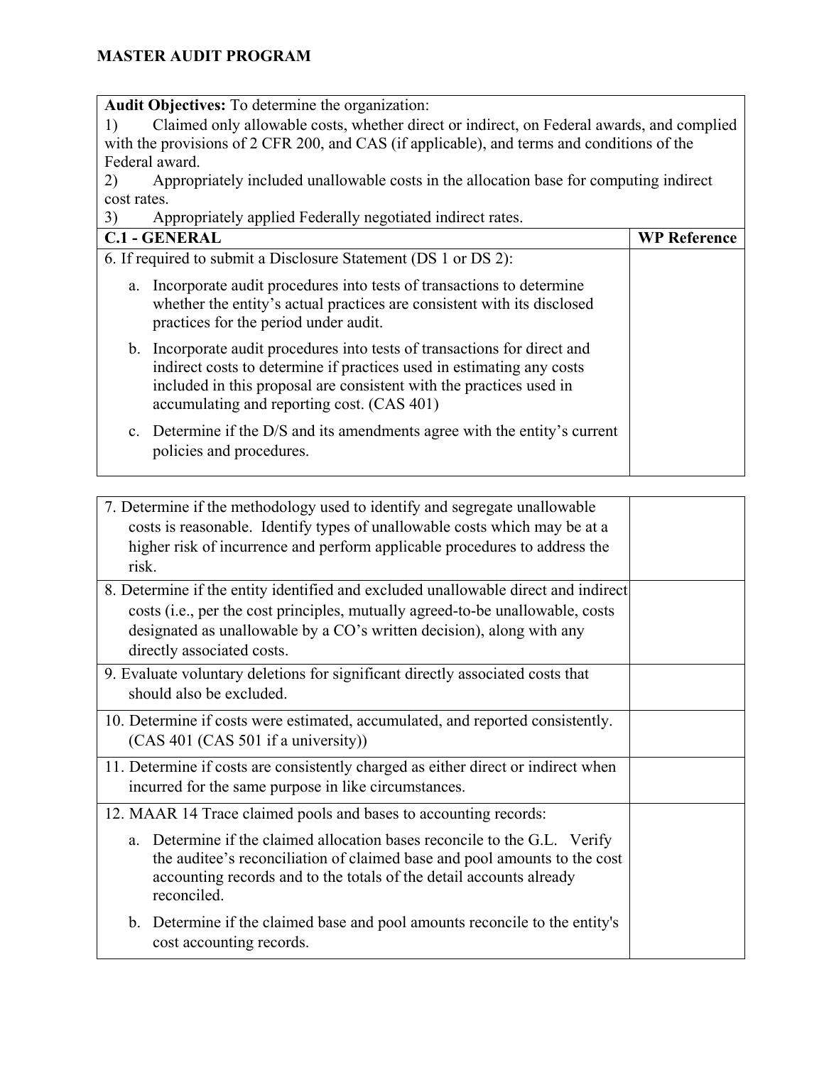## MASTER AUDIT PROGRAM

**Audit Objectives:** To determine the organization:

1) Claimed only allowable costs, whether direct or indirect, on Federal awards, and complied with the provisions of 2 CFR 200, and CAS (if applicable), and terms and conditions of the Federal award.

2) Appropriately included unallowable costs in the allocation base for computing indirect cost rates.

3) Appropriately applied Federally negotiated indirect rates.

| **C.1 - GENERAL** | **WP Reference** |
|---|---|
| 6. If required to submit a Disclosure Statement (DS 1 or DS 2):<br>a. Incorporate audit procedures into tests of transactions to determine whether the entity's actual practices are consistent with its disclosed practices for the period under audit.<br>b. Incorporate audit procedures into tests of transactions for direct and indirect costs to determine if practices used in estimating any costs included in this proposal are consistent with the practices used in accumulating and reporting cost. (CAS 401)<br>c. Determine if the D/S and its amendments agree with the entity's current policies and procedures. | |

| | |
|---|---|
| 7. Determine if the methodology used to identify and segregate unallowable costs is reasonable. Identify types of unallowable costs which may be at a higher risk of incurrence and perform applicable procedures to address the risk. | |
| 8. Determine if the entity identified and excluded unallowable direct and indirect costs (i.e., per the cost principles, mutually agreed-to-be unallowable, costs designated as unallowable by a CO's written decision), along with any directly associated costs. | |
| 9. Evaluate voluntary deletions for significant directly associated costs that should also be excluded. | |
| 10. Determine if costs were estimated, accumulated, and reported consistently. (CAS 401 (CAS 501 if a university)) | |
| 11. Determine if costs are consistently charged as either direct or indirect when incurred for the same purpose in like circumstances. | |
| 12. MAAR 14 Trace claimed pools and bases to accounting records:<br>a. Determine if the claimed allocation bases reconcile to the G.L. Verify the auditee's reconciliation of claimed base and pool amounts to the cost accounting records and to the totals of the detail accounts already reconciled.<br>b. Determine if the claimed base and pool amounts reconcile to the entity's cost accounting records. | |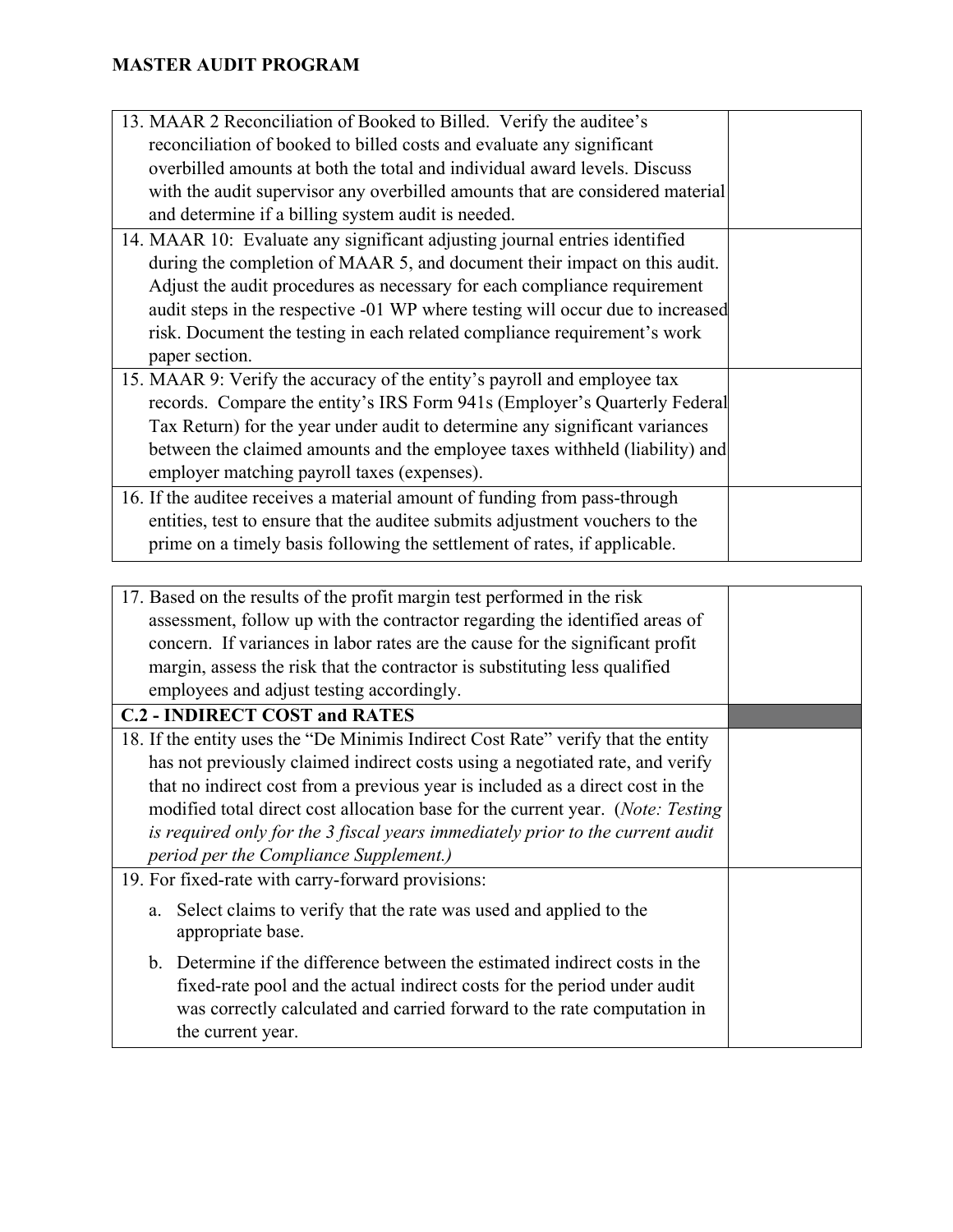**MASTER AUDIT PROGRAM**

| | |
|---|---|
| 13. MAAR 2 Reconciliation of Booked to Billed. Verify the auditee's reconciliation of booked to billed costs and evaluate any significant overbilled amounts at both the total and individual award levels. Discuss with the audit supervisor any overbilled amounts that are considered material and determine if a billing system audit is needed. | |
| 14. MAAR 10: Evaluate any significant adjusting journal entries identified during the completion of MAAR 5, and document their impact on this audit. Adjust the audit procedures as necessary for each compliance requirement audit steps in the respective -01 WP where testing will occur due to increased risk. Document the testing in each related compliance requirement's work paper section. | |
| 15. MAAR 9: Verify the accuracy of the entity's payroll and employee tax records. Compare the entity's IRS Form 941s (Employer's Quarterly Federal Tax Return) for the year under audit to determine any significant variances between the claimed amounts and the employee taxes withheld (liability) and employer matching payroll taxes (expenses). | |
| 16. If the auditee receives a material amount of funding from pass-through entities, test to ensure that the auditee submits adjustment vouchers to the prime on a timely basis following the settlement of rates, if applicable. | |

| | |
|---|---|
| 17. Based on the results of the profit margin test performed in the risk assessment, follow up with the contractor regarding the identified areas of concern. If variances in labor rates are the cause for the significant profit margin, assess the risk that the contractor is substituting less qualified employees and adjust testing accordingly. | |
| **C.2 - INDIRECT COST and RATES** | |
| 18. If the entity uses the "De Minimis Indirect Cost Rate" verify that the entity has not previously claimed indirect costs using a negotiated rate, and verify that no indirect cost from a previous year is included as a direct cost in the modified total direct cost allocation base for the current year. (*Note: Testing is required only for the 3 fiscal years immediately prior to the current audit period per the Compliance Supplement.)* | |
| 19. For fixed-rate with carry-forward provisions:<br>a. Select claims to verify that the rate was used and applied to the appropriate base.<br>b. Determine if the difference between the estimated indirect costs in the fixed-rate pool and the actual indirect costs for the period under audit was correctly calculated and carried forward to the rate computation in the current year. | |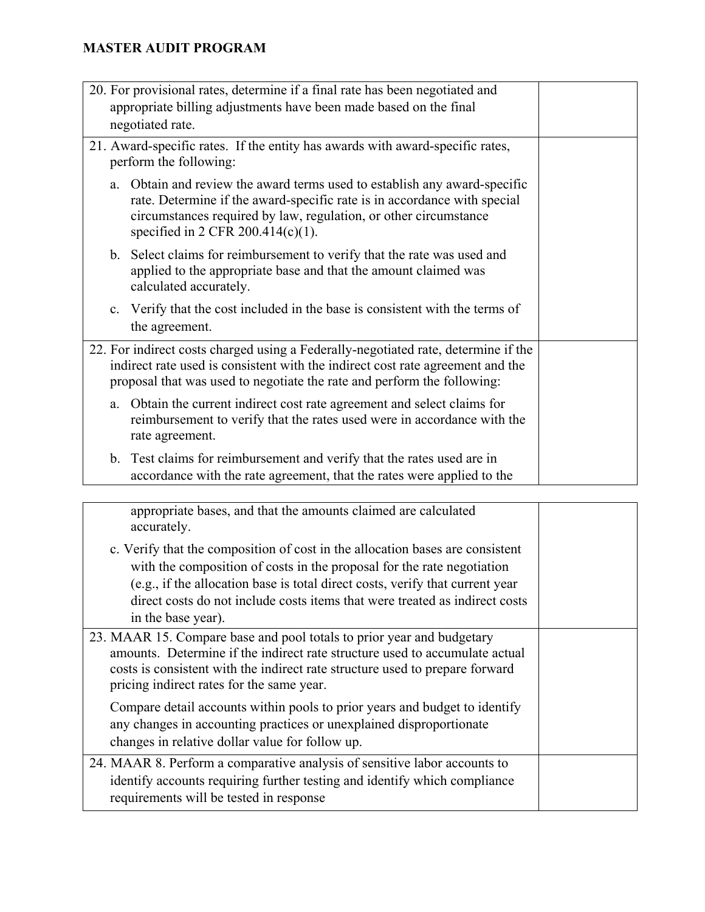| | |
|---|---|
| 20. For provisional rates, determine if a final rate has been negotiated and appropriate billing adjustments have been made based on the final negotiated rate. | |
| 21. Award-specific rates. If the entity has awards with award-specific rates, perform the following:<br><br>a. Obtain and review the award terms used to establish any award-specific rate. Determine if the award-specific rate is in accordance with special circumstances required by law, regulation, or other circumstance specified in 2 CFR 200.414(c)(1).<br><br>b. Select claims for reimbursement to verify that the rate was used and applied to the appropriate base and that the amount claimed was calculated accurately.<br><br>c. Verify that the cost included in the base is consistent with the terms of the agreement. | |
| 22. For indirect costs charged using a Federally-negotiated rate, determine if the indirect rate used is consistent with the indirect cost rate agreement and the proposal that was used to negotiate the rate and perform the following:<br><br>a. Obtain the current indirect cost rate agreement and select claims for reimbursement to verify that the rates used were in accordance with the rate agreement.<br><br>b. Test claims for reimbursement and verify that the rates used are in accordance with the rate agreement, that the rates were applied to the appropriate bases, and that the amounts claimed are calculated accurately.<br><br>c. Verify that the composition of cost in the allocation bases are consistent with the composition of costs in the proposal for the rate negotiation (e.g., if the allocation base is total direct costs, verify that current year direct costs do not include costs items that were treated as indirect costs in the base year). | |
| 23. MAAR 15. Compare base and pool totals to prior year and budgetary amounts. Determine if the indirect rate structure used to accumulate actual costs is consistent with the indirect rate structure used to prepare forward pricing indirect rates for the same year.<br><br>Compare detail accounts within pools to prior years and budget to identify any changes in accounting practices or unexplained disproportionate changes in relative dollar value for follow up. | |
| 24. MAAR 8. Perform a comparative analysis of sensitive labor accounts to identify accounts requiring further testing and identify which compliance requirements will be tested in response | |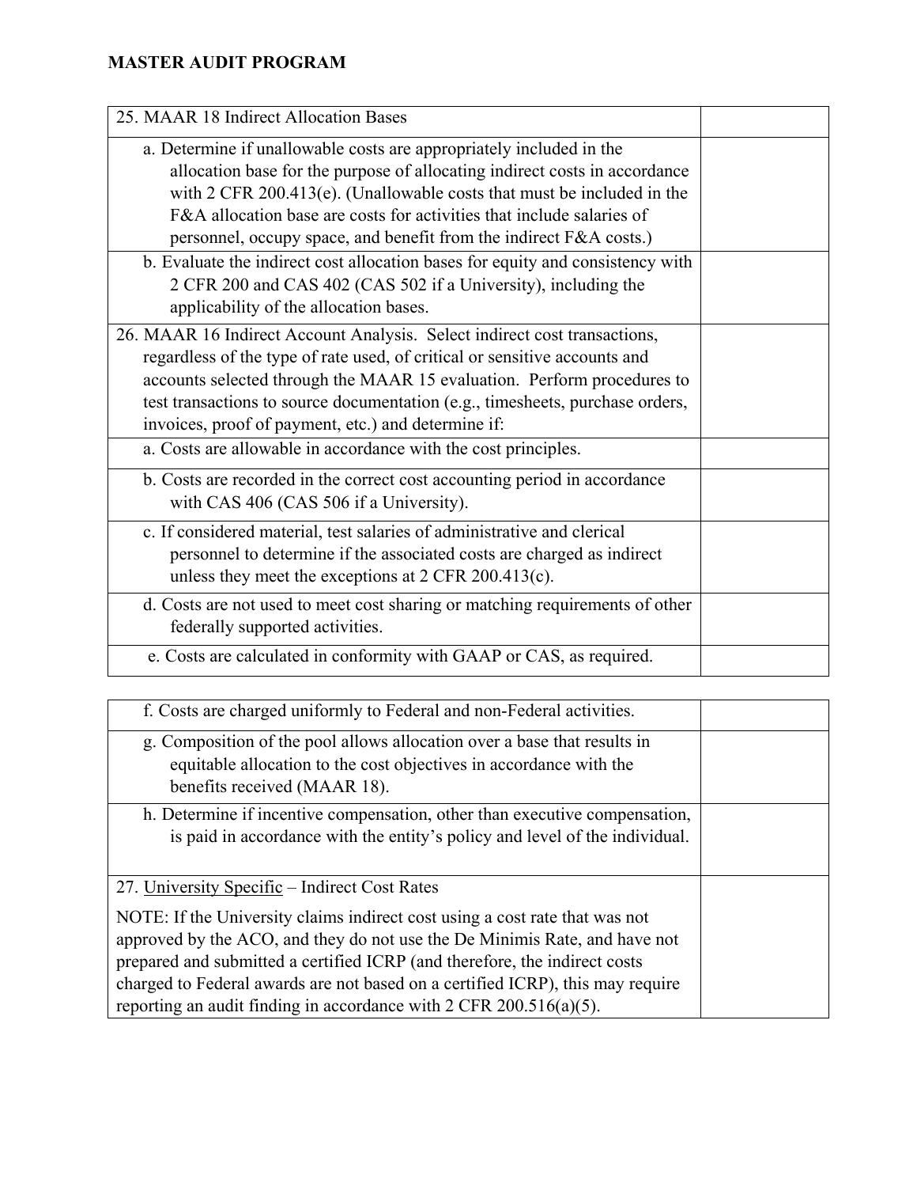| 25. MAAR 18 Indirect Allocation Bases | |
|---|---|
| a. Determine if unallowable costs are appropriately included in the allocation base for the purpose of allocating indirect costs in accordance with 2 CFR 200.413(e). (Unallowable costs that must be included in the F&A allocation base are costs for activities that include salaries of personnel, occupy space, and benefit from the indirect F&A costs.) | |
| b. Evaluate the indirect cost allocation bases for equity and consistency with 2 CFR 200 and CAS 402 (CAS 502 if a University), including the applicability of the allocation bases. | |
| 26. MAAR 16 Indirect Account Analysis. Select indirect cost transactions, regardless of the type of rate used, of critical or sensitive accounts and accounts selected through the MAAR 15 evaluation. Perform procedures to test transactions to source documentation (e.g., timesheets, purchase orders, invoices, proof of payment, etc.) and determine if: | |
| a. Costs are allowable in accordance with the cost principles. | |
| b. Costs are recorded in the correct cost accounting period in accordance with CAS 406 (CAS 506 if a University). | |
| c. If considered material, test salaries of administrative and clerical personnel to determine if the associated costs are charged as indirect unless they meet the exceptions at 2 CFR 200.413(c). | |
| d. Costs are not used to meet cost sharing or matching requirements of other federally supported activities. | |
| e. Costs are calculated in conformity with GAAP or CAS, as required. | |
| f. Costs are charged uniformly to Federal and non-Federal activities. | |
| g. Composition of the pool allows allocation over a base that results in equitable allocation to the cost objectives in accordance with the benefits received (MAAR 18). | |
| h. Determine if incentive compensation, other than executive compensation, is paid in accordance with the entity's policy and level of the individual. | |
| 27. University Specific – Indirect Cost Rates<br><br>NOTE: If the University claims indirect cost using a cost rate that was not approved by the ACO, and they do not use the De Minimis Rate, and have not prepared and submitted a certified ICRP (and therefore, the indirect costs charged to Federal awards are not based on a certified ICRP), this may require reporting an audit finding in accordance with 2 CFR 200.516(a)(5). | |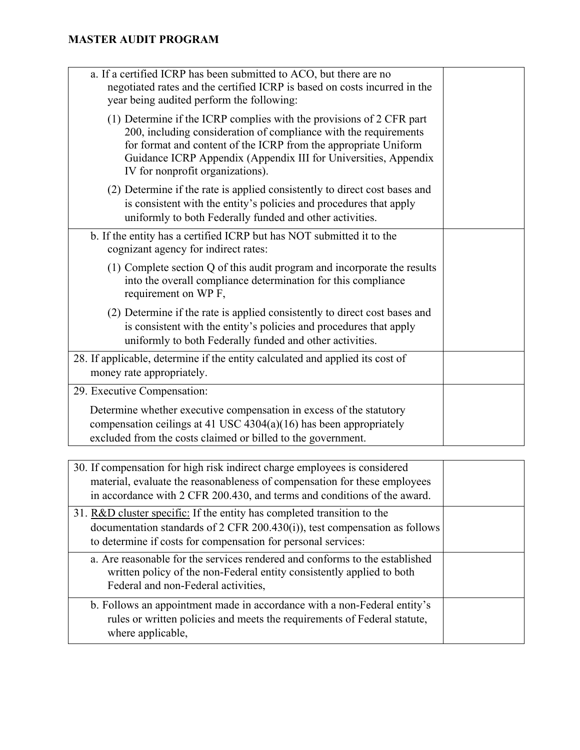**MASTER AUDIT PROGRAM**

| | |
|---|---|
| a. If a certified ICRP has been submitted to ACO, but there are no negotiated rates and the certified ICRP is based on costs incurred in the year being audited perform the following:<br><br>(1) Determine if the ICRP complies with the provisions of 2 CFR part 200, including consideration of compliance with the requirements for format and content of the ICRP from the appropriate Uniform Guidance ICRP Appendix (Appendix III for Universities, Appendix IV for nonprofit organizations).<br><br>(2) Determine if the rate is applied consistently to direct cost bases and is consistent with the entity's policies and procedures that apply uniformly to both Federally funded and other activities. | |
| b. If the entity has a certified ICRP but has NOT submitted it to the cognizant agency for indirect rates:<br><br>(1) Complete section Q of this audit program and incorporate the results into the overall compliance determination for this compliance requirement on WP F,<br><br>(2) Determine if the rate is applied consistently to direct cost bases and is consistent with the entity's policies and procedures that apply uniformly to both Federally funded and other activities. | |
| 28. If applicable, determine if the entity calculated and applied its cost of money rate appropriately. | |
| 29. Executive Compensation:<br><br>Determine whether executive compensation in excess of the statutory compensation ceilings at 41 USC 4304(a)(16) has been appropriately excluded from the costs claimed or billed to the government. | |

| | |
|---|---|
| 30. If compensation for high risk indirect charge employees is considered material, evaluate the reasonableness of compensation for these employees in accordance with 2 CFR 200.430, and terms and conditions of the award. | |
| 31. <u>R&D cluster specific:</u> If the entity has completed transition to the documentation standards of 2 CFR 200.430(i)), test compensation as follows to determine if costs for compensation for personal services: | |
| a. Are reasonable for the services rendered and conforms to the established written policy of the non-Federal entity consistently applied to both Federal and non-Federal activities, | |
| b. Follows an appointment made in accordance with a non-Federal entity's rules or written policies and meets the requirements of Federal statute, where applicable, | |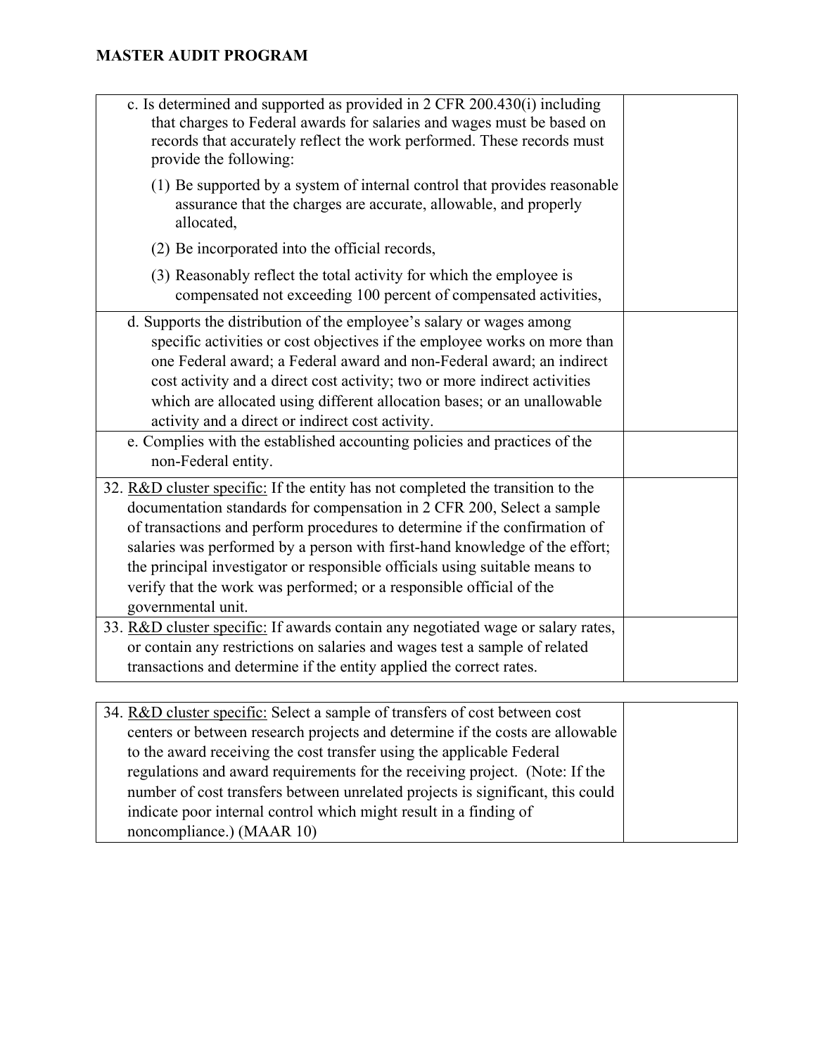## MASTER AUDIT PROGRAM

| | |
|---|---|
| c. Is determined and supported as provided in 2 CFR 200.430(i) including that charges to Federal awards for salaries and wages must be based on records that accurately reflect the work performed. These records must provide the following:<br>(1) Be supported by a system of internal control that provides reasonable assurance that the charges are accurate, allowable, and properly allocated,<br>(2) Be incorporated into the official records,<br>(3) Reasonably reflect the total activity for which the employee is compensated not exceeding 100 percent of compensated activities, | |
| d. Supports the distribution of the employee's salary or wages among specific activities or cost objectives if the employee works on more than one Federal award; a Federal award and non-Federal award; an indirect cost activity and a direct cost activity; two or more indirect activities which are allocated using different allocation bases; or an unallowable activity and a direct or indirect cost activity. | |
| e. Complies with the established accounting policies and practices of the non-Federal entity. | |
| 32. R&D cluster specific: If the entity has not completed the transition to the documentation standards for compensation in 2 CFR 200, Select a sample of transactions and perform procedures to determine if the confirmation of salaries was performed by a person with first-hand knowledge of the effort; the principal investigator or responsible officials using suitable means to verify that the work was performed; or a responsible official of the governmental unit. | |
| 33. R&D cluster specific: If awards contain any negotiated wage or salary rates, or contain any restrictions on salaries and wages test a sample of related transactions and determine if the entity applied the correct rates. | |

| | |
|---|---|
| 34. R&D cluster specific: Select a sample of transfers of cost between cost centers or between research projects and determine if the costs are allowable to the award receiving the cost transfer using the applicable Federal regulations and award requirements for the receiving project. (Note: If the number of cost transfers between unrelated projects is significant, this could indicate poor internal control which might result in a finding of noncompliance.) (MAAR 10) | |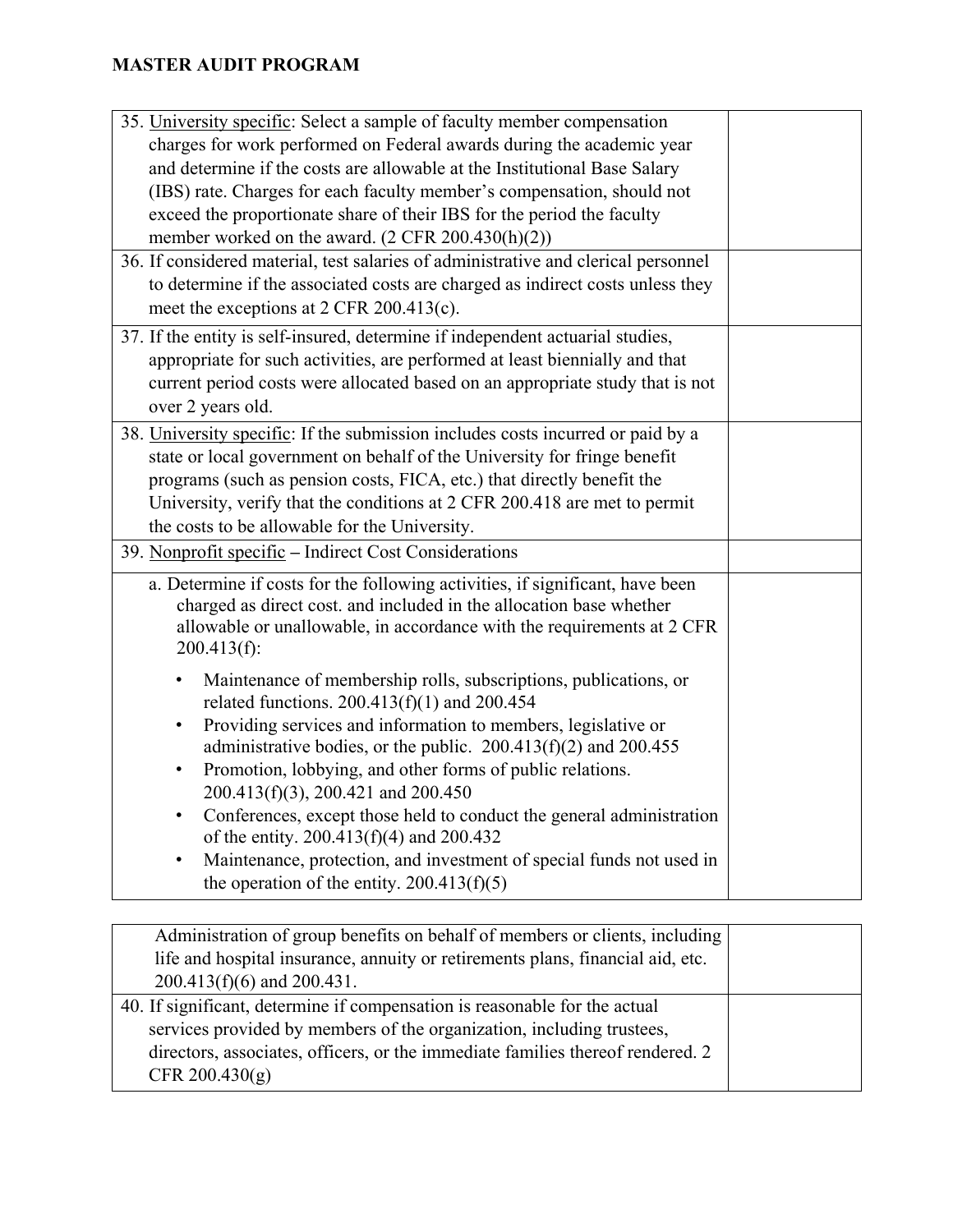**MASTER AUDIT PROGRAM**

| | |
|---|---|
| 35. <u>University specific</u>: Select a sample of faculty member compensation charges for work performed on Federal awards during the academic year and determine if the costs are allowable at the Institutional Base Salary (IBS) rate. Charges for each faculty member's compensation, should not exceed the proportionate share of their IBS for the period the faculty member worked on the award. (2 CFR 200.430(h)(2)) | |
| 36. If considered material, test salaries of administrative and clerical personnel to determine if the associated costs are charged as indirect costs unless they meet the exceptions at 2 CFR 200.413(c). | |
| 37. If the entity is self-insured, determine if independent actuarial studies, appropriate for such activities, are performed at least biennially and that current period costs were allocated based on an appropriate study that is not over 2 years old. | |
| 38. <u>University specific</u>: If the submission includes costs incurred or paid by a state or local government on behalf of the University for fringe benefit programs (such as pension costs, FICA, etc.) that directly benefit the University, verify that the conditions at 2 CFR 200.418 are met to permit the costs to be allowable for the University. | |
| 39. <u>Nonprofit specific</u> – Indirect Cost Considerations | |
| a. Determine if costs for the following activities, if significant, have been charged as direct cost. and included in the allocation base whether allowable or unallowable, in accordance with the requirements at 2 CFR 200.413(f):<br>• Maintenance of membership rolls, subscriptions, publications, or related functions. 200.413(f)(1) and 200.454<br>• Providing services and information to members, legislative or administrative bodies, or the public. 200.413(f)(2) and 200.455<br>• Promotion, lobbying, and other forms of public relations. 200.413(f)(3), 200.421 and 200.450<br>• Conferences, except those held to conduct the general administration of the entity. 200.413(f)(4) and 200.432<br>• Maintenance, protection, and investment of special funds not used in the operation of the entity. 200.413(f)(5) | |
| Administration of group benefits on behalf of members or clients, including life and hospital insurance, annuity or retirements plans, financial aid, etc. 200.413(f)(6) and 200.431. | |
| 40. If significant, determine if compensation is reasonable for the actual services provided by members of the organization, including trustees, directors, associates, officers, or the immediate families thereof rendered. 2 CFR 200.430(g) | |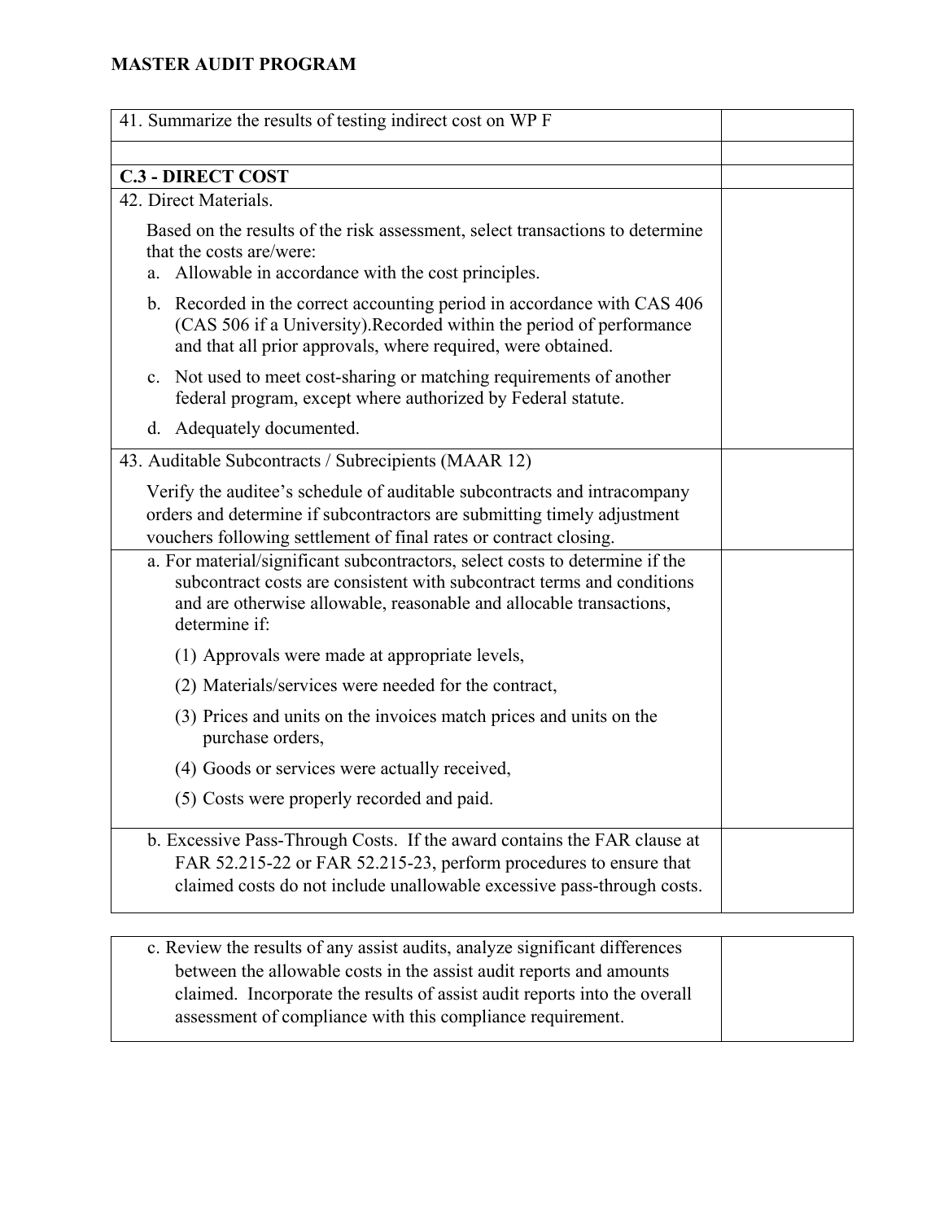## MASTER AUDIT PROGRAM

| | |
|---|---|
| 41. Summarize the results of testing indirect cost on WP F | |
| | |
| **C.3 - DIRECT COST** | |
| 42. Direct Materials.<br><br>Based on the results of the risk assessment, select transactions to determine that the costs are/were:<br>a. Allowable in accordance with the cost principles.<br>b. Recorded in the correct accounting period in accordance with CAS 406 (CAS 506 if a University).Recorded within the period of performance and that all prior approvals, where required, were obtained.<br>c. Not used to meet cost-sharing or matching requirements of another federal program, except where authorized by Federal statute.<br>d. Adequately documented. | |
| 43. Auditable Subcontracts / Subrecipients (MAAR 12)<br><br>Verify the auditee's schedule of auditable subcontracts and intracompany orders and determine if subcontractors are submitting timely adjustment vouchers following settlement of final rates or contract closing. | |
| a. For material/significant subcontractors, select costs to determine if the subcontract costs are consistent with subcontract terms and conditions and are otherwise allowable, reasonable and allocable transactions, determine if:<br>(1) Approvals were made at appropriate levels,<br>(2) Materials/services were needed for the contract,<br>(3) Prices and units on the invoices match prices and units on the purchase orders,<br>(4) Goods or services were actually received,<br>(5) Costs were properly recorded and paid. | |
| b. Excessive Pass-Through Costs. If the award contains the FAR clause at FAR 52.215-22 or FAR 52.215-23, perform procedures to ensure that claimed costs do not include unallowable excessive pass-through costs. | |
| c. Review the results of any assist audits, analyze significant differences between the allowable costs in the assist audit reports and amounts claimed. Incorporate the results of assist audit reports into the overall assessment of compliance with this compliance requirement. | |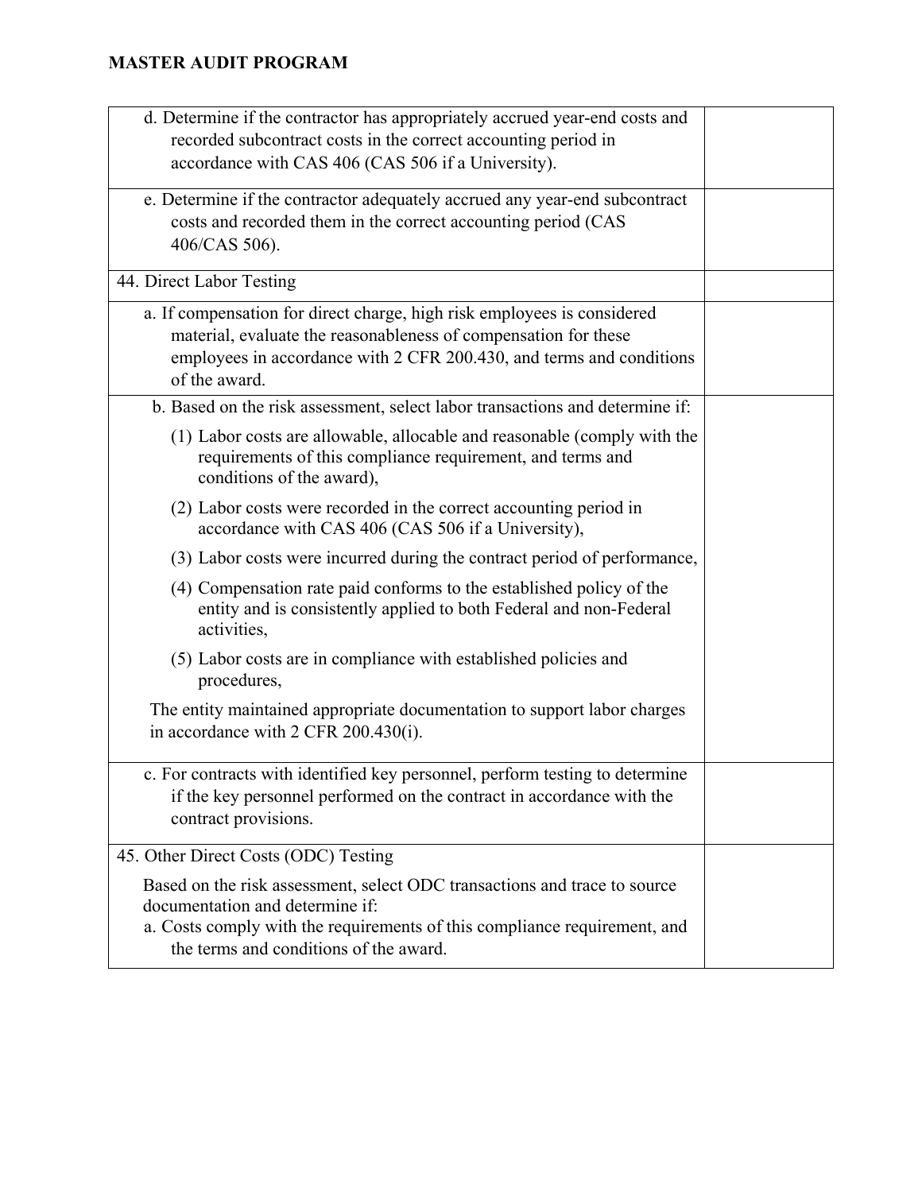**MASTER AUDIT PROGRAM**

| | |
|---|---|
| d. Determine if the contractor has appropriately accrued year-end costs and recorded subcontract costs in the correct accounting period in accordance with CAS 406 (CAS 506 if a University). | |
| e. Determine if the contractor adequately accrued any year-end subcontract costs and recorded them in the correct accounting period (CAS 406/CAS 506). | |
| 44. Direct Labor Testing | |
| a. If compensation for direct charge, high risk employees is considered material, evaluate the reasonableness of compensation for these employees in accordance with 2 CFR 200.430, and terms and conditions of the award. | |
| b. Based on the risk assessment, select labor transactions and determine if:<br>(1) Labor costs are allowable, allocable and reasonable (comply with the requirements of this compliance requirement, and terms and conditions of the award),<br>(2) Labor costs were recorded in the correct accounting period in accordance with CAS 406 (CAS 506 if a University),<br>(3) Labor costs were incurred during the contract period of performance,<br>(4) Compensation rate paid conforms to the established policy of the entity and is consistently applied to both Federal and non-Federal activities,<br>(5) Labor costs are in compliance with established policies and procedures,<br>The entity maintained appropriate documentation to support labor charges in accordance with 2 CFR 200.430(i). | |
| c. For contracts with identified key personnel, perform testing to determine if the key personnel performed on the contract in accordance with the contract provisions. | |
| 45. Other Direct Costs (ODC) Testing<br>Based on the risk assessment, select ODC transactions and trace to source documentation and determine if:<br>a. Costs comply with the requirements of this compliance requirement, and the terms and conditions of the award. | |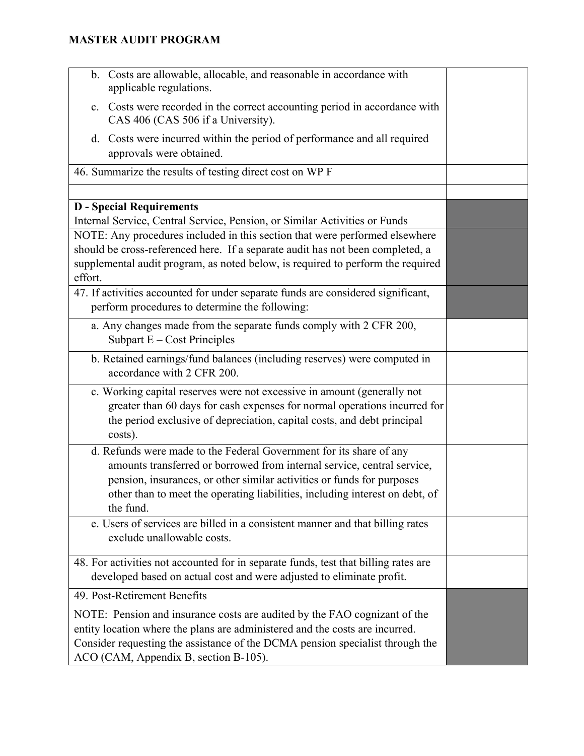| | |
|---|---|
| b. Costs are allowable, allocable, and reasonable in accordance with applicable regulations.<br><br>c. Costs were recorded in the correct accounting period in accordance with CAS 406 (CAS 506 if a University).<br><br>d. Costs were incurred within the period of performance and all required approvals were obtained. | |
| 46. Summarize the results of testing direct cost on WP F | |
| | |
| **D - Special Requirements**<br>Internal Service, Central Service, Pension, or Similar Activities or Funds | |
| NOTE: Any procedures included in this section that were performed elsewhere should be cross-referenced here. If a separate audit has not been completed, a supplemental audit program, as noted below, is required to perform the required effort. | |
| 47. If activities accounted for under separate funds are considered significant, perform procedures to determine the following: | |
| a. Any changes made from the separate funds comply with 2 CFR 200, Subpart E – Cost Principles | |
| b. Retained earnings/fund balances (including reserves) were computed in accordance with 2 CFR 200. | |
| c. Working capital reserves were not excessive in amount (generally not greater than 60 days for cash expenses for normal operations incurred for the period exclusive of depreciation, capital costs, and debt principal costs). | |
| d. Refunds were made to the Federal Government for its share of any amounts transferred or borrowed from internal service, central service, pension, insurances, or other similar activities or funds for purposes other than to meet the operating liabilities, including interest on debt, of the fund. | |
| e. Users of services are billed in a consistent manner and that billing rates exclude unallowable costs. | |
| 48. For activities not accounted for in separate funds, test that billing rates are developed based on actual cost and were adjusted to eliminate profit. | |
| 49. Post-Retirement Benefits<br><br>NOTE: Pension and insurance costs are audited by the FAO cognizant of the entity location where the plans are administered and the costs are incurred. Consider requesting the assistance of the DCMA pension specialist through the ACO (CAM, Appendix B, section B-105). | |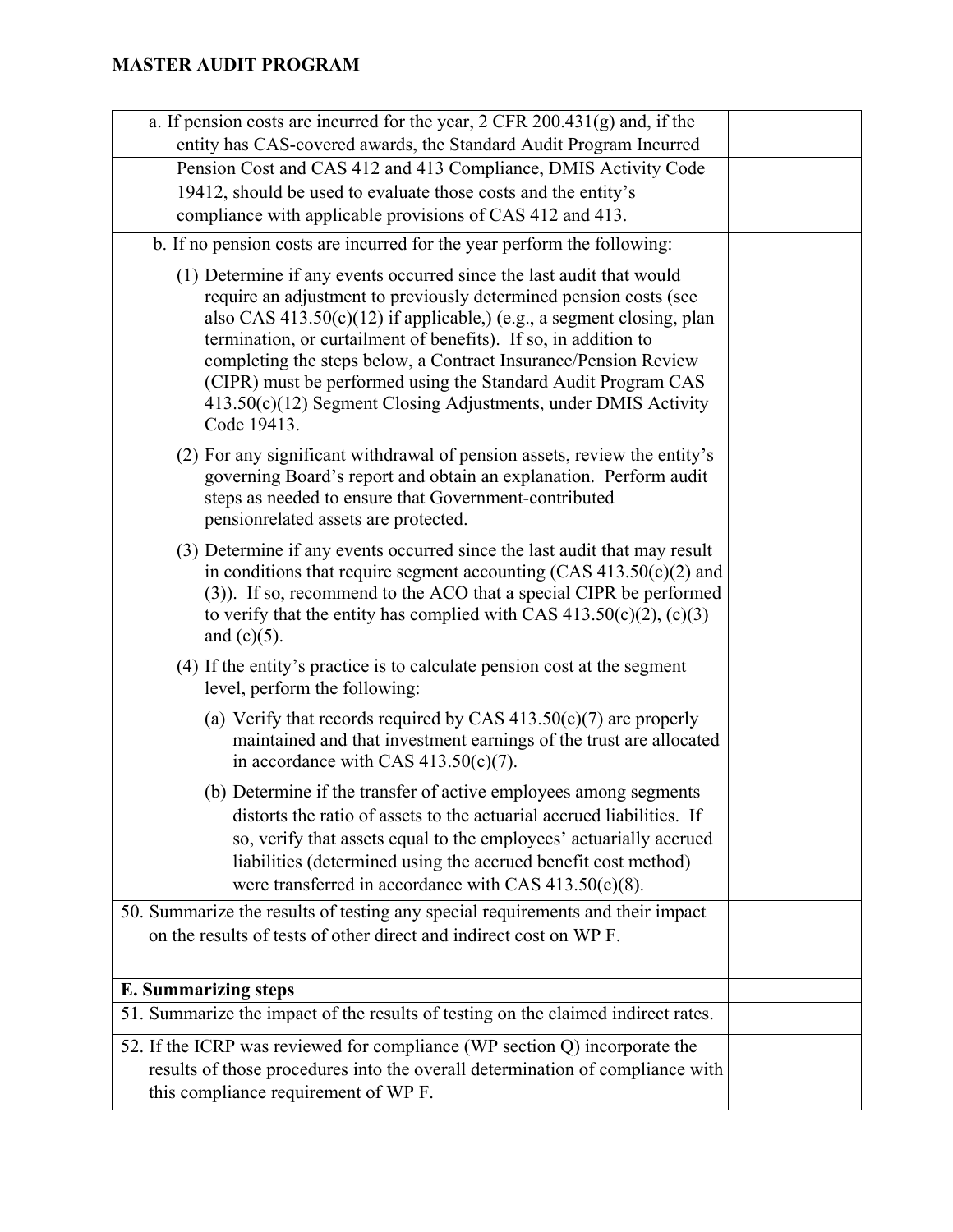**MASTER AUDIT PROGRAM**

| | |
|---|---|
| a. If pension costs are incurred for the year, 2 CFR 200.431(g) and, if the entity has CAS-covered awards, the Standard Audit Program Incurred Pension Cost and CAS 412 and 413 Compliance, DMIS Activity Code 19412, should be used to evaluate those costs and the entity's compliance with applicable provisions of CAS 412 and 413. | |
| b. If no pension costs are incurred for the year perform the following:<br><br>(1) Determine if any events occurred since the last audit that would require an adjustment to previously determined pension costs (see also CAS 413.50(c)(12) if applicable,) (e.g., a segment closing, plan termination, or curtailment of benefits). If so, in addition to completing the steps below, a Contract Insurance/Pension Review (CIPR) must be performed using the Standard Audit Program CAS 413.50(c)(12) Segment Closing Adjustments, under DMIS Activity Code 19413.<br><br>(2) For any significant withdrawal of pension assets, review the entity's governing Board's report and obtain an explanation. Perform audit steps as needed to ensure that Government-contributed pensionrelated assets are protected.<br><br>(3) Determine if any events occurred since the last audit that may result in conditions that require segment accounting (CAS 413.50(c)(2) and (3)). If so, recommend to the ACO that a special CIPR be performed to verify that the entity has complied with CAS 413.50(c)(2), (c)(3) and (c)(5).<br><br>(4) If the entity's practice is to calculate pension cost at the segment level, perform the following:<br><br>(a) Verify that records required by CAS 413.50(c)(7) are properly maintained and that investment earnings of the trust are allocated in accordance with CAS 413.50(c)(7).<br><br>(b) Determine if the transfer of active employees among segments distorts the ratio of assets to the actuarial accrued liabilities. If so, verify that assets equal to the employees' actuarially accrued liabilities (determined using the accrued benefit cost method) were transferred in accordance with CAS 413.50(c)(8). | |
| 50. Summarize the results of testing any special requirements and their impact on the results of tests of other direct and indirect cost on WP F. | |
| | |
| **E. Summarizing steps** | |
| 51. Summarize the impact of the results of testing on the claimed indirect rates. | |
| 52. If the ICRP was reviewed for compliance (WP section Q) incorporate the results of those procedures into the overall determination of compliance with this compliance requirement of WP F. | |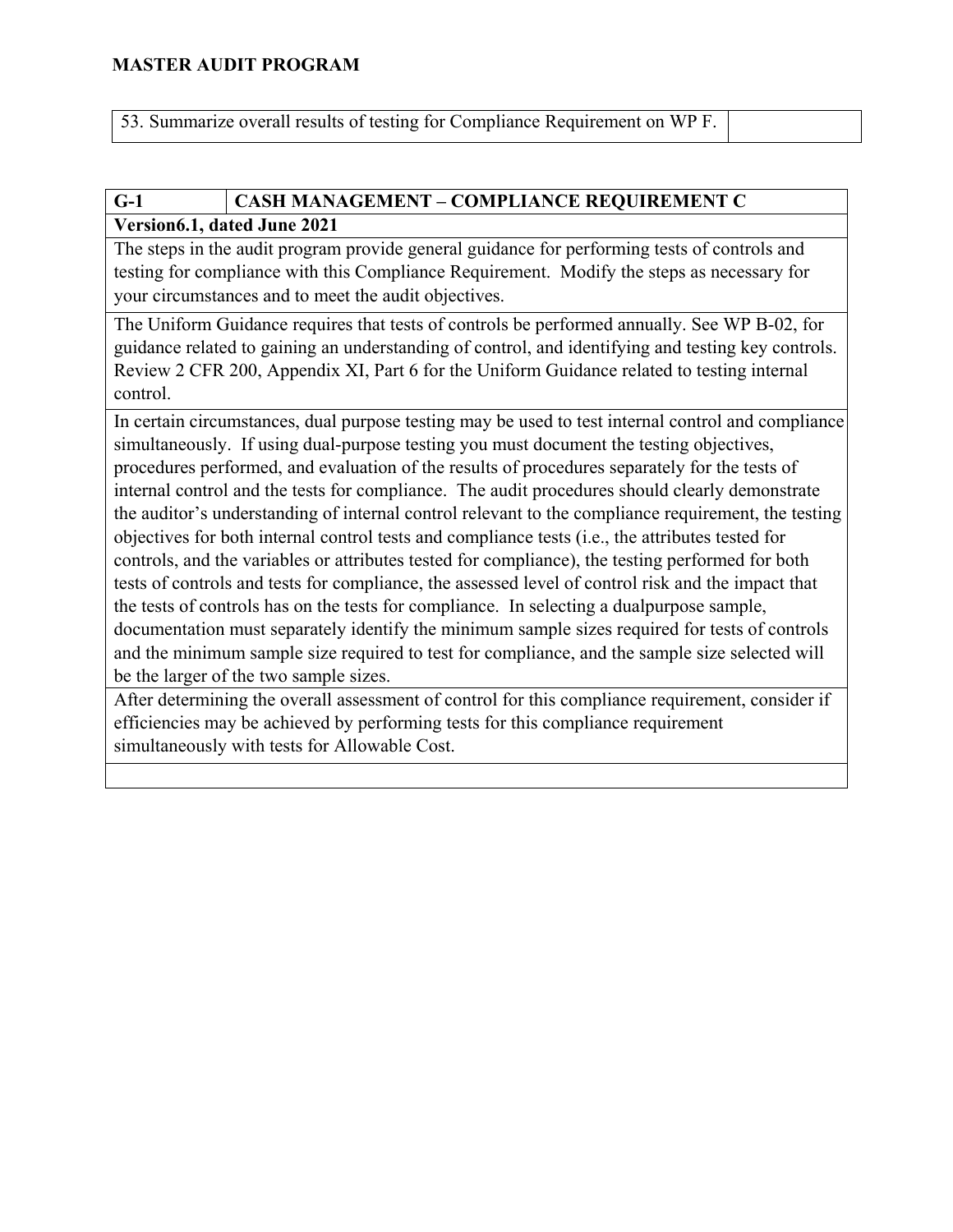**MASTER AUDIT PROGRAM**

| 53. Summarize overall results of testing for Compliance Requirement on WP F. | |
|---|---|

| G-1 | CASH MANAGEMENT – COMPLIANCE REQUIREMENT C |
|---|---|
| **Version6.1, dated June 2021** | |
| The steps in the audit program provide general guidance for performing tests of controls and testing for compliance with this Compliance Requirement. Modify the steps as necessary for your circumstances and to meet the audit objectives. | |
| The Uniform Guidance requires that tests of controls be performed annually. See WP B-02, for guidance related to gaining an understanding of control, and identifying and testing key controls. Review 2 CFR 200, Appendix XI, Part 6 for the Uniform Guidance related to testing internal control. | |
| In certain circumstances, dual purpose testing may be used to test internal control and compliance simultaneously. If using dual-purpose testing you must document the testing objectives, procedures performed, and evaluation of the results of procedures separately for the tests of internal control and the tests for compliance. The audit procedures should clearly demonstrate the auditor's understanding of internal control relevant to the compliance requirement, the testing objectives for both internal control tests and compliance tests (i.e., the attributes tested for controls, and the variables or attributes tested for compliance), the testing performed for both tests of controls and tests for compliance, the assessed level of control risk and the impact that the tests of controls has on the tests for compliance. In selecting a dualpurpose sample, documentation must separately identify the minimum sample sizes required for tests of controls and the minimum sample size required to test for compliance, and the sample size selected will be the larger of the two sample sizes. | |
| After determining the overall assessment of control for this compliance requirement, consider if efficiencies may be achieved by performing tests for this compliance requirement simultaneously with tests for Allowable Cost. | |
| | |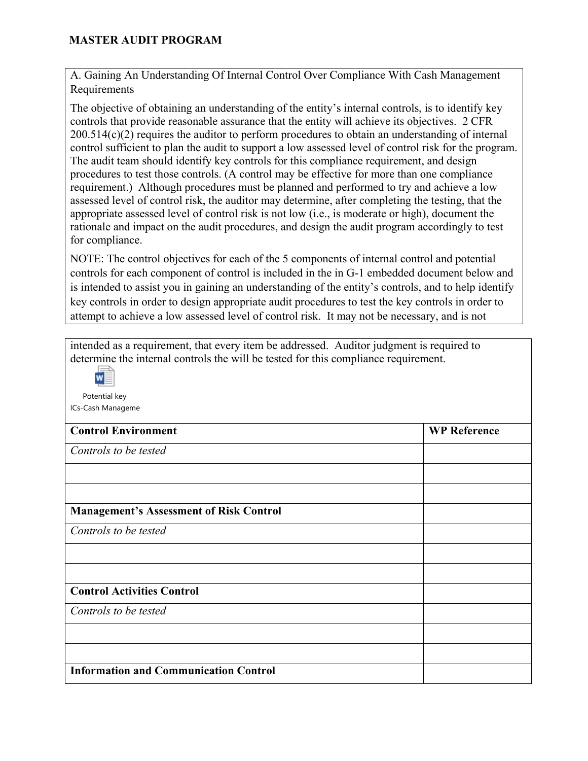## MASTER AUDIT PROGRAM

A. Gaining An Understanding Of Internal Control Over Compliance With Cash Management Requirements

The objective of obtaining an understanding of the entity's internal controls, is to identify key controls that provide reasonable assurance that the entity will achieve its objectives. 2 CFR 200.514(c)(2) requires the auditor to perform procedures to obtain an understanding of internal control sufficient to plan the audit to support a low assessed level of control risk for the program. The audit team should identify key controls for this compliance requirement, and design procedures to test those controls. (A control may be effective for more than one compliance requirement.) Although procedures must be planned and performed to try and achieve a low assessed level of control risk, the auditor may determine, after completing the testing, that the appropriate assessed level of control risk is not low (i.e., is moderate or high), document the rationale and impact on the audit procedures, and design the audit program accordingly to test for compliance.

NOTE: The control objectives for each of the 5 components of internal control and potential controls for each component of control is included in the in G-1 embedded document below and is intended to assist you in gaining an understanding of the entity's controls, and to help identify key controls in order to design appropriate audit procedures to test the key controls in order to attempt to achieve a low assessed level of control risk. It may not be necessary, and is not intended as a requirement, that every item be addressed. Auditor judgment is required to determine the internal controls the will be tested for this compliance requirement.

Potential key ICs-Cash Manageme

| **Control Environment** | **WP Reference** |
|---|---|
| *Controls to be tested* | |
| | |
| | |
| **Management's Assessment of Risk Control** | |
| *Controls to be tested* | |
| | |
| | |
| **Control Activities Control** | |
| *Controls to be tested* | |
| | |
| | |
| **Information and Communication Control** | |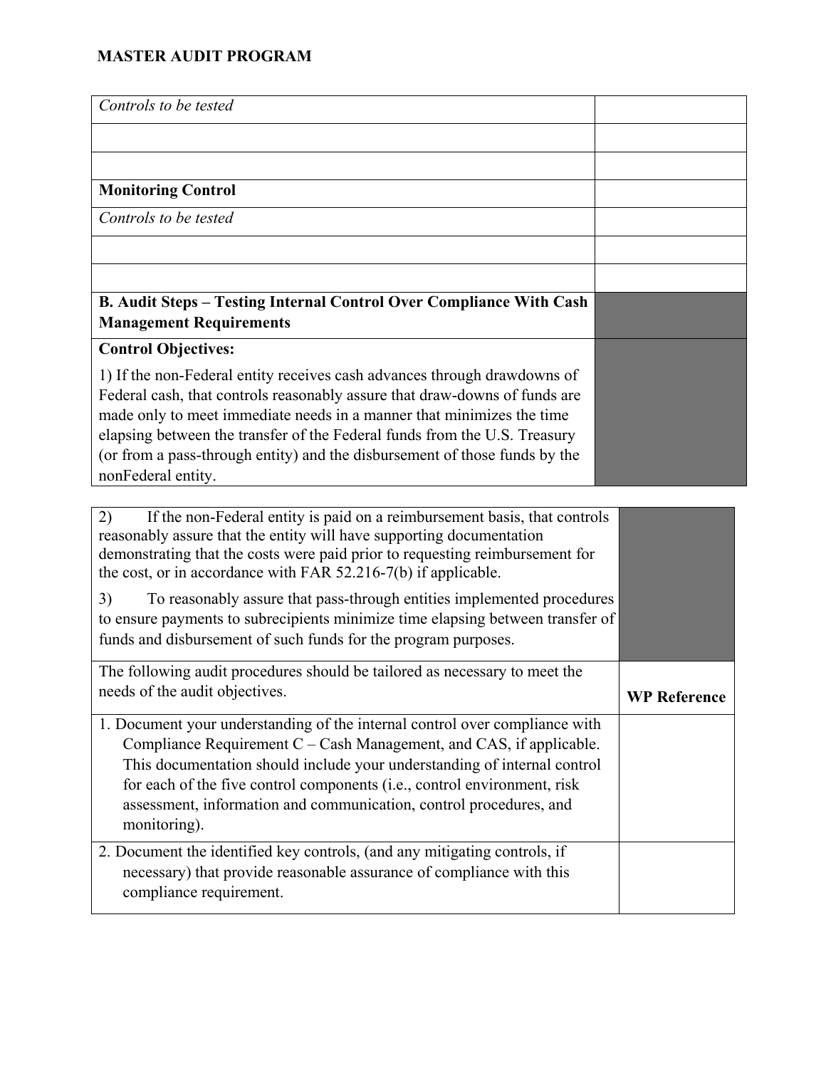**MASTER AUDIT PROGRAM**

| | |
|---|---|
| *Controls to be tested* | |
| | |
| | |
| **Monitoring Control** | |
| *Controls to be tested* | |
| | |
| | |
| **B. Audit Steps – Testing Internal Control Over Compliance With Cash Management Requirements** | |
| **Control Objectives:**<br><br>1) If the non-Federal entity receives cash advances through drawdowns of Federal cash, that controls reasonably assure that draw-downs of funds are made only to meet immediate needs in a manner that minimizes the time elapsing between the transfer of the Federal funds from the U.S. Treasury (or from a pass-through entity) and the disbursement of those funds by the nonFederal entity. | |

| | |
|---|---|
| 2) If the non-Federal entity is paid on a reimbursement basis, that controls reasonably assure that the entity will have supporting documentation demonstrating that the costs were paid prior to requesting reimbursement for the cost, or in accordance with FAR 52.216-7(b) if applicable.<br><br>3) To reasonably assure that pass-through entities implemented procedures to ensure payments to subrecipients minimize time elapsing between transfer of funds and disbursement of such funds for the program purposes. | |
| The following audit procedures should be tailored as necessary to meet the needs of the audit objectives. | **WP Reference** |
| 1. Document your understanding of the internal control over compliance with Compliance Requirement C – Cash Management, and CAS, if applicable. This documentation should include your understanding of internal control for each of the five control components (i.e., control environment, risk assessment, information and communication, control procedures, and monitoring). | |
| 2. Document the identified key controls, (and any mitigating controls, if necessary) that provide reasonable assurance of compliance with this compliance requirement. | |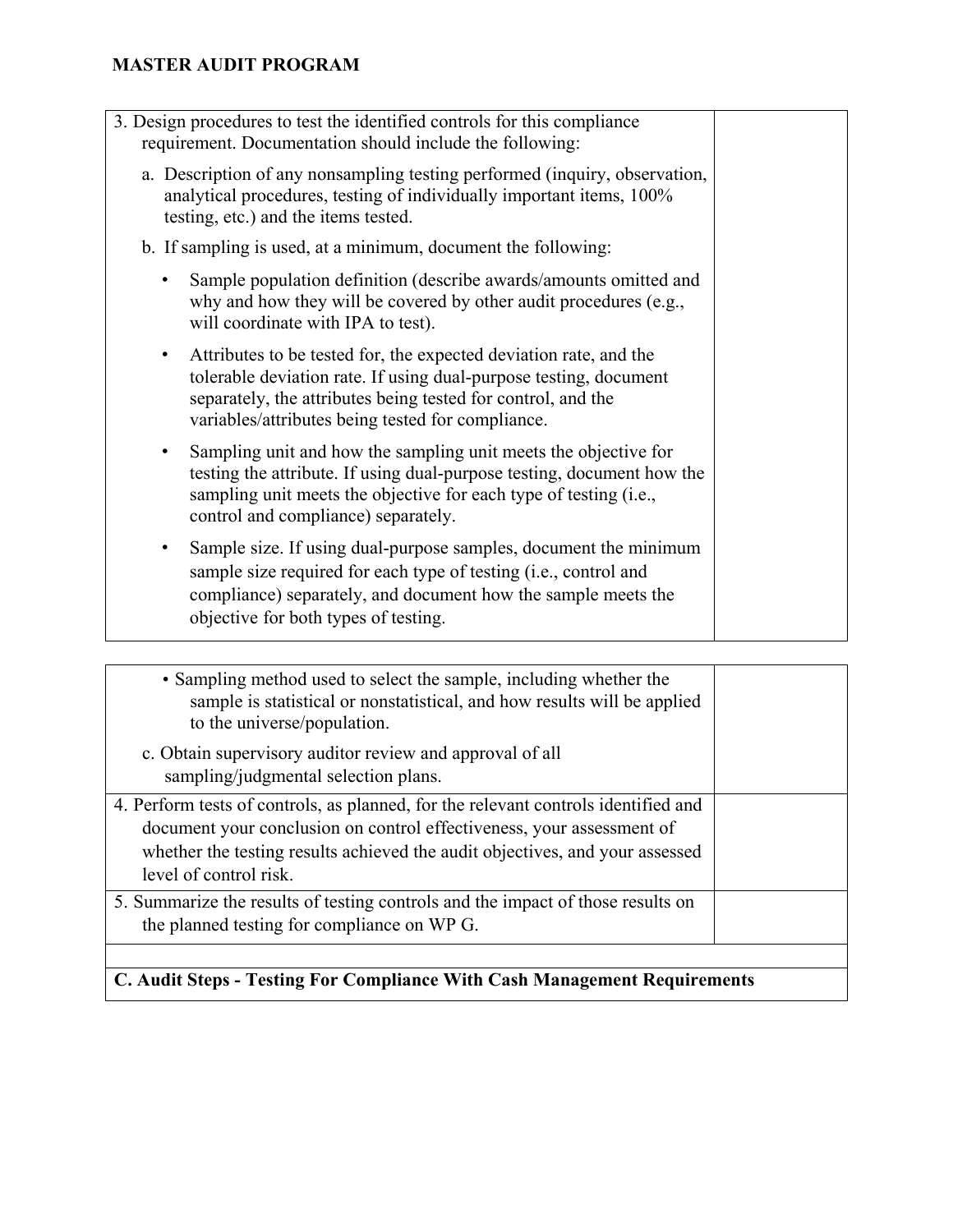**MASTER AUDIT PROGRAM**

| | |
|---|---|
| 3. Design procedures to test the identified controls for this compliance requirement. Documentation should include the following:<br><br>a. Description of any nonsampling testing performed (inquiry, observation, analytical procedures, testing of individually important items, 100% testing, etc.) and the items tested.<br><br>b. If sampling is used, at a minimum, document the following:<br><br>• Sample population definition (describe awards/amounts omitted and why and how they will be covered by other audit procedures (e.g., will coordinate with IPA to test).<br><br>• Attributes to be tested for, the expected deviation rate, and the tolerable deviation rate. If using dual-purpose testing, document separately, the attributes being tested for control, and the variables/attributes being tested for compliance.<br><br>• Sampling unit and how the sampling unit meets the objective for testing the attribute. If using dual-purpose testing, document how the sampling unit meets the objective for each type of testing (i.e., control and compliance) separately.<br><br>• Sample size. If using dual-purpose samples, document the minimum sample size required for each type of testing (i.e., control and compliance) separately, and document how the sample meets the objective for both types of testing. | |

| | |
|---|---|
| • Sampling method used to select the sample, including whether the sample is statistical or nonstatistical, and how results will be applied to the universe/population.<br><br>c. Obtain supervisory auditor review and approval of all sampling/judgmental selection plans. | |
| 4. Perform tests of controls, as planned, for the relevant controls identified and document your conclusion on control effectiveness, your assessment of whether the testing results achieved the audit objectives, and your assessed level of control risk. | |
| 5. Summarize the results of testing controls and the impact of those results on the planned testing for compliance on WP G. | |
| | |
| **C. Audit Steps - Testing For Compliance With Cash Management Requirements** | |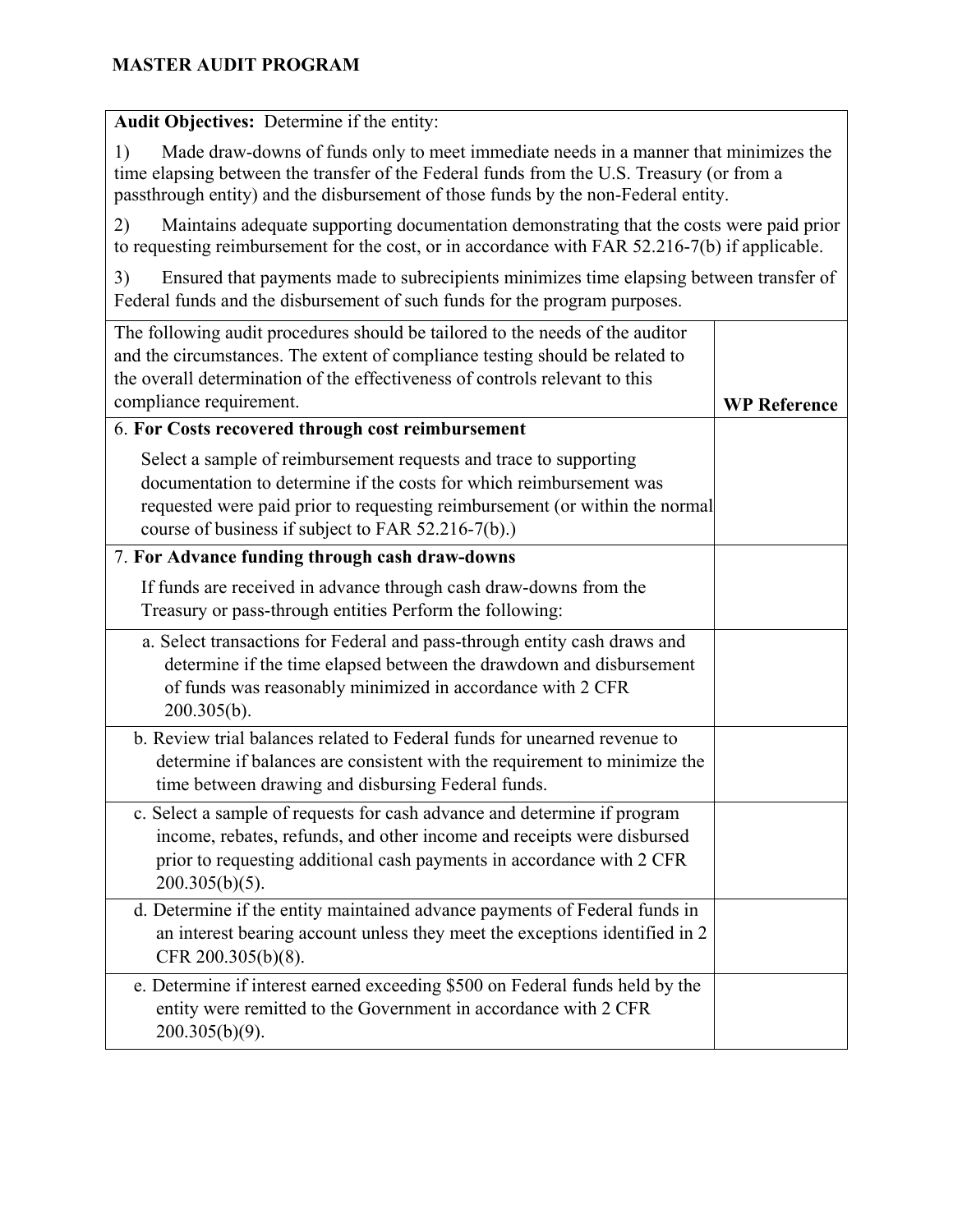## MASTER AUDIT PROGRAM

| **Audit Objectives:** Determine if the entity:<br><br>1) Made draw-downs of funds only to meet immediate needs in a manner that minimizes the time elapsing between the transfer of the Federal funds from the U.S. Treasury (or from a passthrough entity) and the disbursement of those funds by the non-Federal entity.<br><br>2) Maintains adequate supporting documentation demonstrating that the costs were paid prior to requesting reimbursement for the cost, or in accordance with FAR 52.216-7(b) if applicable.<br><br>3) Ensured that payments made to subrecipients minimizes time elapsing between transfer of Federal funds and the disbursement of such funds for the program purposes. | |
|---|---|
| The following audit procedures should be tailored to the needs of the auditor and the circumstances. The extent of compliance testing should be related to the overall determination of the effectiveness of controls relevant to this compliance requirement. | **WP Reference** |
| 6. **For Costs recovered through cost reimbursement**<br><br>Select a sample of reimbursement requests and trace to supporting documentation to determine if the costs for which reimbursement was requested were paid prior to requesting reimbursement (or within the normal course of business if subject to FAR 52.216-7(b).) | |
| 7. **For Advance funding through cash draw-downs**<br><br>If funds are received in advance through cash draw-downs from the Treasury or pass-through entities Perform the following: | |
| a. Select transactions for Federal and pass-through entity cash draws and determine if the time elapsed between the drawdown and disbursement of funds was reasonably minimized in accordance with 2 CFR 200.305(b). | |
| b. Review trial balances related to Federal funds for unearned revenue to determine if balances are consistent with the requirement to minimize the time between drawing and disbursing Federal funds. | |
| c. Select a sample of requests for cash advance and determine if program income, rebates, refunds, and other income and receipts were disbursed prior to requesting additional cash payments in accordance with 2 CFR 200.305(b)(5). | |
| d. Determine if the entity maintained advance payments of Federal funds in an interest bearing account unless they meet the exceptions identified in 2 CFR 200.305(b)(8). | |
| e. Determine if interest earned exceeding $500 on Federal funds held by the entity were remitted to the Government in accordance with 2 CFR 200.305(b)(9). | |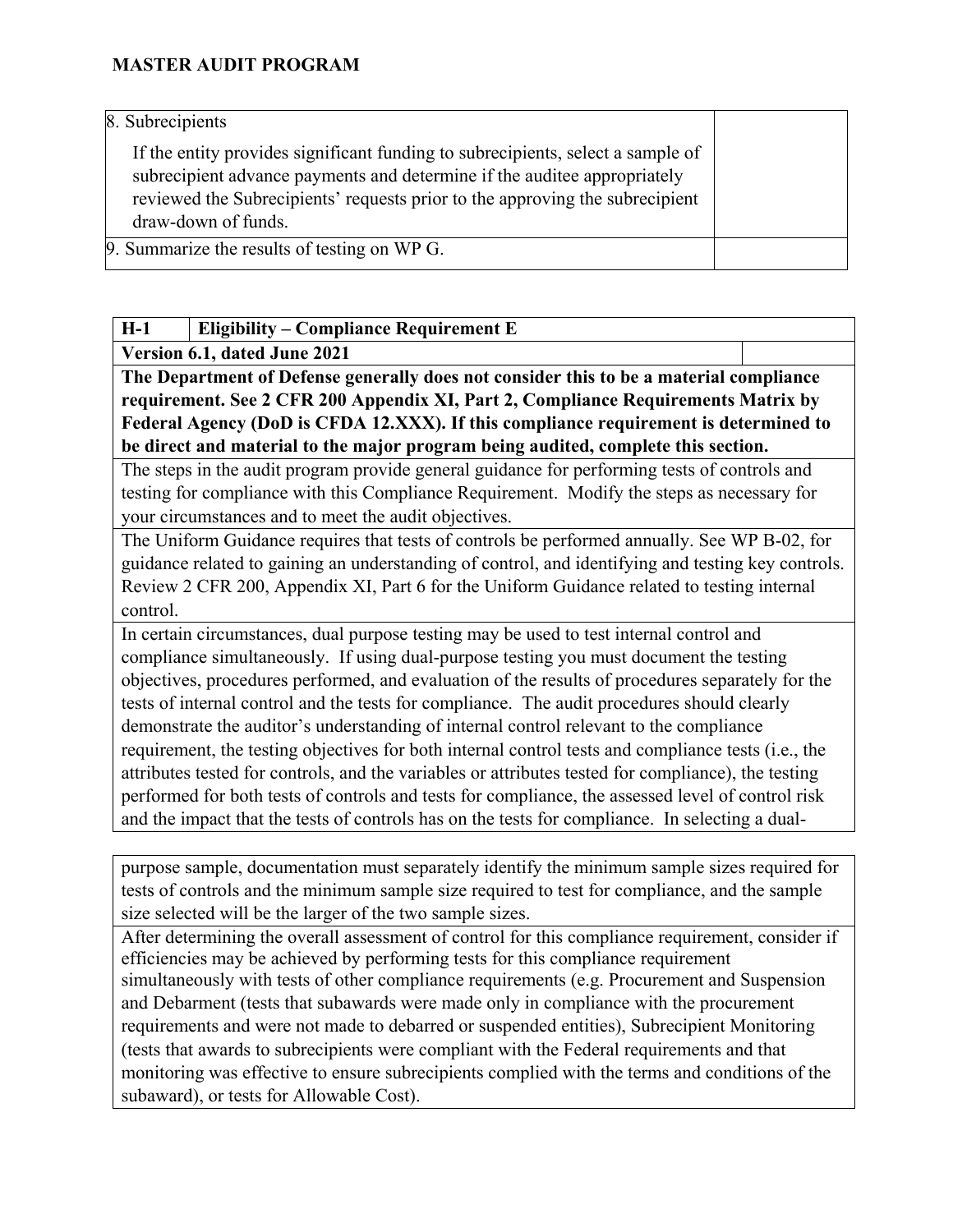# MASTER AUDIT PROGRAM

| | |
|---|---|
| 8. Subrecipients<br><br>If the entity provides significant funding to subrecipients, select a sample of subrecipient advance payments and determine if the auditee appropriately reviewed the Subrecipients' requests prior to the approving the subrecipient draw-down of funds. | |
| 9. Summarize the results of testing on WP G. | |

| H-1 | Eligibility – Compliance Requirement E | |
|---|---|---|
| **Version 6.1, dated June 2021** | | |
| **The Department of Defense generally does not consider this to be a material compliance requirement. See 2 CFR 200 Appendix XI, Part 2, Compliance Requirements Matrix by Federal Agency (DoD is CFDA 12.XXX). If this compliance requirement is determined to be direct and material to the major program being audited, complete this section.** | | |
| The steps in the audit program provide general guidance for performing tests of controls and testing for compliance with this Compliance Requirement. Modify the steps as necessary for your circumstances and to meet the audit objectives. | | |
| The Uniform Guidance requires that tests of controls be performed annually. See WP B-02, for guidance related to gaining an understanding of control, and identifying and testing key controls. Review 2 CFR 200, Appendix XI, Part 6 for the Uniform Guidance related to testing internal control. | | |
| In certain circumstances, dual purpose testing may be used to test internal control and compliance simultaneously. If using dual-purpose testing you must document the testing objectives, procedures performed, and evaluation of the results of procedures separately for the tests of internal control and the tests for compliance. The audit procedures should clearly demonstrate the auditor's understanding of internal control relevant to the compliance requirement, the testing objectives for both internal control tests and compliance tests (i.e., the attributes tested for controls, and the variables or attributes tested for compliance), the testing performed for both tests of controls and tests for compliance, the assessed level of control risk and the impact that the tests of controls has on the tests for compliance. In selecting a dual-purpose sample, documentation must separately identify the minimum sample sizes required for tests of controls and the minimum sample size required to test for compliance, and the sample size selected will be the larger of the two sample sizes. | | |
| After determining the overall assessment of control for this compliance requirement, consider if efficiencies may be achieved by performing tests for this compliance requirement simultaneously with tests of other compliance requirements (e.g. Procurement and Suspension and Debarment (tests that subawards were made only in compliance with the procurement requirements and were not made to debarred or suspended entities), Subrecipient Monitoring (tests that awards to subrecipients were compliant with the Federal requirements and that monitoring was effective to ensure subrecipients complied with the terms and conditions of the subaward), or tests for Allowable Cost). | | |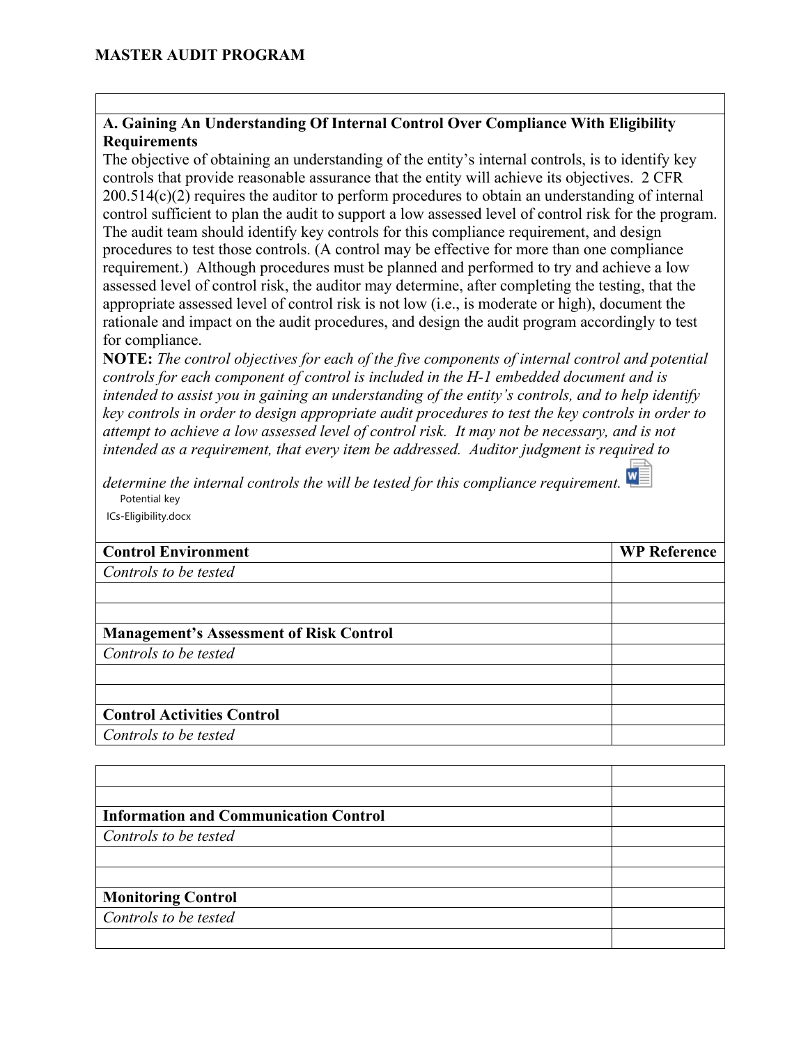**MASTER AUDIT PROGRAM**

**A. Gaining An Understanding Of Internal Control Over Compliance With Eligibility Requirements**

The objective of obtaining an understanding of the entity's internal controls, is to identify key controls that provide reasonable assurance that the entity will achieve its objectives. 2 CFR 200.514(c)(2) requires the auditor to perform procedures to obtain an understanding of internal control sufficient to plan the audit to support a low assessed level of control risk for the program. The audit team should identify key controls for this compliance requirement, and design procedures to test those controls. (A control may be effective for more than one compliance requirement.) Although procedures must be planned and performed to try and achieve a low assessed level of control risk, the auditor may determine, after completing the testing, that the appropriate assessed level of control risk is not low (i.e., is moderate or high), document the rationale and impact on the audit procedures, and design the audit program accordingly to test for compliance.

**NOTE:** *The control objectives for each of the five components of internal control and potential controls for each component of control is included in the H-1 embedded document and is intended to assist you in gaining an understanding of the entity's controls, and to help identify key controls in order to design appropriate audit procedures to test the key controls in order to attempt to achieve a low assessed level of control risk. It may not be necessary, and is not intended as a requirement, that every item be addressed. Auditor judgment is required to determine the internal controls the will be tested for this compliance requirement.*

Potential key ICs-Eligibility.docx

| **Control Environment** | **WP Reference** |
|---|---|
| *Controls to be tested* | |
| | |
| | |
| **Management's Assessment of Risk Control** | |
| *Controls to be tested* | |
| | |
| | |
| **Control Activities Control** | |
| *Controls to be tested* | |
| | |
| | |
| **Information and Communication Control** | |
| *Controls to be tested* | |
| | |
| | |
| **Monitoring Control** | |
| *Controls to be tested* | |
| | |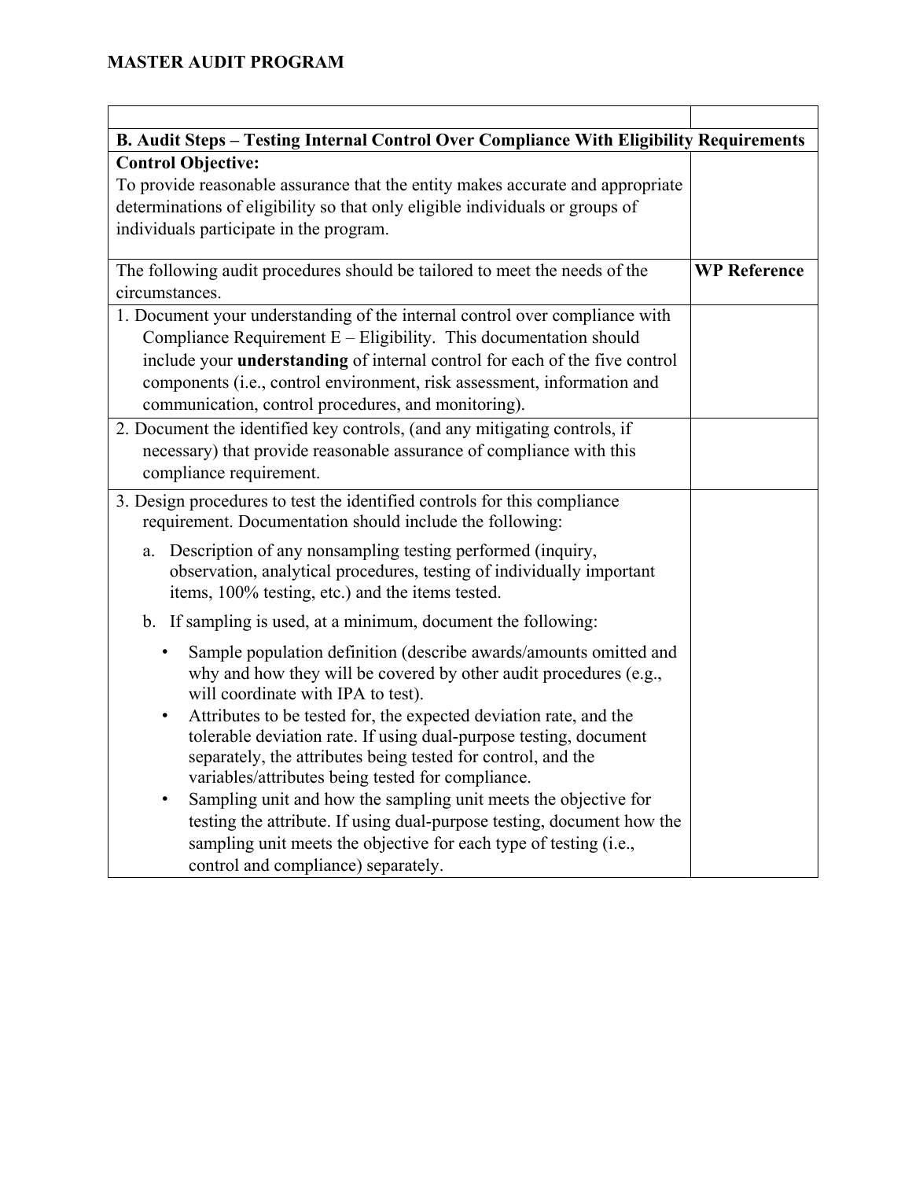**MASTER AUDIT PROGRAM**

| | |
|---|---|
| **B. Audit Steps – Testing Internal Control Over Compliance With Eligibility Requirements** | |
| **Control Objective:**<br>To provide reasonable assurance that the entity makes accurate and appropriate determinations of eligibility so that only eligible individuals or groups of individuals participate in the program. | |
| The following audit procedures should be tailored to meet the needs of the circumstances. | **WP Reference** |
| 1. Document your understanding of the internal control over compliance with Compliance Requirement E – Eligibility. This documentation should include your **understanding** of internal control for each of the five control components (i.e., control environment, risk assessment, information and communication, control procedures, and monitoring). | |
| 2. Document the identified key controls, (and any mitigating controls, if necessary) that provide reasonable assurance of compliance with this compliance requirement. | |
| 3. Design procedures to test the identified controls for this compliance requirement. Documentation should include the following:<br>a. Description of any nonsampling testing performed (inquiry, observation, analytical procedures, testing of individually important items, 100% testing, etc.) and the items tested.<br>b. If sampling is used, at a minimum, document the following:<br>• Sample population definition (describe awards/amounts omitted and why and how they will be covered by other audit procedures (e.g., will coordinate with IPA to test).<br>• Attributes to be tested for, the expected deviation rate, and the tolerable deviation rate. If using dual-purpose testing, document separately, the attributes being tested for control, and the variables/attributes being tested for compliance.<br>• Sampling unit and how the sampling unit meets the objective for testing the attribute. If using dual-purpose testing, document how the sampling unit meets the objective for each type of testing (i.e., control and compliance) separately. | |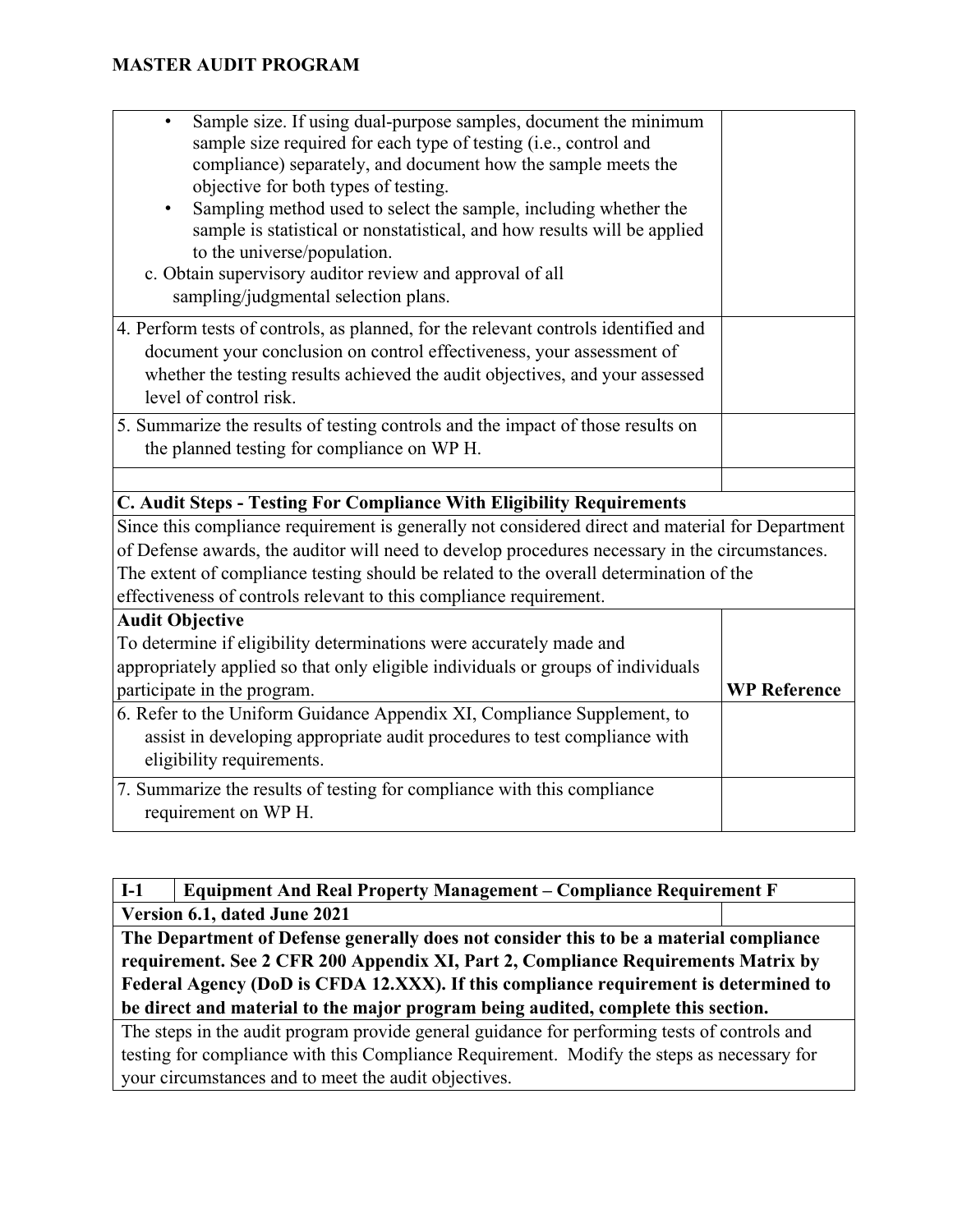| | |
|---|---|
| • Sample size. If using dual-purpose samples, document the minimum sample size required for each type of testing (i.e., control and compliance) separately, and document how the sample meets the objective for both types of testing.<br>• Sampling method used to select the sample, including whether the sample is statistical or nonstatistical, and how results will be applied to the universe/population.<br>c. Obtain supervisory auditor review and approval of all sampling/judgmental selection plans. | |
| 4. Perform tests of controls, as planned, for the relevant controls identified and document your conclusion on control effectiveness, your assessment of whether the testing results achieved the audit objectives, and your assessed level of control risk. | |
| 5. Summarize the results of testing controls and the impact of those results on the planned testing for compliance on WP H. | |
| | |
| **C. Audit Steps - Testing For Compliance With Eligibility Requirements** | |
| Since this compliance requirement is generally not considered direct and material for Department of Defense awards, the auditor will need to develop procedures necessary in the circumstances. The extent of compliance testing should be related to the overall determination of the effectiveness of controls relevant to this compliance requirement. | |
| **Audit Objective**<br>To determine if eligibility determinations were accurately made and appropriately applied so that only eligible individuals or groups of individuals participate in the program. | **WP Reference** |
| 6. Refer to the Uniform Guidance Appendix XI, Compliance Supplement, to assist in developing appropriate audit procedures to test compliance with eligibility requirements. | |
| 7. Summarize the results of testing for compliance with this compliance requirement on WP H. | |

| **I-1** | **Equipment And Real Property Management – Compliance Requirement F** | |
|---|---|---|
| **Version 6.1, dated June 2021** | | |
| **The Department of Defense generally does not consider this to be a material compliance requirement. See 2 CFR 200 Appendix XI, Part 2, Compliance Requirements Matrix by Federal Agency (DoD is CFDA 12.XXX). If this compliance requirement is determined to be direct and material to the major program being audited, complete this section.** | | |
| The steps in the audit program provide general guidance for performing tests of controls and testing for compliance with this Compliance Requirement. Modify the steps as necessary for your circumstances and to meet the audit objectives. | | |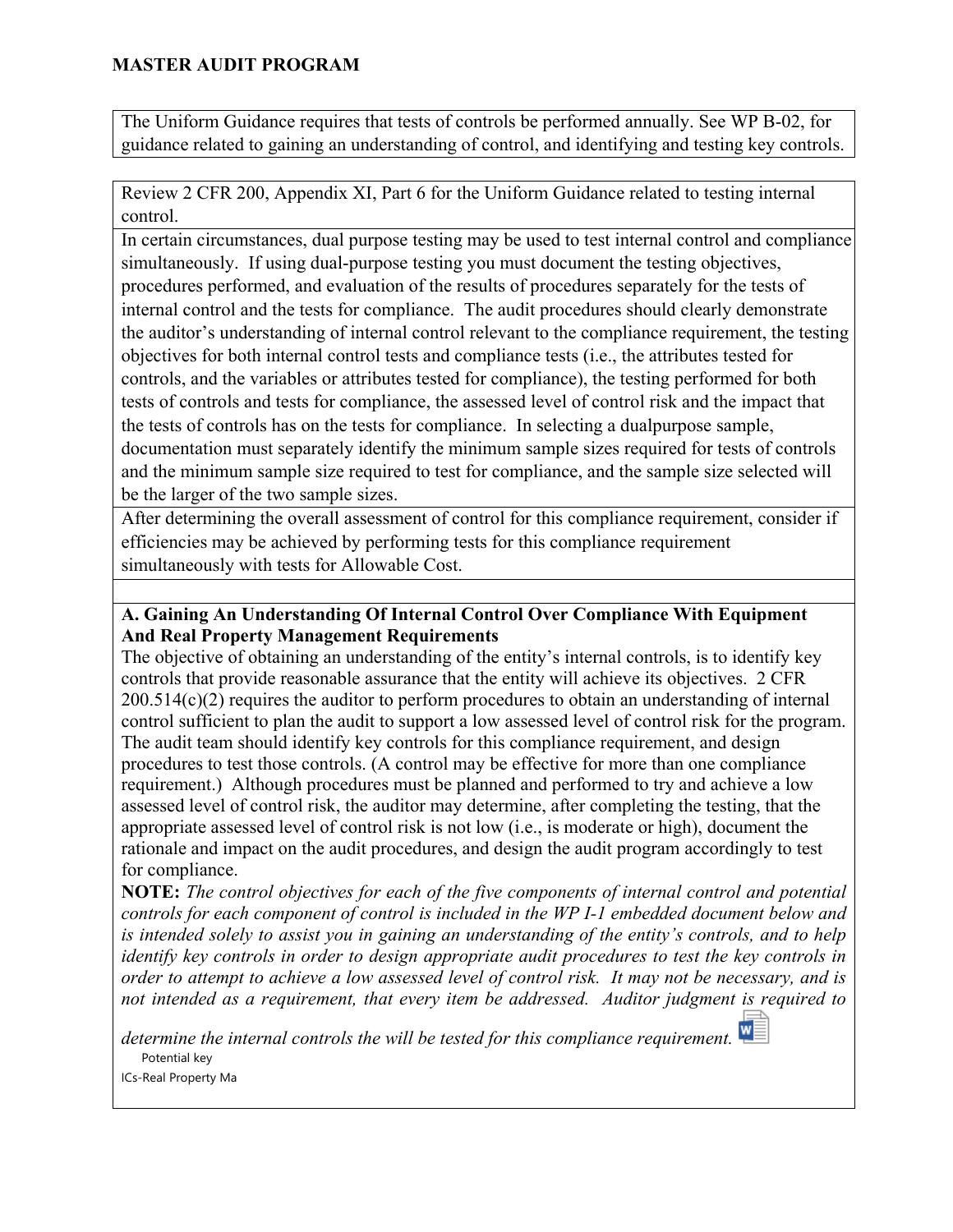# MASTER AUDIT PROGRAM

The Uniform Guidance requires that tests of controls be performed annually. See WP B-02, for guidance related to gaining an understanding of control, and identifying and testing key controls.

Review 2 CFR 200, Appendix XI, Part 6 for the Uniform Guidance related to testing internal control.

In certain circumstances, dual purpose testing may be used to test internal control and compliance simultaneously. If using dual-purpose testing you must document the testing objectives, procedures performed, and evaluation of the results of procedures separately for the tests of internal control and the tests for compliance. The audit procedures should clearly demonstrate the auditor's understanding of internal control relevant to the compliance requirement, the testing objectives for both internal control tests and compliance tests (i.e., the attributes tested for controls, and the variables or attributes tested for compliance), the testing performed for both tests of controls and tests for compliance, the assessed level of control risk and the impact that the tests of controls has on the tests for compliance. In selecting a dualpurpose sample, documentation must separately identify the minimum sample sizes required for tests of controls and the minimum sample size required to test for compliance, and the sample size selected will be the larger of the two sample sizes.

After determining the overall assessment of control for this compliance requirement, consider if efficiencies may be achieved by performing tests for this compliance requirement simultaneously with tests for Allowable Cost.

**A. Gaining An Understanding Of Internal Control Over Compliance With Equipment And Real Property Management Requirements**

The objective of obtaining an understanding of the entity's internal controls, is to identify key controls that provide reasonable assurance that the entity will achieve its objectives. 2 CFR 200.514(c)(2) requires the auditor to perform procedures to obtain an understanding of internal control sufficient to plan the audit to support a low assessed level of control risk for the program. The audit team should identify key controls for this compliance requirement, and design procedures to test those controls. (A control may be effective for more than one compliance requirement.) Although procedures must be planned and performed to try and achieve a low assessed level of control risk, the auditor may determine, after completing the testing, that the appropriate assessed level of control risk is not low (i.e., is moderate or high), document the rationale and impact on the audit procedures, and design the audit program accordingly to test for compliance.

**NOTE:** *The control objectives for each of the five components of internal control and potential controls for each component of control is included in the WP I-1 embedded document below and is intended solely to assist you in gaining an understanding of the entity's controls, and to help identify key controls in order to design appropriate audit procedures to test the key controls in order to attempt to achieve a low assessed level of control risk. It may not be necessary, and is not intended as a requirement, that every item be addressed. Auditor judgment is required to determine the internal controls the will be tested for this compliance requirement.*

Potential key ICs-Real Property Ma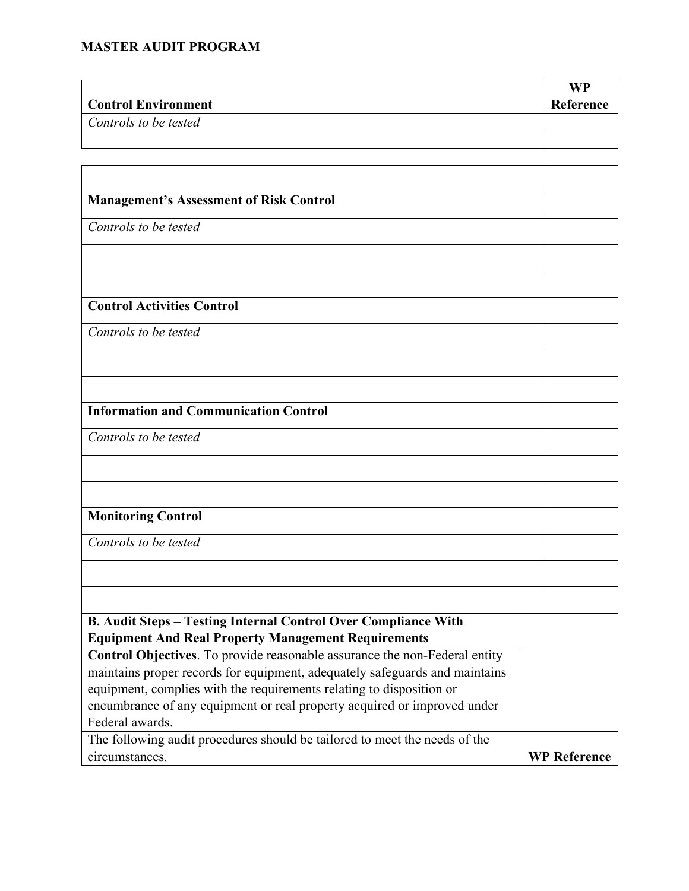**MASTER AUDIT PROGRAM**

| **Control Environment** | **WP Reference** |
|---|---|
| *Controls to be tested* | |
| | |

| | |
|---|---|
| | |
| **Management's Assessment of Risk Control** | |
| *Controls to be tested* | |
| | |
| | |
| **Control Activities Control** | |
| *Controls to be tested* | |
| | |
| | |
| **Information and Communication Control** | |
| *Controls to be tested* | |
| | |
| | |
| **Monitoring Control** | |
| *Controls to be tested* | |
| | |
| | |
| **B. Audit Steps – Testing Internal Control Over Compliance With Equipment And Real Property Management Requirements** | |
| **Control Objectives**. To provide reasonable assurance the non-Federal entity maintains proper records for equipment, adequately safeguards and maintains equipment, complies with the requirements relating to disposition or encumbrance of any equipment or real property acquired or improved under Federal awards. | |
| The following audit procedures should be tailored to meet the needs of the circumstances. | **WP Reference** |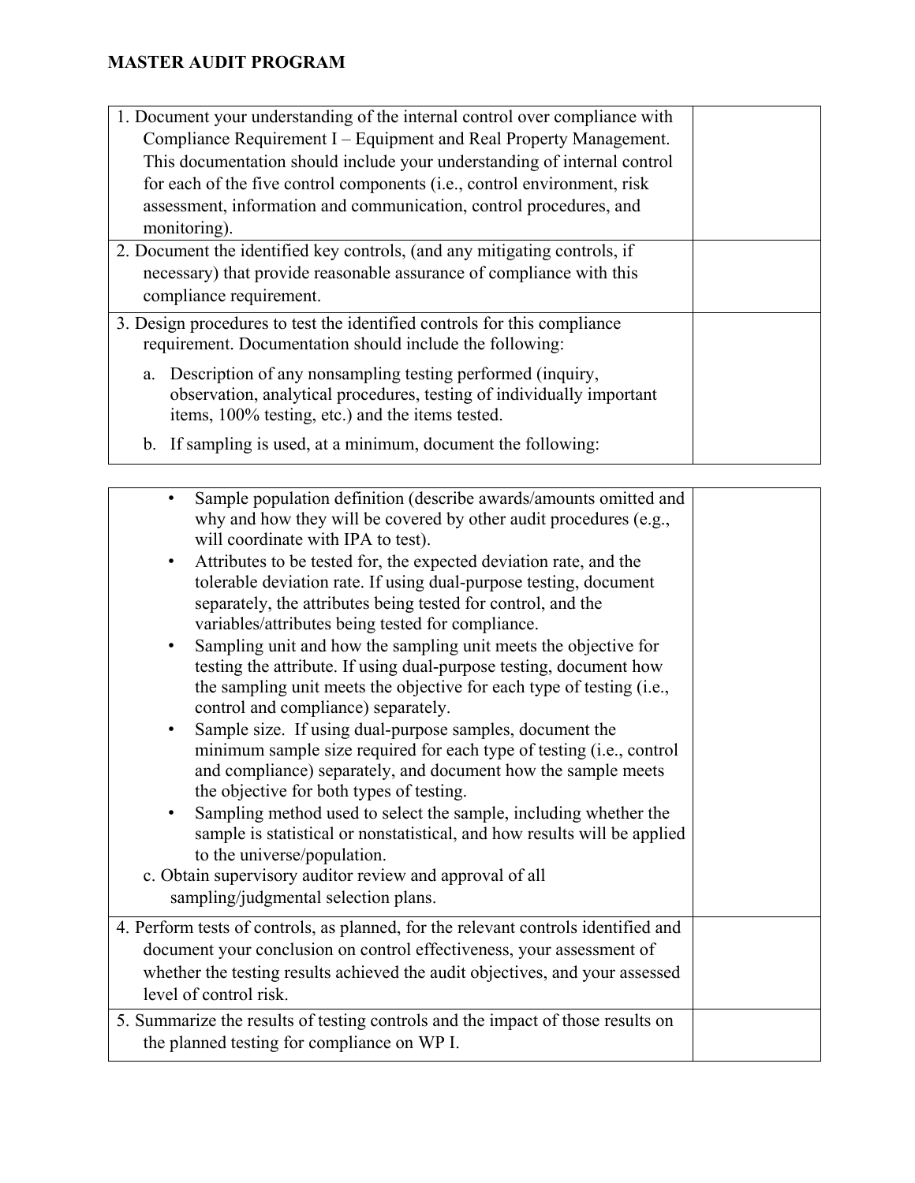# MASTER AUDIT PROGRAM

| | |
|---|---|
| 1. Document your understanding of the internal control over compliance with Compliance Requirement I – Equipment and Real Property Management. This documentation should include your understanding of internal control for each of the five control components (i.e., control environment, risk assessment, information and communication, control procedures, and monitoring). | |
| 2. Document the identified key controls, (and any mitigating controls, if necessary) that provide reasonable assurance of compliance with this compliance requirement. | |
| 3. Design procedures to test the identified controls for this compliance requirement. Documentation should include the following:<br><br>a. Description of any nonsampling testing performed (inquiry, observation, analytical procedures, testing of individually important items, 100% testing, etc.) and the items tested.<br><br>b. If sampling is used, at a minimum, document the following:<br><br>• Sample population definition (describe awards/amounts omitted and why and how they will be covered by other audit procedures (e.g., will coordinate with IPA to test).<br>• Attributes to be tested for, the expected deviation rate, and the tolerable deviation rate. If using dual-purpose testing, document separately, the attributes being tested for control, and the variables/attributes being tested for compliance.<br>• Sampling unit and how the sampling unit meets the objective for testing the attribute. If using dual-purpose testing, document how the sampling unit meets the objective for each type of testing (i.e., control and compliance) separately.<br>• Sample size. If using dual-purpose samples, document the minimum sample size required for each type of testing (i.e., control and compliance) separately, and document how the sample meets the objective for both types of testing.<br>• Sampling method used to select the sample, including whether the sample is statistical or nonstatistical, and how results will be applied to the universe/population.<br><br>c. Obtain supervisory auditor review and approval of all sampling/judgmental selection plans. | |
| 4. Perform tests of controls, as planned, for the relevant controls identified and document your conclusion on control effectiveness, your assessment of whether the testing results achieved the audit objectives, and your assessed level of control risk. | |
| 5. Summarize the results of testing controls and the impact of those results on the planned testing for compliance on WP I. | |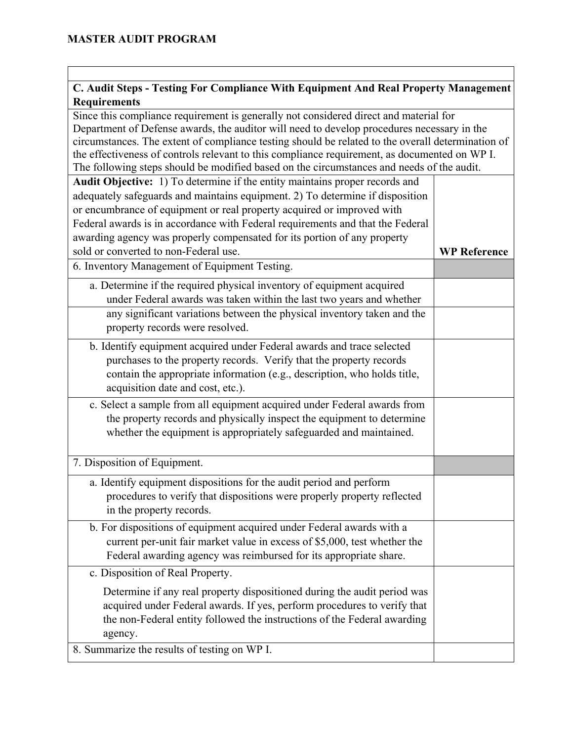**MASTER AUDIT PROGRAM**

| C. Audit Steps - Testing For Compliance With Equipment And Real Property Management Requirements | |
|---|---|
| Since this compliance requirement is generally not considered direct and material for Department of Defense awards, the auditor will need to develop procedures necessary in the circumstances. The extent of compliance testing should be related to the overall determination of the effectiveness of controls relevant to this compliance requirement, as documented on WP I. The following steps should be modified based on the circumstances and needs of the audit. | |
| **Audit Objective:** 1) To determine if the entity maintains proper records and adequately safeguards and maintains equipment. 2) To determine if disposition or encumbrance of equipment or real property acquired or improved with Federal awards is in accordance with Federal requirements and that the Federal awarding agency was properly compensated for its portion of any property sold or converted to non-Federal use. | **WP Reference** |
| 6. Inventory Management of Equipment Testing. | |
| a. Determine if the required physical inventory of equipment acquired under Federal awards was taken within the last two years and whether any significant variations between the physical inventory taken and the property records were resolved. | |
| b. Identify equipment acquired under Federal awards and trace selected purchases to the property records. Verify that the property records contain the appropriate information (e.g., description, who holds title, acquisition date and cost, etc.). | |
| c. Select a sample from all equipment acquired under Federal awards from the property records and physically inspect the equipment to determine whether the equipment is appropriately safeguarded and maintained. | |
| 7. Disposition of Equipment. | |
| a. Identify equipment dispositions for the audit period and perform procedures to verify that dispositions were properly property reflected in the property records. | |
| b. For dispositions of equipment acquired under Federal awards with a current per-unit fair market value in excess of $5,000, test whether the Federal awarding agency was reimbursed for its appropriate share. | |
| c. Disposition of Real Property. Determine if any real property dispositioned during the audit period was acquired under Federal awards. If yes, perform procedures to verify that the non-Federal entity followed the instructions of the Federal awarding agency. | |
| 8. Summarize the results of testing on WP I. | |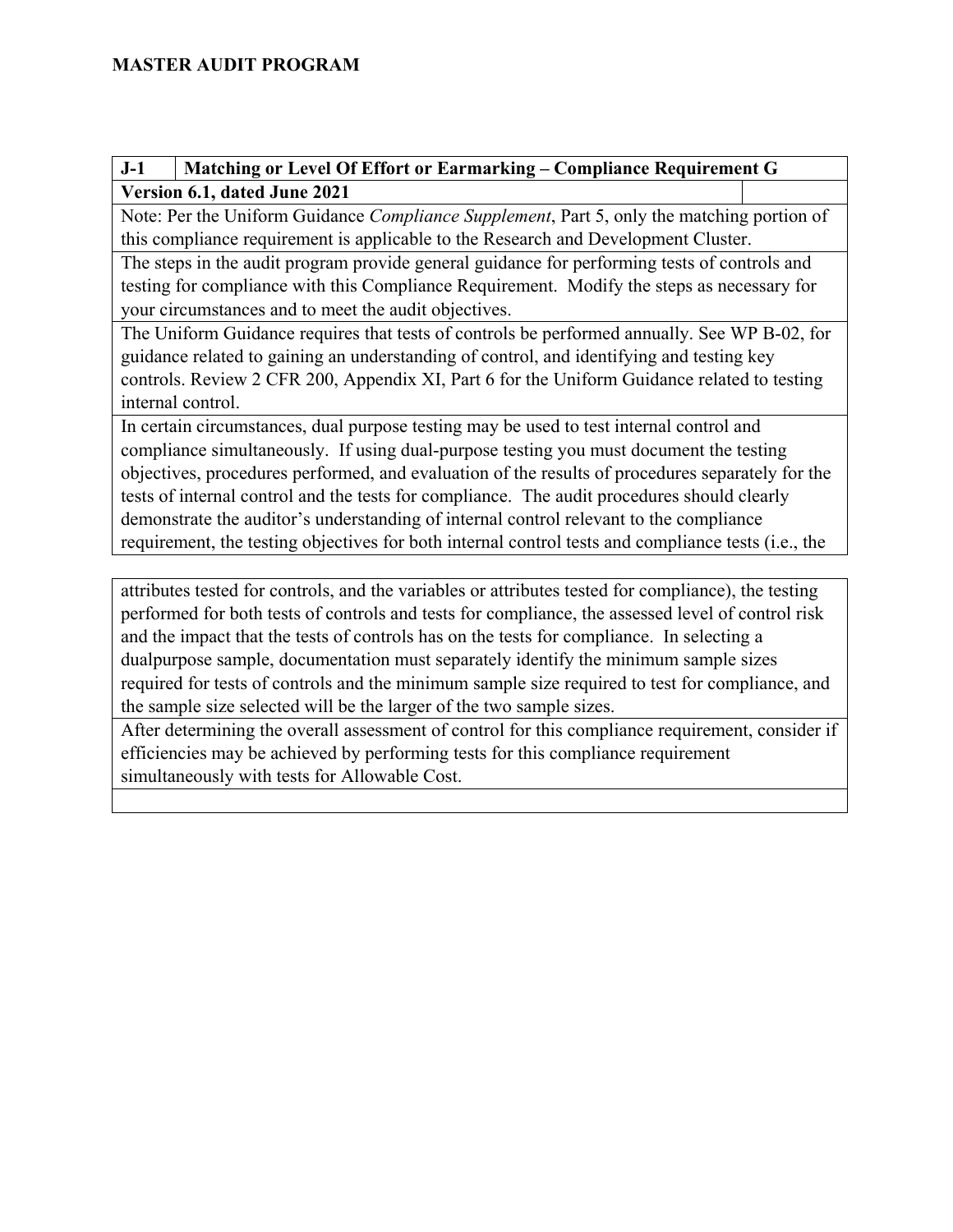**MASTER AUDIT PROGRAM**

| **J-1** | **Matching or Level Of Effort or Earmarking – Compliance Requirement G** |
|---|---|
| **Version 6.1, dated June 2021** | |
| Note: Per the Uniform Guidance *Compliance Supplement*, Part 5, only the matching portion of this compliance requirement is applicable to the Research and Development Cluster. | |
| The steps in the audit program provide general guidance for performing tests of controls and testing for compliance with this Compliance Requirement. Modify the steps as necessary for your circumstances and to meet the audit objectives. | |
| The Uniform Guidance requires that tests of controls be performed annually. See WP B-02, for guidance related to gaining an understanding of control, and identifying and testing key controls. Review 2 CFR 200, Appendix XI, Part 6 for the Uniform Guidance related to testing internal control. | |
| In certain circumstances, dual purpose testing may be used to test internal control and compliance simultaneously. If using dual-purpose testing you must document the testing objectives, procedures performed, and evaluation of the results of procedures separately for the tests of internal control and the tests for compliance. The audit procedures should clearly demonstrate the auditor's understanding of internal control relevant to the compliance requirement, the testing objectives for both internal control tests and compliance tests (i.e., the attributes tested for controls, and the variables or attributes tested for compliance), the testing performed for both tests of controls and tests for compliance, the assessed level of control risk and the impact that the tests of controls has on the tests for compliance. In selecting a dualpurpose sample, documentation must separately identify the minimum sample sizes required for tests of controls and the minimum sample size required to test for compliance, and the sample size selected will be the larger of the two sample sizes. | |
| After determining the overall assessment of control for this compliance requirement, consider if efficiencies may be achieved by performing tests for this compliance requirement simultaneously with tests for Allowable Cost. | |
| | |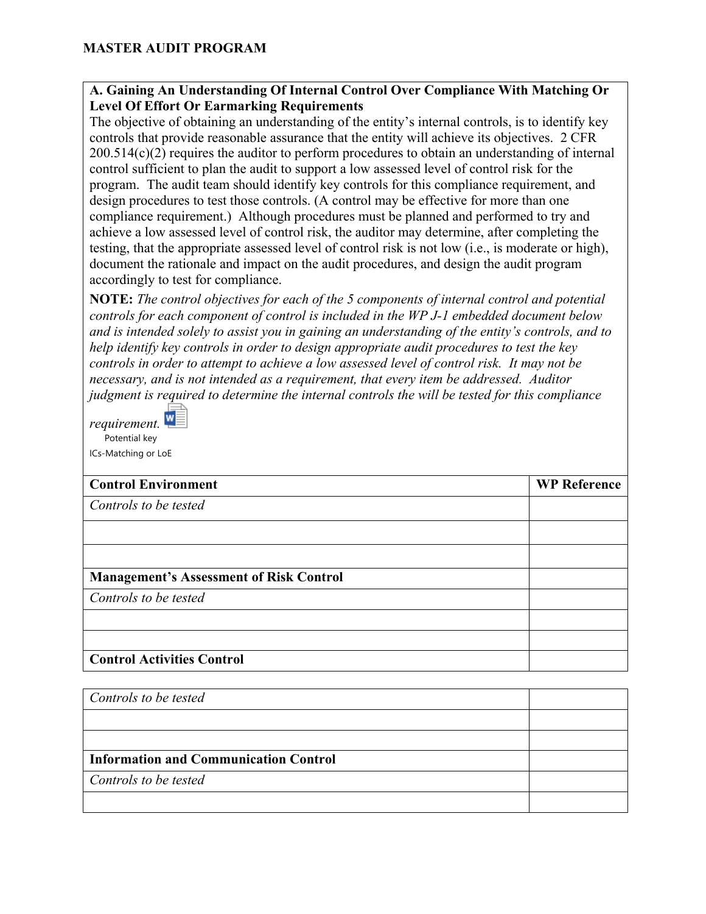**MASTER AUDIT PROGRAM**

**A. Gaining An Understanding Of Internal Control Over Compliance With Matching Or Level Of Effort Or Earmarking Requirements**

The objective of obtaining an understanding of the entity's internal controls, is to identify key controls that provide reasonable assurance that the entity will achieve its objectives. 2 CFR 200.514(c)(2) requires the auditor to perform procedures to obtain an understanding of internal control sufficient to plan the audit to support a low assessed level of control risk for the program. The audit team should identify key controls for this compliance requirement, and design procedures to test those controls. (A control may be effective for more than one compliance requirement.) Although procedures must be planned and performed to try and achieve a low assessed level of control risk, the auditor may determine, after completing the testing, that the appropriate assessed level of control risk is not low (i.e., is moderate or high), document the rationale and impact on the audit procedures, and design the audit program accordingly to test for compliance.

**NOTE:** *The control objectives for each of the 5 components of internal control and potential controls for each component of control is included in the WP J-1 embedded document below and is intended solely to assist you in gaining an understanding of the entity's controls, and to help identify key controls in order to design appropriate audit procedures to test the key controls in order to attempt to achieve a low assessed level of control risk. It may not be necessary, and is not intended as a requirement, that every item be addressed. Auditor judgment is required to determine the internal controls the will be tested for this compliance requirement.*

Potential key ICs-Matching or LoE

| **Control Environment** | **WP Reference** |
|---|---|
| *Controls to be tested* | |
| | |
| | |
| **Management's Assessment of Risk Control** | |
| *Controls to be tested* | |
| | |
| | |
| **Control Activities Control** | |
| *Controls to be tested* | |
| | |
| | |
| **Information and Communication Control** | |
| *Controls to be tested* | |
| | |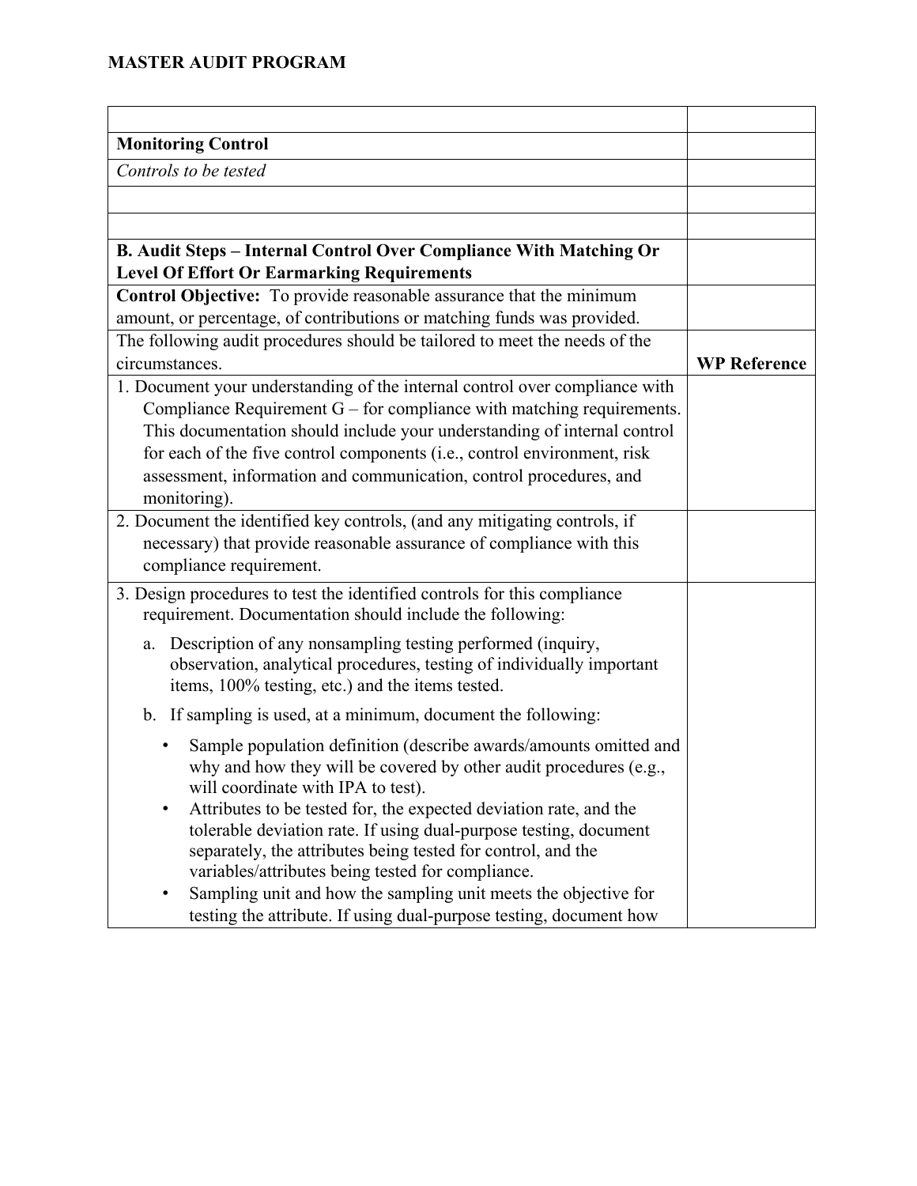**MASTER AUDIT PROGRAM**

| | |
|---|---|
| | |
| **Monitoring Control** | |
| *Controls to be tested* | |
| | |
| | |
| **B. Audit Steps – Internal Control Over Compliance With Matching Or Level Of Effort Or Earmarking Requirements** | |
| **Control Objective:** To provide reasonable assurance that the minimum amount, or percentage, of contributions or matching funds was provided. | |
| The following audit procedures should be tailored to meet the needs of the circumstances. | **WP Reference** |
| 1. Document your understanding of the internal control over compliance with Compliance Requirement G – for compliance with matching requirements. This documentation should include your understanding of internal control for each of the five control components (i.e., control environment, risk assessment, information and communication, control procedures, and monitoring). | |
| 2. Document the identified key controls, (and any mitigating controls, if necessary) that provide reasonable assurance of compliance with this compliance requirement. | |
| 3. Design procedures to test the identified controls for this compliance requirement. Documentation should include the following:<br><br>a. Description of any nonsampling testing performed (inquiry, observation, analytical procedures, testing of individually important items, 100% testing, etc.) and the items tested.<br><br>b. If sampling is used, at a minimum, document the following:<br><br>• Sample population definition (describe awards/amounts omitted and why and how they will be covered by other audit procedures (e.g., will coordinate with IPA to test).<br>• Attributes to be tested for, the expected deviation rate, and the tolerable deviation rate. If using dual-purpose testing, document separately, the attributes being tested for control, and the variables/attributes being tested for compliance.<br>• Sampling unit and how the sampling unit meets the objective for testing the attribute. If using dual-purpose testing, document how | |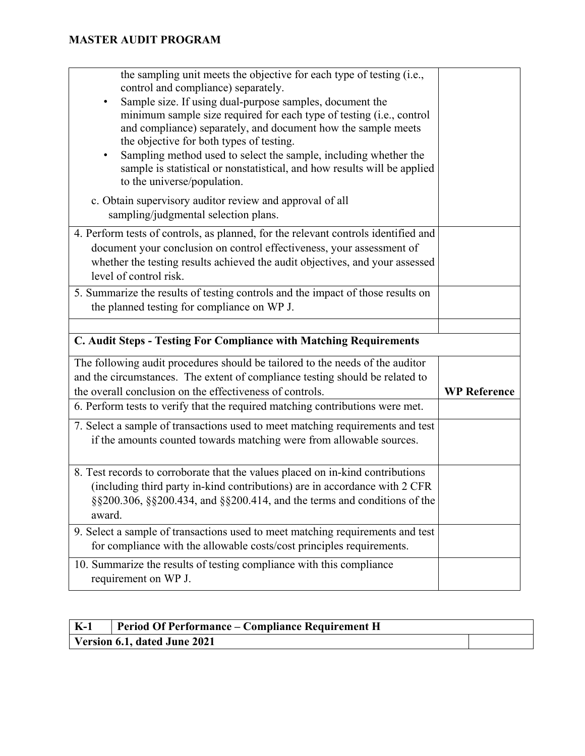| | |
|---|---|
| the sampling unit meets the objective for each type of testing (i.e., control and compliance) separately.<br>• Sample size. If using dual-purpose samples, document the minimum sample size required for each type of testing (i.e., control and compliance) separately, and document how the sample meets the objective for both types of testing.<br>• Sampling method used to select the sample, including whether the sample is statistical or nonstatistical, and how results will be applied to the universe/population.<br><br>c. Obtain supervisory auditor review and approval of all sampling/judgmental selection plans. | |
| 4. Perform tests of controls, as planned, for the relevant controls identified and document your conclusion on control effectiveness, your assessment of whether the testing results achieved the audit objectives, and your assessed level of control risk. | |
| 5. Summarize the results of testing controls and the impact of those results on the planned testing for compliance on WP J. | |
| | |
| **C. Audit Steps - Testing For Compliance with Matching Requirements** | |
| The following audit procedures should be tailored to the needs of the auditor and the circumstances. The extent of compliance testing should be related to the overall conclusion on the effectiveness of controls. | **WP Reference** |
| 6. Perform tests to verify that the required matching contributions were met. | |
| 7. Select a sample of transactions used to meet matching requirements and test if the amounts counted towards matching were from allowable sources. | |
| 8. Test records to corroborate that the values placed on in-kind contributions (including third party in-kind contributions) are in accordance with 2 CFR §§200.306, §§200.434, and §§200.414, and the terms and conditions of the award. | |
| 9. Select a sample of transactions used to meet matching requirements and test for compliance with the allowable costs/cost principles requirements. | |
| 10. Summarize the results of testing compliance with this compliance requirement on WP J. | |

| **K-1** | **Period Of Performance – Compliance Requirement H** | |
|---|---|---|
| **Version 6.1, dated June 2021** | | |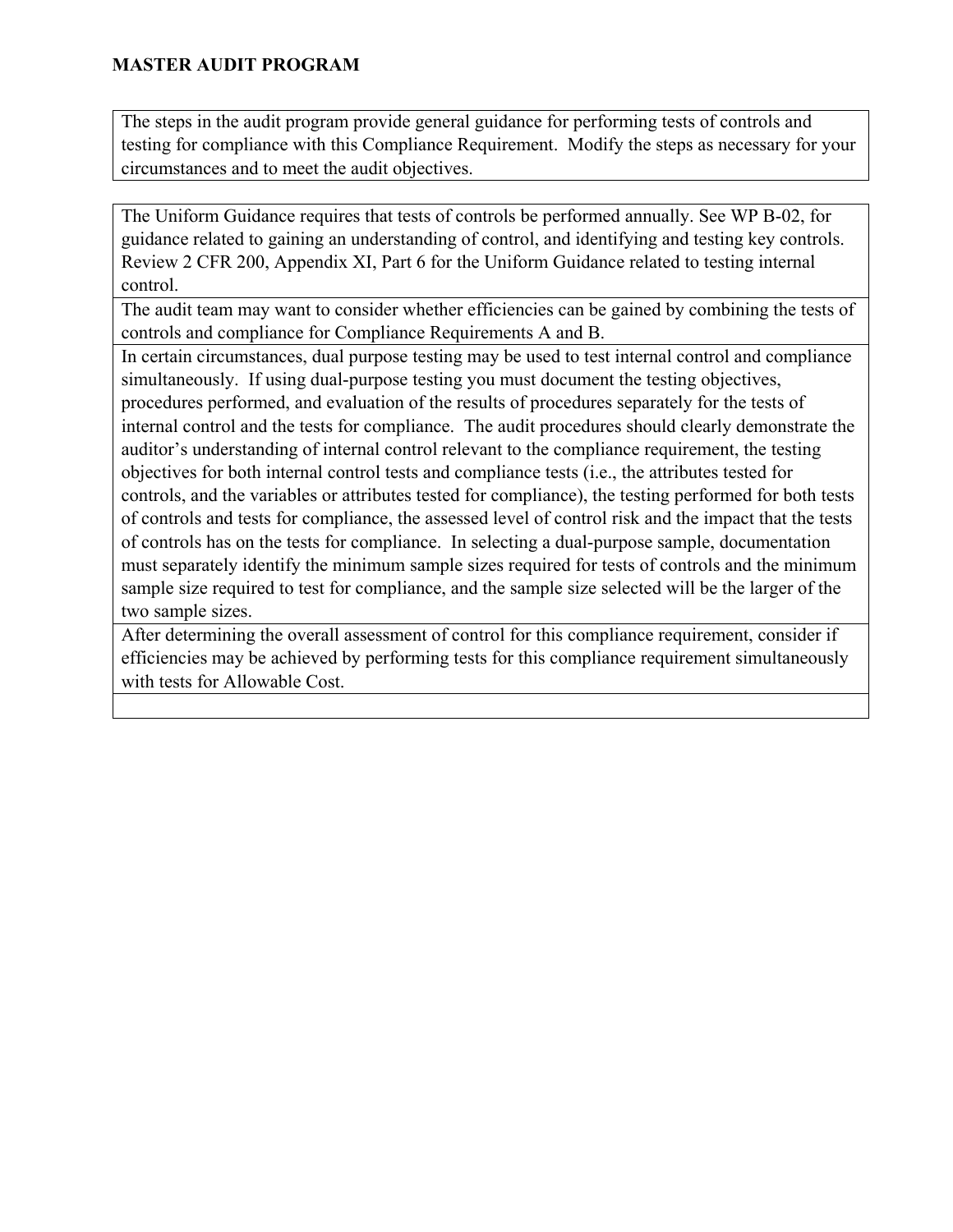**MASTER AUDIT PROGRAM**

| The steps in the audit program provide general guidance for performing tests of controls and testing for compliance with this Compliance Requirement. Modify the steps as necessary for your circumstances and to meet the audit objectives. |
| --- |

| The Uniform Guidance requires that tests of controls be performed annually. See WP B-02, for guidance related to gaining an understanding of control, and identifying and testing key controls. Review 2 CFR 200, Appendix XI, Part 6 for the Uniform Guidance related to testing internal control. |
| --- |
| The audit team may want to consider whether efficiencies can be gained by combining the tests of controls and compliance for Compliance Requirements A and B. |
| In certain circumstances, dual purpose testing may be used to test internal control and compliance simultaneously. If using dual-purpose testing you must document the testing objectives, procedures performed, and evaluation of the results of procedures separately for the tests of internal control and the tests for compliance. The audit procedures should clearly demonstrate the auditor's understanding of internal control relevant to the compliance requirement, the testing objectives for both internal control tests and compliance tests (i.e., the attributes tested for controls, and the variables or attributes tested for compliance), the testing performed for both tests of controls and tests for compliance, the assessed level of control risk and the impact that the tests of controls has on the tests for compliance. In selecting a dual-purpose sample, documentation must separately identify the minimum sample sizes required for tests of controls and the minimum sample size required to test for compliance, and the sample size selected will be the larger of the two sample sizes. |
| After determining the overall assessment of control for this compliance requirement, consider if efficiencies may be achieved by performing tests for this compliance requirement simultaneously with tests for Allowable Cost. |
| |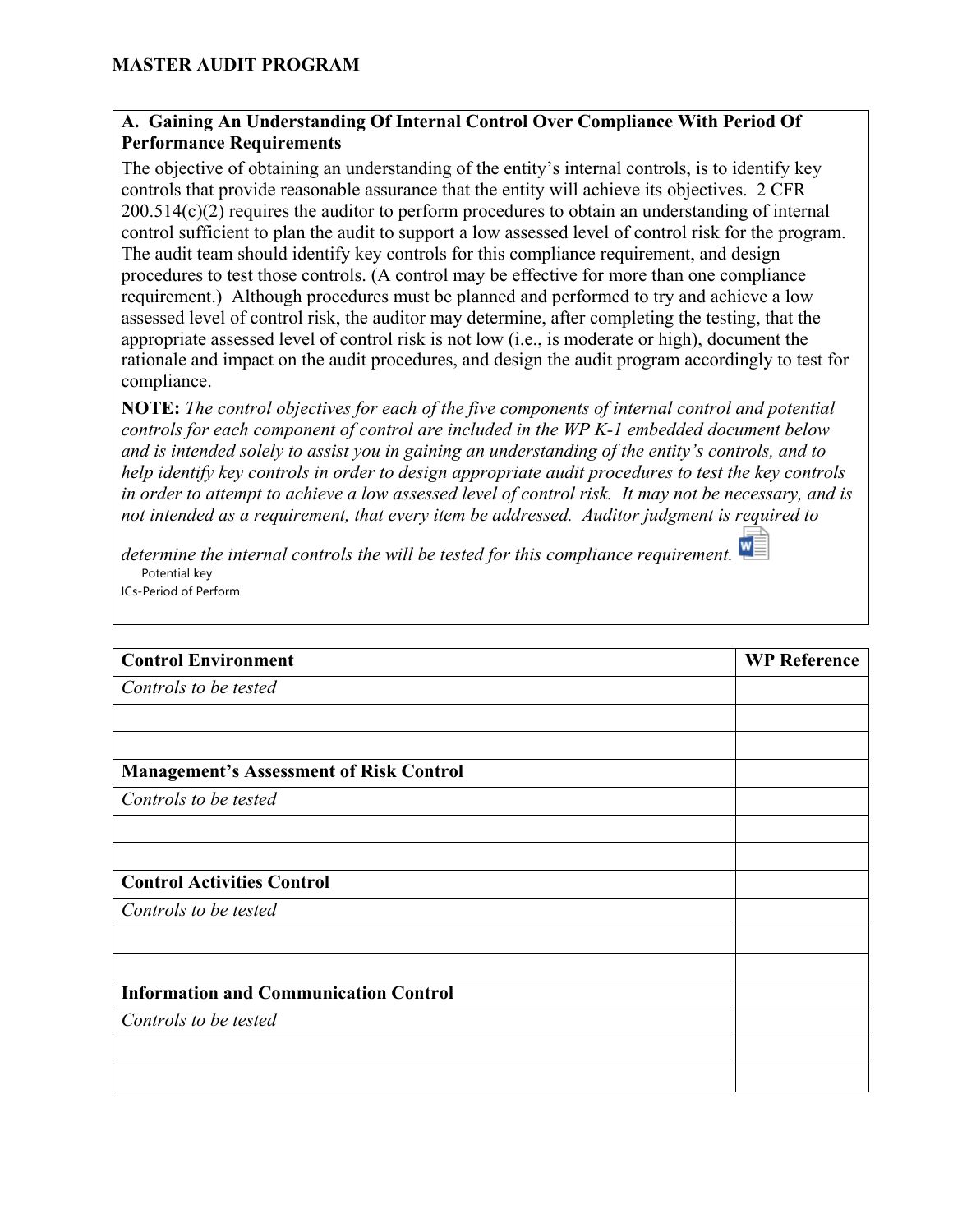**MASTER AUDIT PROGRAM**

**A. Gaining An Understanding Of Internal Control Over Compliance With Period Of Performance Requirements**

The objective of obtaining an understanding of the entity's internal controls, is to identify key controls that provide reasonable assurance that the entity will achieve its objectives. 2 CFR 200.514(c)(2) requires the auditor to perform procedures to obtain an understanding of internal control sufficient to plan the audit to support a low assessed level of control risk for the program. The audit team should identify key controls for this compliance requirement, and design procedures to test those controls. (A control may be effective for more than one compliance requirement.) Although procedures must be planned and performed to try and achieve a low assessed level of control risk, the auditor may determine, after completing the testing, that the appropriate assessed level of control risk is not low (i.e., is moderate or high), document the rationale and impact on the audit procedures, and design the audit program accordingly to test for compliance.

**NOTE:** *The control objectives for each of the five components of internal control and potential controls for each component of control are included in the WP K-1 embedded document below and is intended solely to assist you in gaining an understanding of the entity's controls, and to help identify key controls in order to design appropriate audit procedures to test the key controls in order to attempt to achieve a low assessed level of control risk. It may not be necessary, and is not intended as a requirement, that every item be addressed. Auditor judgment is required to determine the internal controls the will be tested for this compliance requirement.*

Potential key ICs-Period of Perform

| **Control Environment** | **WP Reference** |
|---|---|
| *Controls to be tested* | |
| | |
| | |
| **Management's Assessment of Risk Control** | |
| *Controls to be tested* | |
| | |
| | |
| **Control Activities Control** | |
| *Controls to be tested* | |
| | |
| | |
| **Information and Communication Control** | |
| *Controls to be tested* | |
| | |
| | |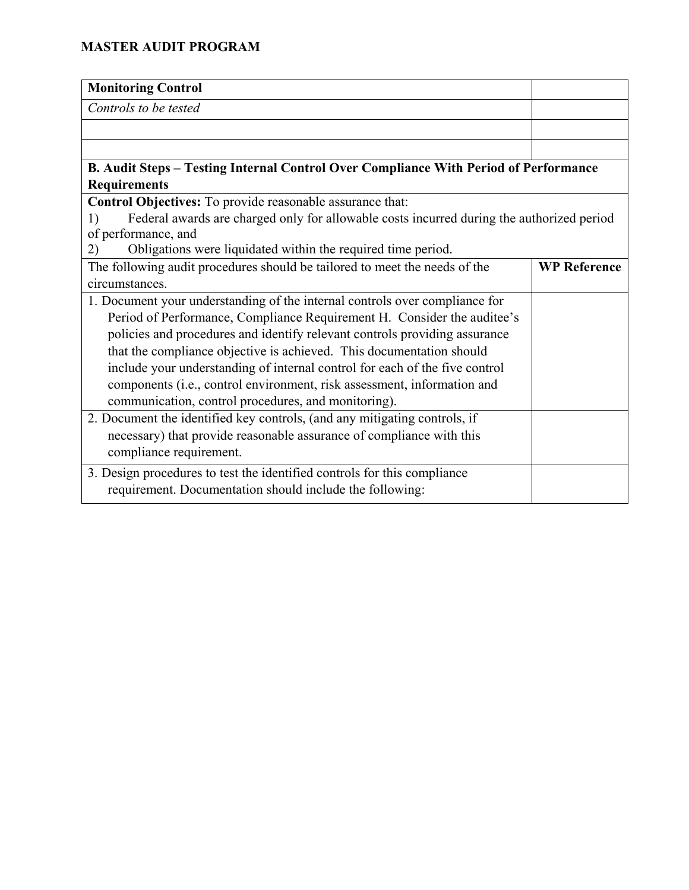**MASTER AUDIT PROGRAM**

| **Monitoring Control** | |
|---|---|
| *Controls to be tested* | |
| | |
| | |
| **B. Audit Steps – Testing Internal Control Over Compliance With Period of Performance Requirements** | |
| **Control Objectives:** To provide reasonable assurance that:<br>1) Federal awards are charged only for allowable costs incurred during the authorized period of performance, and<br>2) Obligations were liquidated within the required time period. | |
| The following audit procedures should be tailored to meet the needs of the circumstances. | **WP Reference** |
| 1. Document your understanding of the internal controls over compliance for Period of Performance, Compliance Requirement H. Consider the auditee's policies and procedures and identify relevant controls providing assurance that the compliance objective is achieved. This documentation should include your understanding of internal control for each of the five control components (i.e., control environment, risk assessment, information and communication, control procedures, and monitoring). | |
| 2. Document the identified key controls, (and any mitigating controls, if necessary) that provide reasonable assurance of compliance with this compliance requirement. | |
| 3. Design procedures to test the identified controls for this compliance requirement. Documentation should include the following: | |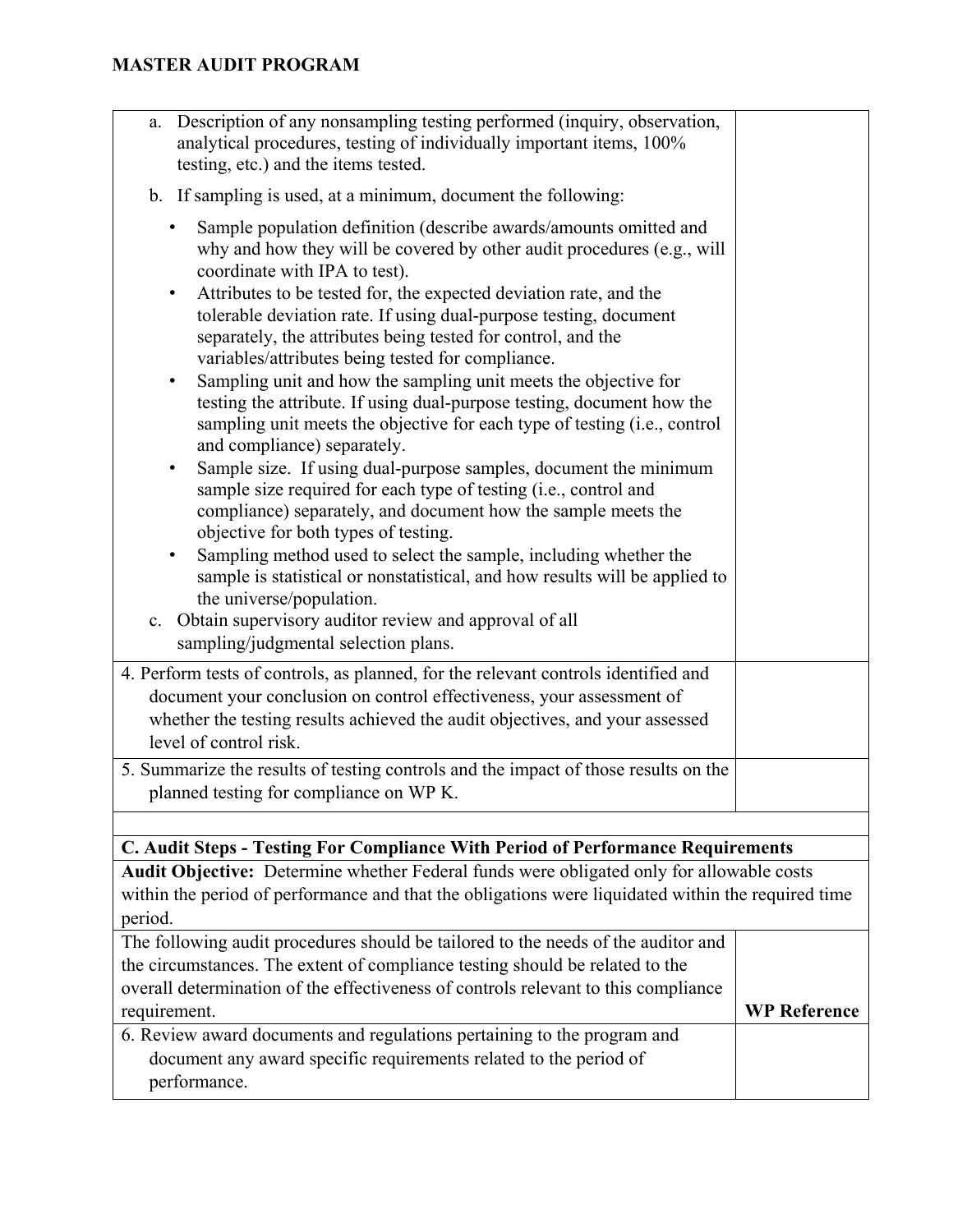**MASTER AUDIT PROGRAM**

| | |
|---|---|
| a. Description of any nonsampling testing performed (inquiry, observation, analytical procedures, testing of individually important items, 100% testing, etc.) and the items tested.<br><br>b. If sampling is used, at a minimum, document the following:<br>• Sample population definition (describe awards/amounts omitted and why and how they will be covered by other audit procedures (e.g., will coordinate with IPA to test).<br>• Attributes to be tested for, the expected deviation rate, and the tolerable deviation rate. If using dual-purpose testing, document separately, the attributes being tested for control, and the variables/attributes being tested for compliance.<br>• Sampling unit and how the sampling unit meets the objective for testing the attribute. If using dual-purpose testing, document how the sampling unit meets the objective for each type of testing (i.e., control and compliance) separately.<br>• Sample size. If using dual-purpose samples, document the minimum sample size required for each type of testing (i.e., control and compliance) separately, and document how the sample meets the objective for both types of testing.<br>• Sampling method used to select the sample, including whether the sample is statistical or nonstatistical, and how results will be applied to the universe/population.<br><br>c. Obtain supervisory auditor review and approval of all sampling/judgmental selection plans. | |
| 4. Perform tests of controls, as planned, for the relevant controls identified and document your conclusion on control effectiveness, your assessment of whether the testing results achieved the audit objectives, and your assessed level of control risk. | |
| 5. Summarize the results of testing controls and the impact of those results on the planned testing for compliance on WP K. | |
| | |
| **C. Audit Steps - Testing For Compliance With Period of Performance Requirements** | |
| **Audit Objective:** Determine whether Federal funds were obligated only for allowable costs within the period of performance and that the obligations were liquidated within the required time period. | |
| The following audit procedures should be tailored to the needs of the auditor and the circumstances. The extent of compliance testing should be related to the overall determination of the effectiveness of controls relevant to this compliance requirement. | **WP Reference** |
| 6. Review award documents and regulations pertaining to the program and document any award specific requirements related to the period of performance. | |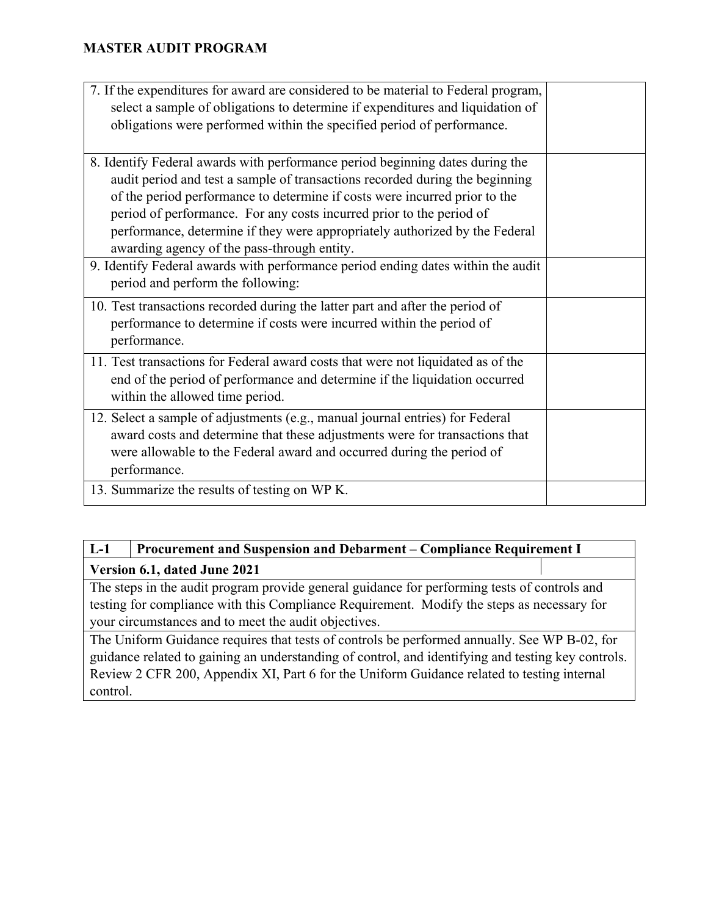**MASTER AUDIT PROGRAM**

| | |
|---|---|
| 7. If the expenditures for award are considered to be material to Federal program, select a sample of obligations to determine if expenditures and liquidation of obligations were performed within the specified period of performance. | |
| 8. Identify Federal awards with performance period beginning dates during the audit period and test a sample of transactions recorded during the beginning of the period performance to determine if costs were incurred prior to the period of performance. For any costs incurred prior to the period of performance, determine if they were appropriately authorized by the Federal awarding agency of the pass-through entity. | |
| 9. Identify Federal awards with performance period ending dates within the audit period and perform the following: | |
| 10. Test transactions recorded during the latter part and after the period of performance to determine if costs were incurred within the period of performance. | |
| 11. Test transactions for Federal award costs that were not liquidated as of the end of the period of performance and determine if the liquidation occurred within the allowed time period. | |
| 12. Select a sample of adjustments (e.g., manual journal entries) for Federal award costs and determine that these adjustments were for transactions that were allowable to the Federal award and occurred during the period of performance. | |
| 13. Summarize the results of testing on WP K. | |

| **L-1** | **Procurement and Suspension and Debarment – Compliance Requirement I** |
|---|---|
| **Version 6.1, dated June 2021** | |
| The steps in the audit program provide general guidance for performing tests of controls and testing for compliance with this Compliance Requirement. Modify the steps as necessary for your circumstances and to meet the audit objectives. | |
| The Uniform Guidance requires that tests of controls be performed annually. See WP B-02, for guidance related to gaining an understanding of control, and identifying and testing key controls. Review 2 CFR 200, Appendix XI, Part 6 for the Uniform Guidance related to testing internal control. | |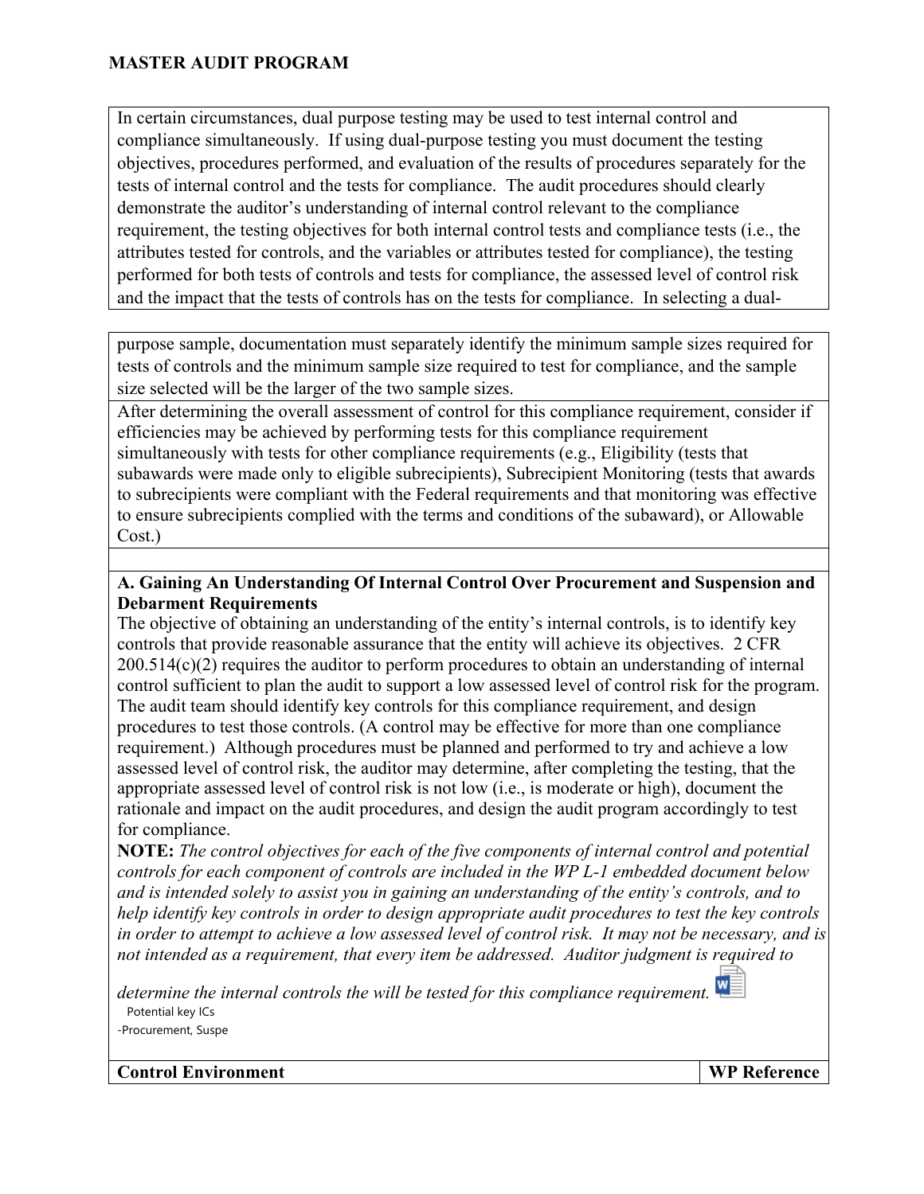In certain circumstances, dual purpose testing may be used to test internal control and compliance simultaneously. If using dual-purpose testing you must document the testing objectives, procedures performed, and evaluation of the results of procedures separately for the tests of internal control and the tests for compliance. The audit procedures should clearly demonstrate the auditor's understanding of internal control relevant to the compliance requirement, the testing objectives for both internal control tests and compliance tests (i.e., the attributes tested for controls, and the variables or attributes tested for compliance), the testing performed for both tests of controls and tests for compliance, the assessed level of control risk and the impact that the tests of controls has on the tests for compliance. In selecting a dual-purpose sample, documentation must separately identify the minimum sample sizes required for tests of controls and the minimum sample size required to test for compliance, and the sample size selected will be the larger of the two sample sizes.

After determining the overall assessment of control for this compliance requirement, consider if efficiencies may be achieved by performing tests for this compliance requirement simultaneously with tests for other compliance requirements (e.g., Eligibility (tests that subawards were made only to eligible subrecipients), Subrecipient Monitoring (tests that awards to subrecipients were compliant with the Federal requirements and that monitoring was effective to ensure subrecipients complied with the terms and conditions of the subaward), or Allowable Cost.)

**A. Gaining An Understanding Of Internal Control Over Procurement and Suspension and Debarment Requirements**

The objective of obtaining an understanding of the entity's internal controls, is to identify key controls that provide reasonable assurance that the entity will achieve its objectives. 2 CFR 200.514(c)(2) requires the auditor to perform procedures to obtain an understanding of internal control sufficient to plan the audit to support a low assessed level of control risk for the program. The audit team should identify key controls for this compliance requirement, and design procedures to test those controls. (A control may be effective for more than one compliance requirement.) Although procedures must be planned and performed to try and achieve a low assessed level of control risk, the auditor may determine, after completing the testing, that the appropriate assessed level of control risk is not low (i.e., is moderate or high), document the rationale and impact on the audit procedures, and design the audit program accordingly to test for compliance.

**NOTE:** *The control objectives for each of the five components of internal control and potential controls for each component of controls are included in the WP L-1 embedded document below and is intended solely to assist you in gaining an understanding of the entity's controls, and to help identify key controls in order to design appropriate audit procedures to test the key controls in order to attempt to achieve a low assessed level of control risk. It may not be necessary, and is not intended as a requirement, that every item be addressed. Auditor judgment is required to determine the internal controls the will be tested for this compliance requirement.*

Potential key ICs
-Procurement, Suspe

| Control Environment | WP Reference |
|---|---|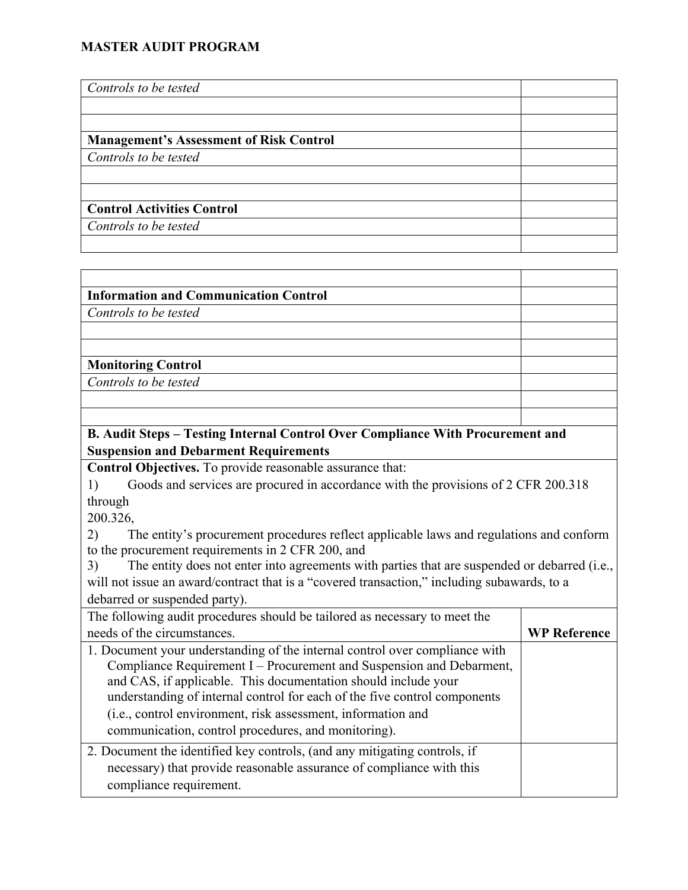**MASTER AUDIT PROGRAM**

| | |
|---|---|
| *Controls to be tested* | |
| | |
| | |
| **Management's Assessment of Risk Control** | |
| *Controls to be tested* | |
| | |
| | |
| **Control Activities Control** | |
| *Controls to be tested* | |
| | |

| | |
|---|---|
| | |
| **Information and Communication Control** | |
| *Controls to be tested* | |
| | |
| | |
| **Monitoring Control** | |
| *Controls to be tested* | |
| | |
| | |
| **B. Audit Steps – Testing Internal Control Over Compliance With Procurement and Suspension and Debarment Requirements** | |
| **Control Objectives.** To provide reasonable assurance that: 1) Goods and services are procured in accordance with the provisions of 2 CFR 200.318 through 200.326, 2) The entity's procurement procedures reflect applicable laws and regulations and conform to the procurement requirements in 2 CFR 200, and 3) The entity does not enter into agreements with parties that are suspended or debarred (i.e., will not issue an award/contract that is a "covered transaction," including subawards, to a debarred or suspended party). | |
| The following audit procedures should be tailored as necessary to meet the needs of the circumstances. | **WP Reference** |
| 1. Document your understanding of the internal control over compliance with Compliance Requirement I – Procurement and Suspension and Debarment, and CAS, if applicable. This documentation should include your understanding of internal control for each of the five control components (i.e., control environment, risk assessment, information and communication, control procedures, and monitoring). | |
| 2. Document the identified key controls, (and any mitigating controls, if necessary) that provide reasonable assurance of compliance with this compliance requirement. | |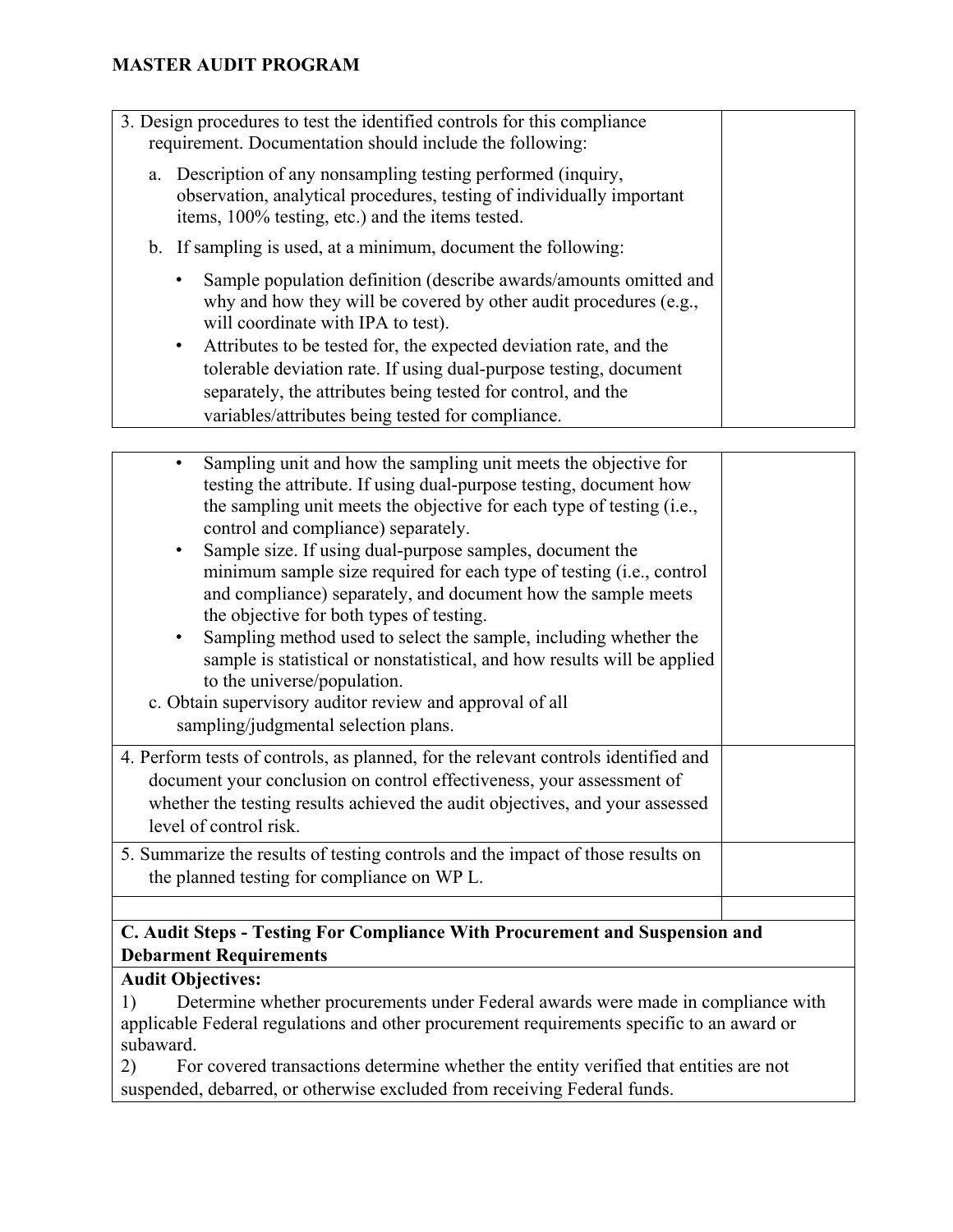**MASTER AUDIT PROGRAM**

| | |
|---|---|
| 3. Design procedures to test the identified controls for this compliance requirement. Documentation should include the following:<br><br>a. Description of any nonsampling testing performed (inquiry, observation, analytical procedures, testing of individually important items, 100% testing, etc.) and the items tested.<br><br>b. If sampling is used, at a minimum, document the following:<br><br>• Sample population definition (describe awards/amounts omitted and why and how they will be covered by other audit procedures (e.g., will coordinate with IPA to test).<br>• Attributes to be tested for, the expected deviation rate, and the tolerable deviation rate. If using dual-purpose testing, document separately, the attributes being tested for control, and the variables/attributes being tested for compliance. | |
| • Sampling unit and how the sampling unit meets the objective for testing the attribute. If using dual-purpose testing, document how the sampling unit meets the objective for each type of testing (i.e., control and compliance) separately.<br>• Sample size. If using dual-purpose samples, document the minimum sample size required for each type of testing (i.e., control and compliance) separately, and document how the sample meets the objective for both types of testing.<br>• Sampling method used to select the sample, including whether the sample is statistical or nonstatistical, and how results will be applied to the universe/population.<br><br>c. Obtain supervisory auditor review and approval of all sampling/judgmental selection plans. | |
| 4. Perform tests of controls, as planned, for the relevant controls identified and document your conclusion on control effectiveness, your assessment of whether the testing results achieved the audit objectives, and your assessed level of control risk. | |
| 5. Summarize the results of testing controls and the impact of those results on the planned testing for compliance on WP L. | |
| | |

**C. Audit Steps - Testing For Compliance With Procurement and Suspension and Debarment Requirements**

**Audit Objectives:**

1) Determine whether procurements under Federal awards were made in compliance with applicable Federal regulations and other procurement requirements specific to an award or subaward.

2) For covered transactions determine whether the entity verified that entities are not suspended, debarred, or otherwise excluded from receiving Federal funds.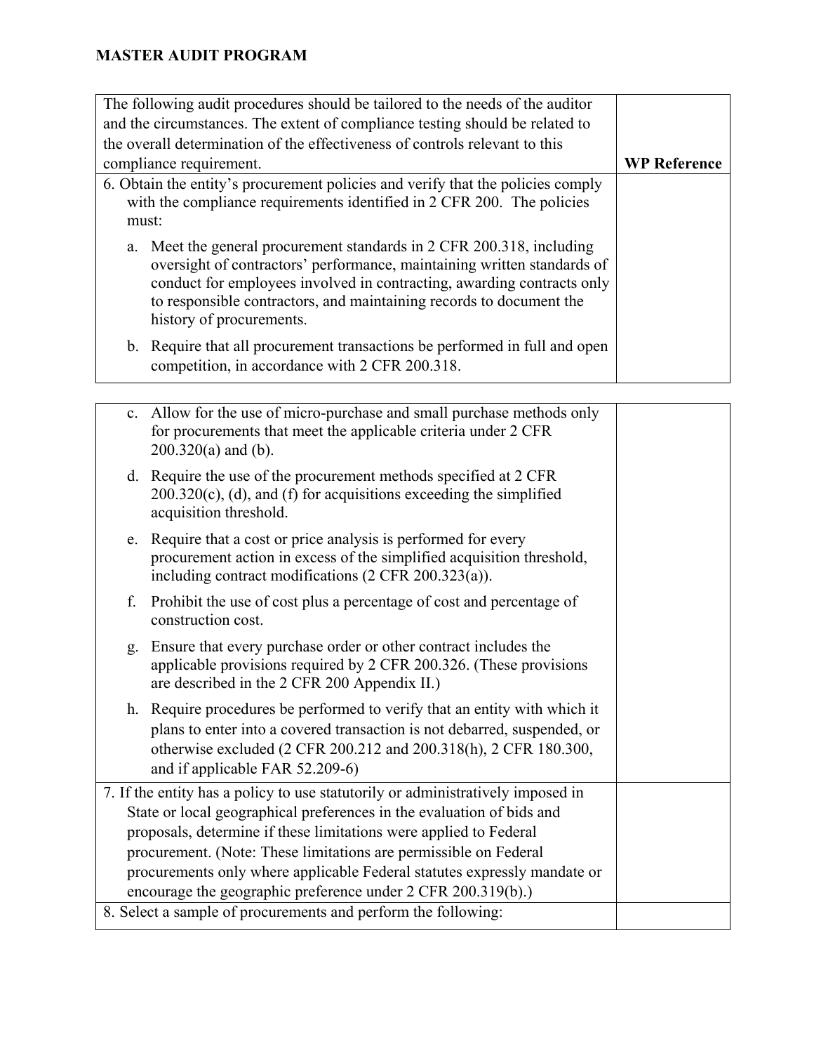# MASTER AUDIT PROGRAM

| The following audit procedures should be tailored to the needs of the auditor and the circumstances. The extent of compliance testing should be related to the overall determination of the effectiveness of controls relevant to this compliance requirement. | WP Reference |
|---|---|
| 6. Obtain the entity's procurement policies and verify that the policies comply with the compliance requirements identified in 2 CFR 200. The policies must:<br><br>a. Meet the general procurement standards in 2 CFR 200.318, including oversight of contractors' performance, maintaining written standards of conduct for employees involved in contracting, awarding contracts only to responsible contractors, and maintaining records to document the history of procurements.<br><br>b. Require that all procurement transactions be performed in full and open competition, in accordance with 2 CFR 200.318. | |
| c. Allow for the use of micro-purchase and small purchase methods only for procurements that meet the applicable criteria under 2 CFR 200.320(a) and (b).<br><br>d. Require the use of the procurement methods specified at 2 CFR 200.320(c), (d), and (f) for acquisitions exceeding the simplified acquisition threshold.<br><br>e. Require that a cost or price analysis is performed for every procurement action in excess of the simplified acquisition threshold, including contract modifications (2 CFR 200.323(a)).<br><br>f. Prohibit the use of cost plus a percentage of cost and percentage of construction cost.<br><br>g. Ensure that every purchase order or other contract includes the applicable provisions required by 2 CFR 200.326. (These provisions are described in the 2 CFR 200 Appendix II.)<br><br>h. Require procedures be performed to verify that an entity with which it plans to enter into a covered transaction is not debarred, suspended, or otherwise excluded (2 CFR 200.212 and 200.318(h), 2 CFR 180.300, and if applicable FAR 52.209-6) | |
| 7. If the entity has a policy to use statutorily or administratively imposed in State or local geographical preferences in the evaluation of bids and proposals, determine if these limitations were applied to Federal procurement. (Note: These limitations are permissible on Federal procurements only where applicable Federal statutes expressly mandate or encourage the geographic preference under 2 CFR 200.319(b).) | |
| 8. Select a sample of procurements and perform the following: | |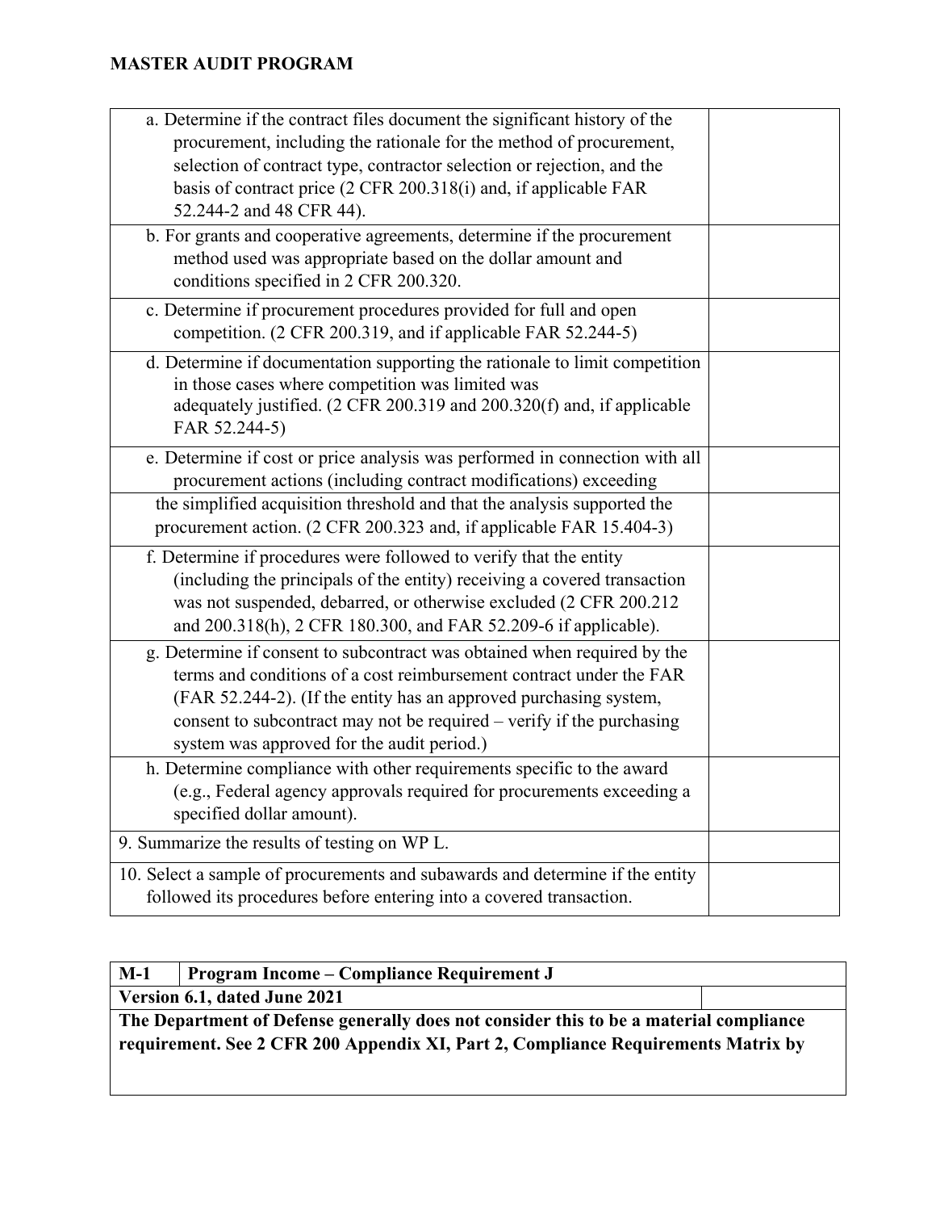| | |
|---|---|
| a. Determine if the contract files document the significant history of the procurement, including the rationale for the method of procurement, selection of contract type, contractor selection or rejection, and the basis of contract price (2 CFR 200.318(i) and, if applicable FAR 52.244-2 and 48 CFR 44). | |
| b. For grants and cooperative agreements, determine if the procurement method used was appropriate based on the dollar amount and conditions specified in 2 CFR 200.320. | |
| c. Determine if procurement procedures provided for full and open competition. (2 CFR 200.319, and if applicable FAR 52.244-5) | |
| d. Determine if documentation supporting the rationale to limit competition in those cases where competition was limited was adequately justified. (2 CFR 200.319 and 200.320(f) and, if applicable FAR 52.244-5) | |
| e. Determine if cost or price analysis was performed in connection with all procurement actions (including contract modifications) exceeding the simplified acquisition threshold and that the analysis supported the procurement action. (2 CFR 200.323 and, if applicable FAR 15.404-3) | |
| f. Determine if procedures were followed to verify that the entity (including the principals of the entity) receiving a covered transaction was not suspended, debarred, or otherwise excluded (2 CFR 200.212 and 200.318(h), 2 CFR 180.300, and FAR 52.209-6 if applicable). | |
| g. Determine if consent to subcontract was obtained when required by the terms and conditions of a cost reimbursement contract under the FAR (FAR 52.244-2). (If the entity has an approved purchasing system, consent to subcontract may not be required – verify if the purchasing system was approved for the audit period.) | |
| h. Determine compliance with other requirements specific to the award (e.g., Federal agency approvals required for procurements exceeding a specified dollar amount). | |
| 9. Summarize the results of testing on WP L. | |
| 10. Select a sample of procurements and subawards and determine if the entity followed its procedures before entering into a covered transaction. | |

| **M-1** | **Program Income – Compliance Requirement J** |
|---|---|
| **Version 6.1, dated June 2021** | |
| **The Department of Defense generally does not consider this to be a material compliance requirement. See 2 CFR 200 Appendix XI, Part 2, Compliance Requirements Matrix by** | |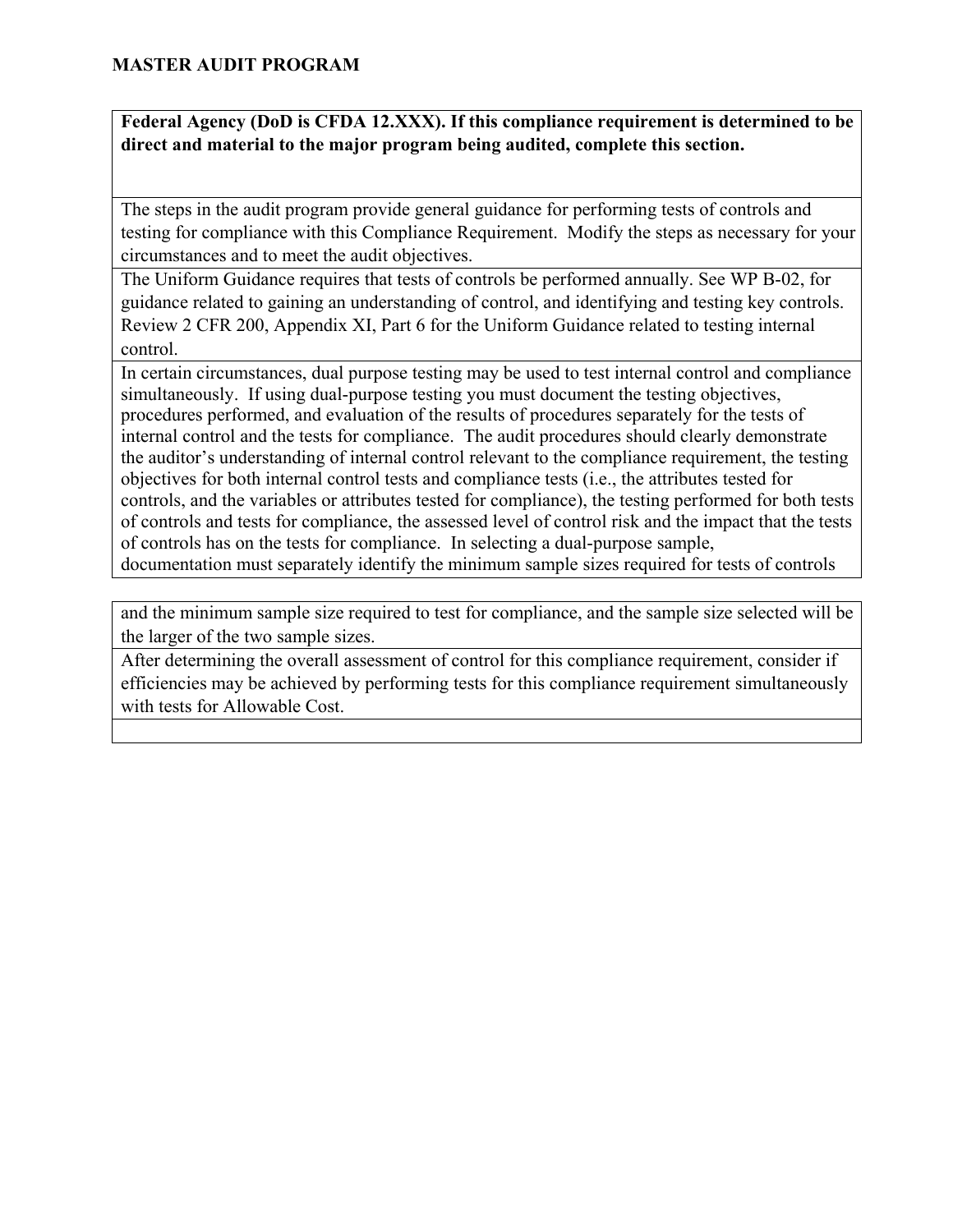**MASTER AUDIT PROGRAM**

| **Federal Agency (DoD is CFDA 12.XXX). If this compliance requirement is determined to be direct and material to the major program being audited, complete this section.** |
|---|
| The steps in the audit program provide general guidance for performing tests of controls and testing for compliance with this Compliance Requirement. Modify the steps as necessary for your circumstances and to meet the audit objectives. |
| The Uniform Guidance requires that tests of controls be performed annually. See WP B-02, for guidance related to gaining an understanding of control, and identifying and testing key controls. Review 2 CFR 200, Appendix XI, Part 6 for the Uniform Guidance related to testing internal control. |
| In certain circumstances, dual purpose testing may be used to test internal control and compliance simultaneously. If using dual-purpose testing you must document the testing objectives, procedures performed, and evaluation of the results of procedures separately for the tests of internal control and the tests for compliance. The audit procedures should clearly demonstrate the auditor's understanding of internal control relevant to the compliance requirement, the testing objectives for both internal control tests and compliance tests (i.e., the attributes tested for controls, and the variables or attributes tested for compliance), the testing performed for both tests of controls and tests for compliance, the assessed level of control risk and the impact that the tests of controls has on the tests for compliance. In selecting a dual-purpose sample, documentation must separately identify the minimum sample sizes required for tests of controls and the minimum sample size required to test for compliance, and the sample size selected will be the larger of the two sample sizes. |
| After determining the overall assessment of control for this compliance requirement, consider if efficiencies may be achieved by performing tests for this compliance requirement simultaneously with tests for Allowable Cost. |
| |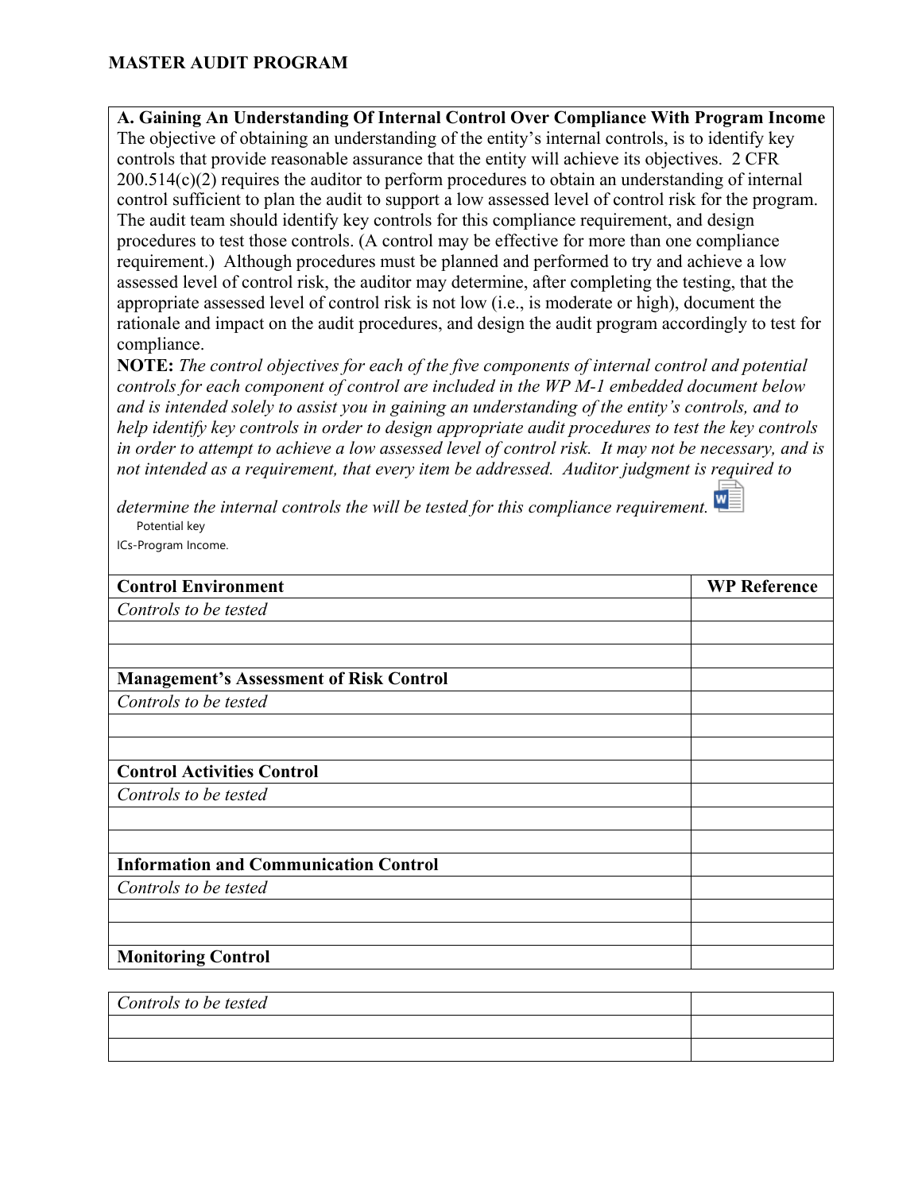**MASTER AUDIT PROGRAM**

**A. Gaining An Understanding Of Internal Control Over Compliance With Program Income**

The objective of obtaining an understanding of the entity's internal controls, is to identify key controls that provide reasonable assurance that the entity will achieve its objectives. 2 CFR 200.514(c)(2) requires the auditor to perform procedures to obtain an understanding of internal control sufficient to plan the audit to support a low assessed level of control risk for the program. The audit team should identify key controls for this compliance requirement, and design procedures to test those controls. (A control may be effective for more than one compliance requirement.) Although procedures must be planned and performed to try and achieve a low assessed level of control risk, the auditor may determine, after completing the testing, that the appropriate assessed level of control risk is not low (i.e., is moderate or high), document the rationale and impact on the audit procedures, and design the audit program accordingly to test for compliance.

**NOTE:** *The control objectives for each of the five components of internal control and potential controls for each component of control are included in the WP M-1 embedded document below and is intended solely to assist you in gaining an understanding of the entity's controls, and to help identify key controls in order to design appropriate audit procedures to test the key controls in order to attempt to achieve a low assessed level of control risk. It may not be necessary, and is not intended as a requirement, that every item be addressed. Auditor judgment is required to determine the internal controls the will be tested for this compliance requirement.*

Potential key ICs-Program Income.

| **Control Environment** | **WP Reference** |
|---|---|
| *Controls to be tested* | |
| | |
| | |
| **Management's Assessment of Risk Control** | |
| *Controls to be tested* | |
| | |
| | |
| **Control Activities Control** | |
| *Controls to be tested* | |
| | |
| | |
| **Information and Communication Control** | |
| *Controls to be tested* | |
| | |
| | |
| **Monitoring Control** | |
| *Controls to be tested* | |
| | |
| | |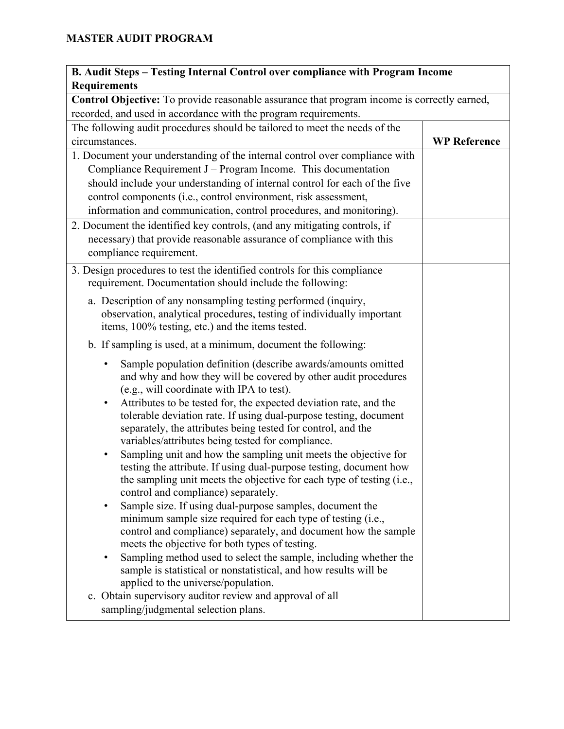**MASTER AUDIT PROGRAM**

| **B. Audit Steps – Testing Internal Control over compliance with Program Income Requirements** | |
|---|---|
| **Control Objective:** To provide reasonable assurance that program income is correctly earned, recorded, and used in accordance with the program requirements. | |
| The following audit procedures should be tailored to meet the needs of the circumstances. | **WP Reference** |
| 1. Document your understanding of the internal control over compliance with Compliance Requirement J – Program Income. This documentation should include your understanding of internal control for each of the five control components (i.e., control environment, risk assessment, information and communication, control procedures, and monitoring). | |
| 2. Document the identified key controls, (and any mitigating controls, if necessary) that provide reasonable assurance of compliance with this compliance requirement. | |
| 3. Design procedures to test the identified controls for this compliance requirement. Documentation should include the following:<br><br>a. Description of any nonsampling testing performed (inquiry, observation, analytical procedures, testing of individually important items, 100% testing, etc.) and the items tested.<br><br>b. If sampling is used, at a minimum, document the following:<br><br>• Sample population definition (describe awards/amounts omitted and why and how they will be covered by other audit procedures (e.g., will coordinate with IPA to test).<br>• Attributes to be tested for, the expected deviation rate, and the tolerable deviation rate. If using dual-purpose testing, document separately, the attributes being tested for control, and the variables/attributes being tested for compliance.<br>• Sampling unit and how the sampling unit meets the objective for testing the attribute. If using dual-purpose testing, document how the sampling unit meets the objective for each type of testing (i.e., control and compliance) separately.<br>• Sample size. If using dual-purpose samples, document the minimum sample size required for each type of testing (i.e., control and compliance) separately, and document how the sample meets the objective for both types of testing.<br>• Sampling method used to select the sample, including whether the sample is statistical or nonstatistical, and how results will be applied to the universe/population.<br><br>c. Obtain supervisory auditor review and approval of all sampling/judgmental selection plans. | |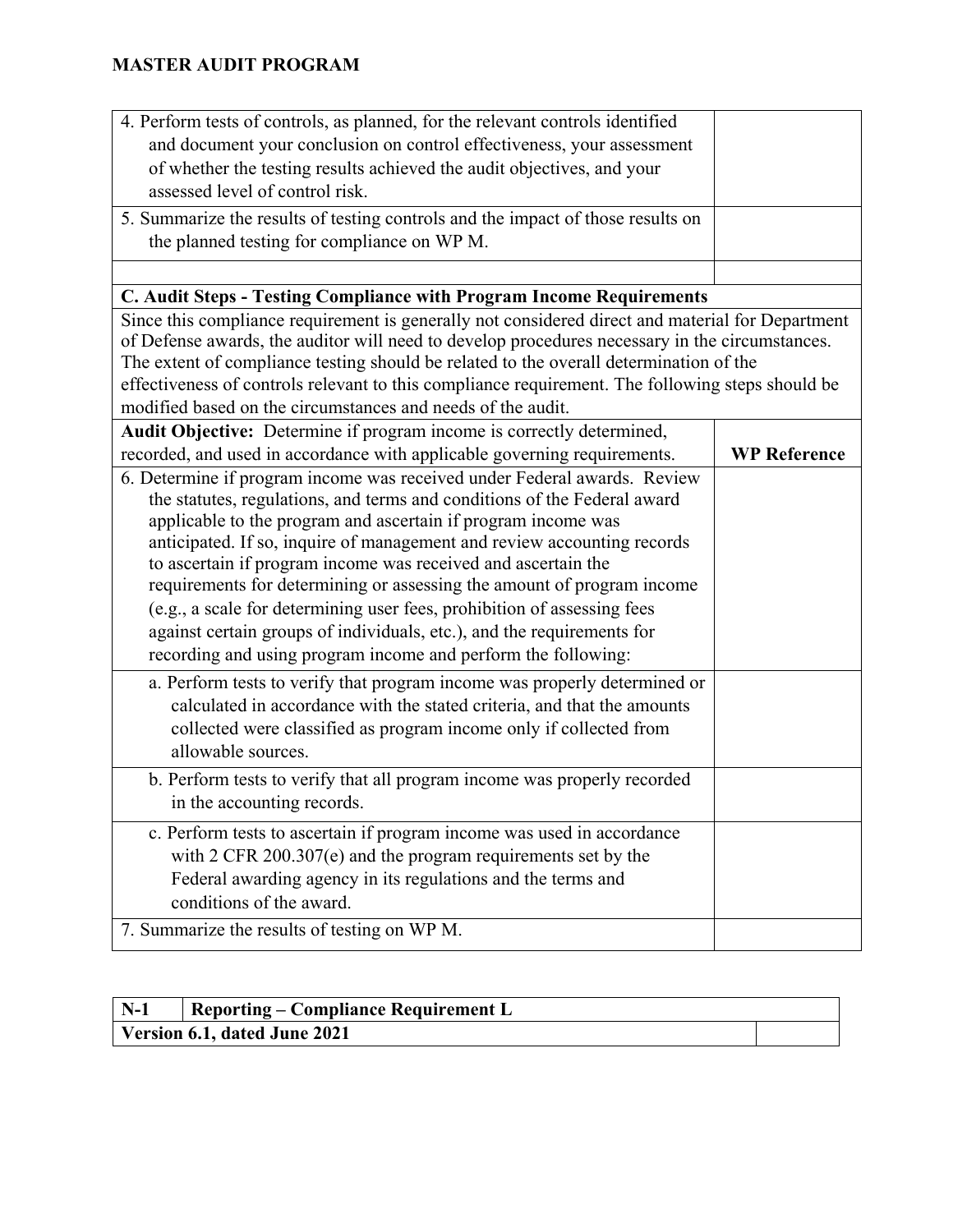| | |
|---|---|
| 4. Perform tests of controls, as planned, for the relevant controls identified and document your conclusion on control effectiveness, your assessment of whether the testing results achieved the audit objectives, and your assessed level of control risk. | |
| 5. Summarize the results of testing controls and the impact of those results on the planned testing for compliance on WP M. | |
| | |
| **C. Audit Steps - Testing Compliance with Program Income Requirements** | |
| Since this compliance requirement is generally not considered direct and material for Department of Defense awards, the auditor will need to develop procedures necessary in the circumstances. The extent of compliance testing should be related to the overall determination of the effectiveness of controls relevant to this compliance requirement. The following steps should be modified based on the circumstances and needs of the audit. | |
| **Audit Objective:** Determine if program income is correctly determined, recorded, and used in accordance with applicable governing requirements. | **WP Reference** |
| 6. Determine if program income was received under Federal awards. Review the statutes, regulations, and terms and conditions of the Federal award applicable to the program and ascertain if program income was anticipated. If so, inquire of management and review accounting records to ascertain if program income was received and ascertain the requirements for determining or assessing the amount of program income (e.g., a scale for determining user fees, prohibition of assessing fees against certain groups of individuals, etc.), and the requirements for recording and using program income and perform the following: | |
| a. Perform tests to verify that program income was properly determined or calculated in accordance with the stated criteria, and that the amounts collected were classified as program income only if collected from allowable sources. | |
| b. Perform tests to verify that all program income was properly recorded in the accounting records. | |
| c. Perform tests to ascertain if program income was used in accordance with 2 CFR 200.307(e) and the program requirements set by the Federal awarding agency in its regulations and the terms and conditions of the award. | |
| 7. Summarize the results of testing on WP M. | |

| N-1 | Reporting – Compliance Requirement L | |
|---|---|---|
| **Version 6.1, dated June 2021** | | |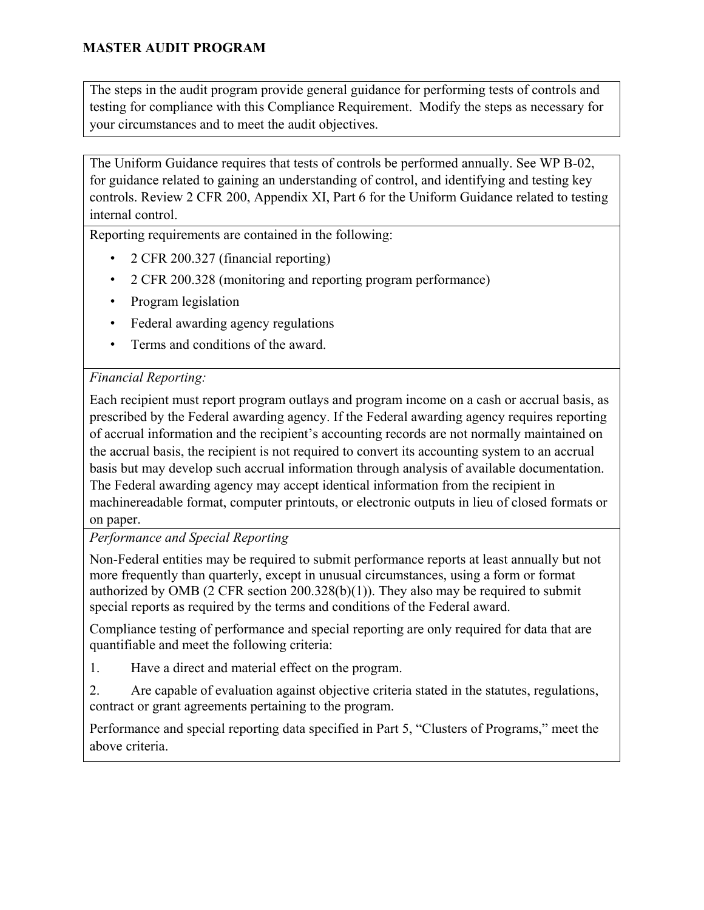**MASTER AUDIT PROGRAM**

The steps in the audit program provide general guidance for performing tests of controls and testing for compliance with this Compliance Requirement. Modify the steps as necessary for your circumstances and to meet the audit objectives.

The Uniform Guidance requires that tests of controls be performed annually. See WP B-02, for guidance related to gaining an understanding of control, and identifying and testing key controls. Review 2 CFR 200, Appendix XI, Part 6 for the Uniform Guidance related to testing internal control.

Reporting requirements are contained in the following:

- 2 CFR 200.327 (financial reporting)
- 2 CFR 200.328 (monitoring and reporting program performance)
- Program legislation
- Federal awarding agency regulations
- Terms and conditions of the award.

*Financial Reporting:*

Each recipient must report program outlays and program income on a cash or accrual basis, as prescribed by the Federal awarding agency. If the Federal awarding agency requires reporting of accrual information and the recipient's accounting records are not normally maintained on the accrual basis, the recipient is not required to convert its accounting system to an accrual basis but may develop such accrual information through analysis of available documentation. The Federal awarding agency may accept identical information from the recipient in machinereadable format, computer printouts, or electronic outputs in lieu of closed formats or on paper.

*Performance and Special Reporting*

Non-Federal entities may be required to submit performance reports at least annually but not more frequently than quarterly, except in unusual circumstances, using a form or format authorized by OMB (2 CFR section 200.328(b)(1)). They also may be required to submit special reports as required by the terms and conditions of the Federal award.

Compliance testing of performance and special reporting are only required for data that are quantifiable and meet the following criteria:

1. Have a direct and material effect on the program.
2. Are capable of evaluation against objective criteria stated in the statutes, regulations, contract or grant agreements pertaining to the program.

Performance and special reporting data specified in Part 5, "Clusters of Programs," meet the above criteria.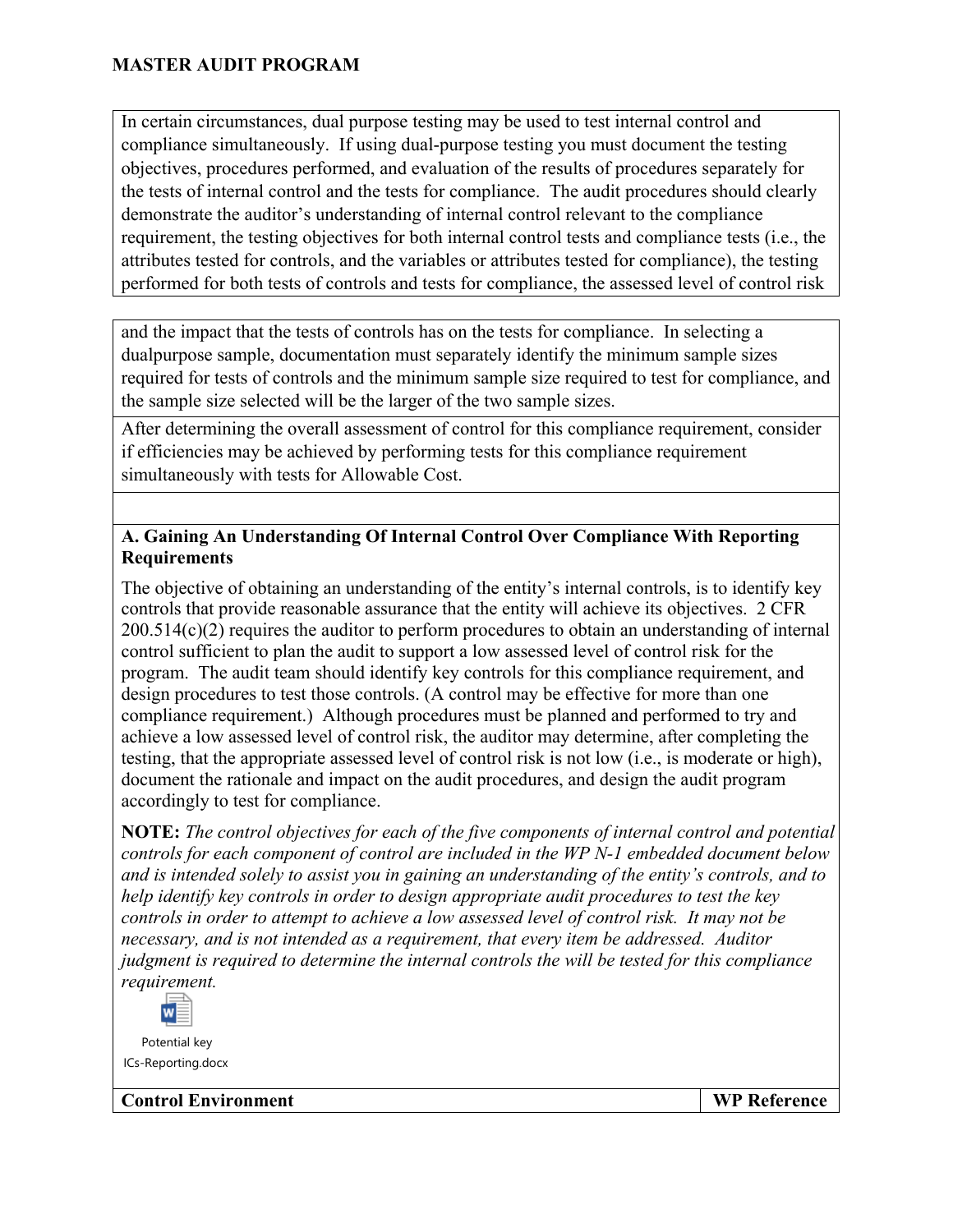In certain circumstances, dual purpose testing may be used to test internal control and compliance simultaneously. If using dual-purpose testing you must document the testing objectives, procedures performed, and evaluation of the results of procedures separately for the tests of internal control and the tests for compliance. The audit procedures should clearly demonstrate the auditor's understanding of internal control relevant to the compliance requirement, the testing objectives for both internal control tests and compliance tests (i.e., the attributes tested for controls, and the variables or attributes tested for compliance), the testing performed for both tests of controls and tests for compliance, the assessed level of control risk and the impact that the tests of controls has on the tests for compliance. In selecting a dualpurpose sample, documentation must separately identify the minimum sample sizes required for tests of controls and the minimum sample size required to test for compliance, and the sample size selected will be the larger of the two sample sizes.

After determining the overall assessment of control for this compliance requirement, consider if efficiencies may be achieved by performing tests for this compliance requirement simultaneously with tests for Allowable Cost.

**A. Gaining An Understanding Of Internal Control Over Compliance With Reporting Requirements**

The objective of obtaining an understanding of the entity's internal controls, is to identify key controls that provide reasonable assurance that the entity will achieve its objectives. 2 CFR 200.514(c)(2) requires the auditor to perform procedures to obtain an understanding of internal control sufficient to plan the audit to support a low assessed level of control risk for the program. The audit team should identify key controls for this compliance requirement, and design procedures to test those controls. (A control may be effective for more than one compliance requirement.) Although procedures must be planned and performed to try and achieve a low assessed level of control risk, the auditor may determine, after completing the testing, that the appropriate assessed level of control risk is not low (i.e., is moderate or high), document the rationale and impact on the audit procedures, and design the audit program accordingly to test for compliance.

**NOTE:** *The control objectives for each of the five components of internal control and potential controls for each component of control are included in the WP N-1 embedded document below and is intended solely to assist you in gaining an understanding of the entity's controls, and to help identify key controls in order to design appropriate audit procedures to test the key controls in order to attempt to achieve a low assessed level of control risk. It may not be necessary, and is not intended as a requirement, that every item be addressed. Auditor judgment is required to determine the internal controls the will be tested for this compliance requirement.*

Potential key ICs-Reporting.docx

| Control Environment | WP Reference |
|---|---|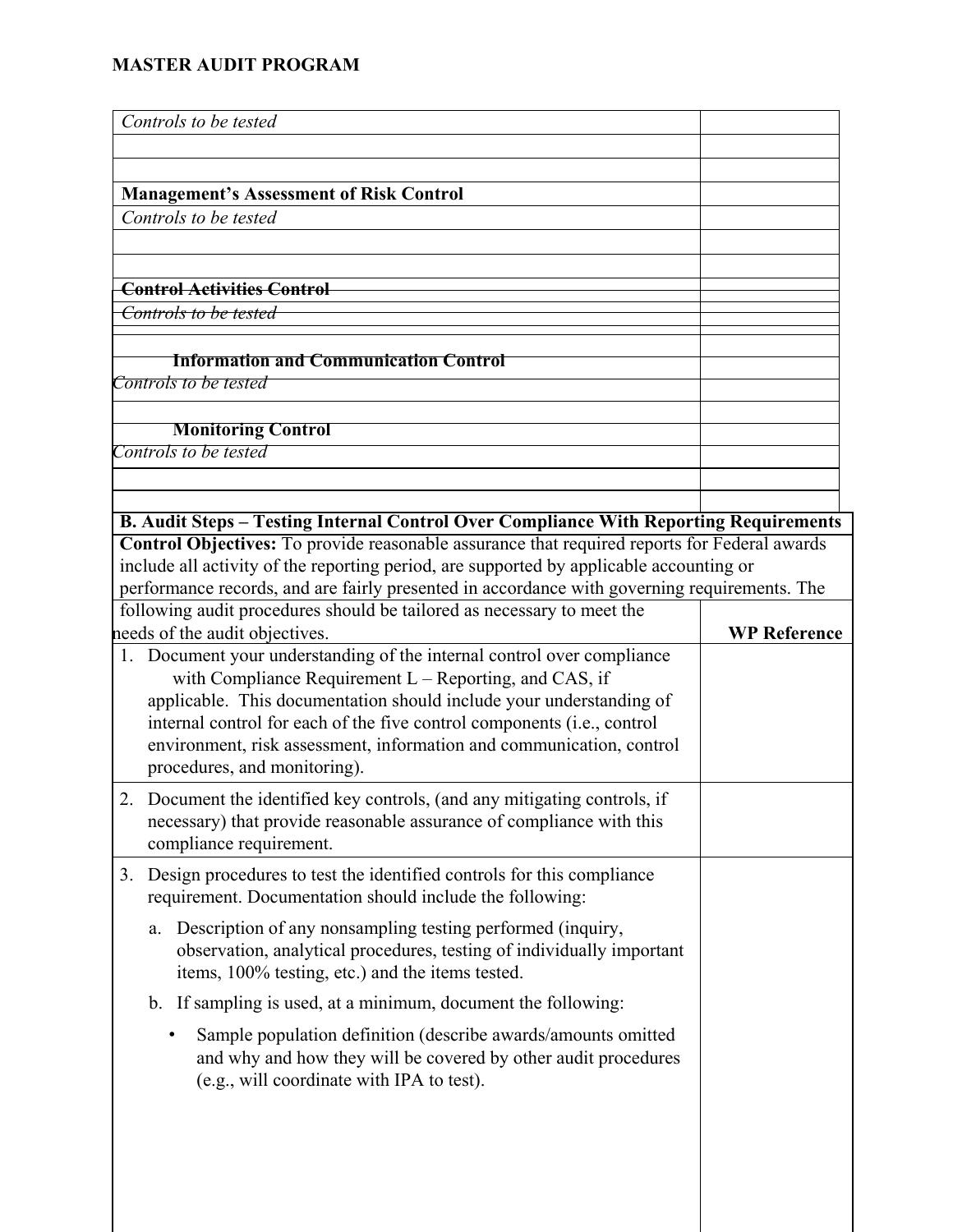MASTER AUDIT PROGRAM

| | |
|---|---|
| *Controls to be tested* | |
| | |
| | |
| **Management's Assessment of Risk Control** | |
| *Controls to be tested* | |
| | |
| | |
| **Control Activities Control** | |
| *Controls to be tested* | |
| | |
| **Information and Communication Control** | |
| *Controls to be tested* | |
| | |
| **Monitoring Control** | |
| *Controls to be tested* | |
| | |
| | |

| **B. Audit Steps – Testing Internal Control Over Compliance With Reporting Requirements** | |
|---|---|
| **Control Objectives:** To provide reasonable assurance that required reports for Federal awards include all activity of the reporting period, are supported by applicable accounting or performance records, and are fairly presented in accordance with governing requirements. The following audit procedures should be tailored as necessary to meet the needs of the audit objectives. | **WP Reference** |
| 1. Document your understanding of the internal control over compliance with Compliance Requirement L – Reporting, and CAS, if applicable. This documentation should include your understanding of internal control for each of the five control components (i.e., control environment, risk assessment, information and communication, control procedures, and monitoring). | |
| 2. Document the identified key controls, (and any mitigating controls, if necessary) that provide reasonable assurance of compliance with this compliance requirement. | |
| 3. Design procedures to test the identified controls for this compliance requirement. Documentation should include the following:<br><br>a. Description of any nonsampling testing performed (inquiry, observation, analytical procedures, testing of individually important items, 100% testing, etc.) and the items tested.<br><br>b. If sampling is used, at a minimum, document the following:<br><br>• Sample population definition (describe awards/amounts omitted and why and how they will be covered by other audit procedures (e.g., will coordinate with IPA to test). | |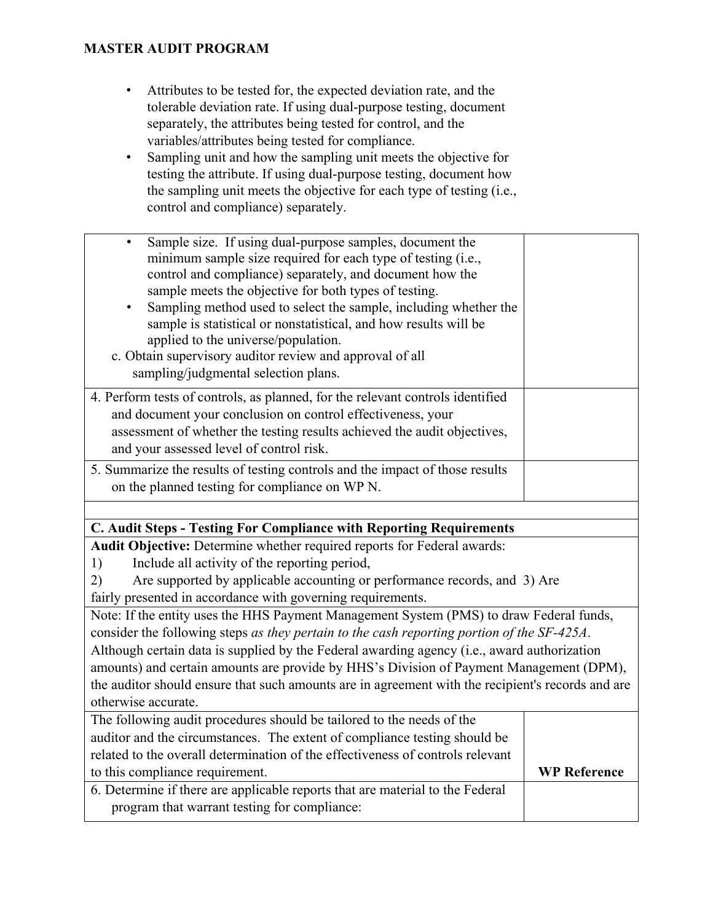**MASTER AUDIT PROGRAM**

- Attributes to be tested for, the expected deviation rate, and the tolerable deviation rate. If using dual-purpose testing, document separately, the attributes being tested for control, and the variables/attributes being tested for compliance.
- Sampling unit and how the sampling unit meets the objective for testing the attribute. If using dual-purpose testing, document how the sampling unit meets the objective for each type of testing (i.e., control and compliance) separately.

| | |
|---|---|
| • Sample size. If using dual-purpose samples, document the minimum sample size required for each type of testing (i.e., control and compliance) separately, and document how the sample meets the objective for both types of testing.<br>• Sampling method used to select the sample, including whether the sample is statistical or nonstatistical, and how results will be applied to the universe/population.<br>c. Obtain supervisory auditor review and approval of all sampling/judgmental selection plans. | |
| 4. Perform tests of controls, as planned, for the relevant controls identified and document your conclusion on control effectiveness, your assessment of whether the testing results achieved the audit objectives, and your assessed level of control risk. | |
| 5. Summarize the results of testing controls and the impact of those results on the planned testing for compliance on WP N. | |
| | |
| **C. Audit Steps - Testing For Compliance with Reporting Requirements** | |
| **Audit Objective:** Determine whether required reports for Federal awards:<br>1) Include all activity of the reporting period,<br>2) Are supported by applicable accounting or performance records, and 3) Are fairly presented in accordance with governing requirements. | |
| Note: If the entity uses the HHS Payment Management System (PMS) to draw Federal funds, consider the following steps *as they pertain to the cash reporting portion of the SF-425A*. Although certain data is supplied by the Federal awarding agency (i.e., award authorization amounts) and certain amounts are provide by HHS's Division of Payment Management (DPM), the auditor should ensure that such amounts are in agreement with the recipient's records and are otherwise accurate. | |
| The following audit procedures should be tailored to the needs of the auditor and the circumstances. The extent of compliance testing should be related to the overall determination of the effectiveness of controls relevant to this compliance requirement. | **WP Reference** |
| 6. Determine if there are applicable reports that are material to the Federal program that warrant testing for compliance: | |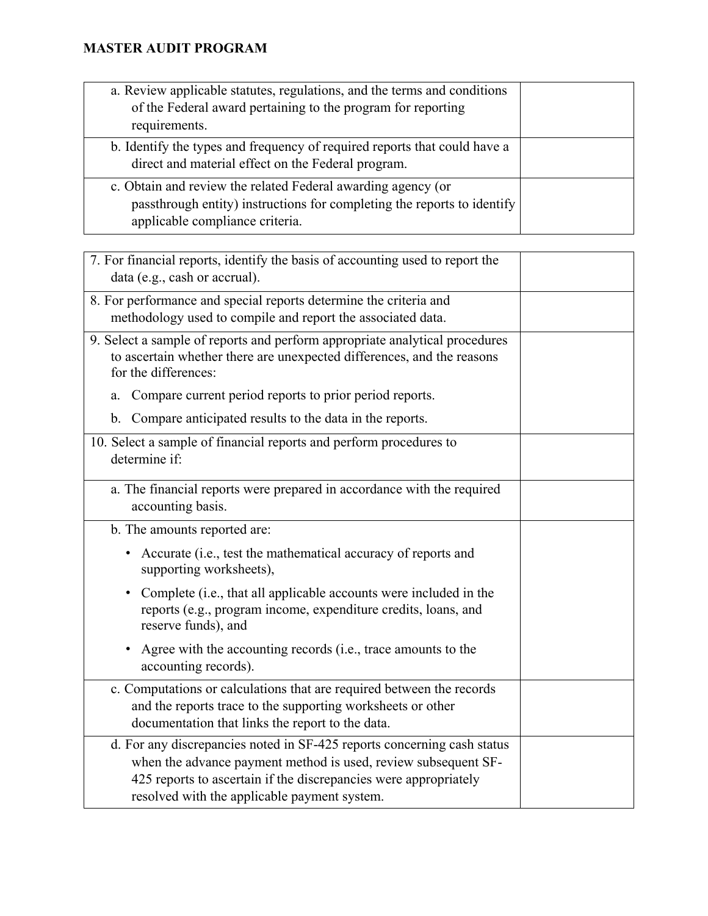**MASTER AUDIT PROGRAM**

| | |
|---|---|
| a. Review applicable statutes, regulations, and the terms and conditions of the Federal award pertaining to the program for reporting requirements. | |
| b. Identify the types and frequency of required reports that could have a direct and material effect on the Federal program. | |
| c. Obtain and review the related Federal awarding agency (or passthrough entity) instructions for completing the reports to identify applicable compliance criteria. | |

| | |
|---|---|
| 7. For financial reports, identify the basis of accounting used to report the data (e.g., cash or accrual). | |
| 8. For performance and special reports determine the criteria and methodology used to compile and report the associated data. | |
| 9. Select a sample of reports and perform appropriate analytical procedures to ascertain whether there are unexpected differences, and the reasons for the differences:<br>a. Compare current period reports to prior period reports.<br>b. Compare anticipated results to the data in the reports. | |
| 10. Select a sample of financial reports and perform procedures to determine if: | |
| a. The financial reports were prepared in accordance with the required accounting basis. | |
| b. The amounts reported are:<br>• Accurate (i.e., test the mathematical accuracy of reports and supporting worksheets),<br>• Complete (i.e., that all applicable accounts were included in the reports (e.g., program income, expenditure credits, loans, and reserve funds), and<br>• Agree with the accounting records (i.e., trace amounts to the accounting records). | |
| c. Computations or calculations that are required between the records and the reports trace to the supporting worksheets or other documentation that links the report to the data. | |
| d. For any discrepancies noted in SF-425 reports concerning cash status when the advance payment method is used, review subsequent SF-425 reports to ascertain if the discrepancies were appropriately resolved with the applicable payment system. | |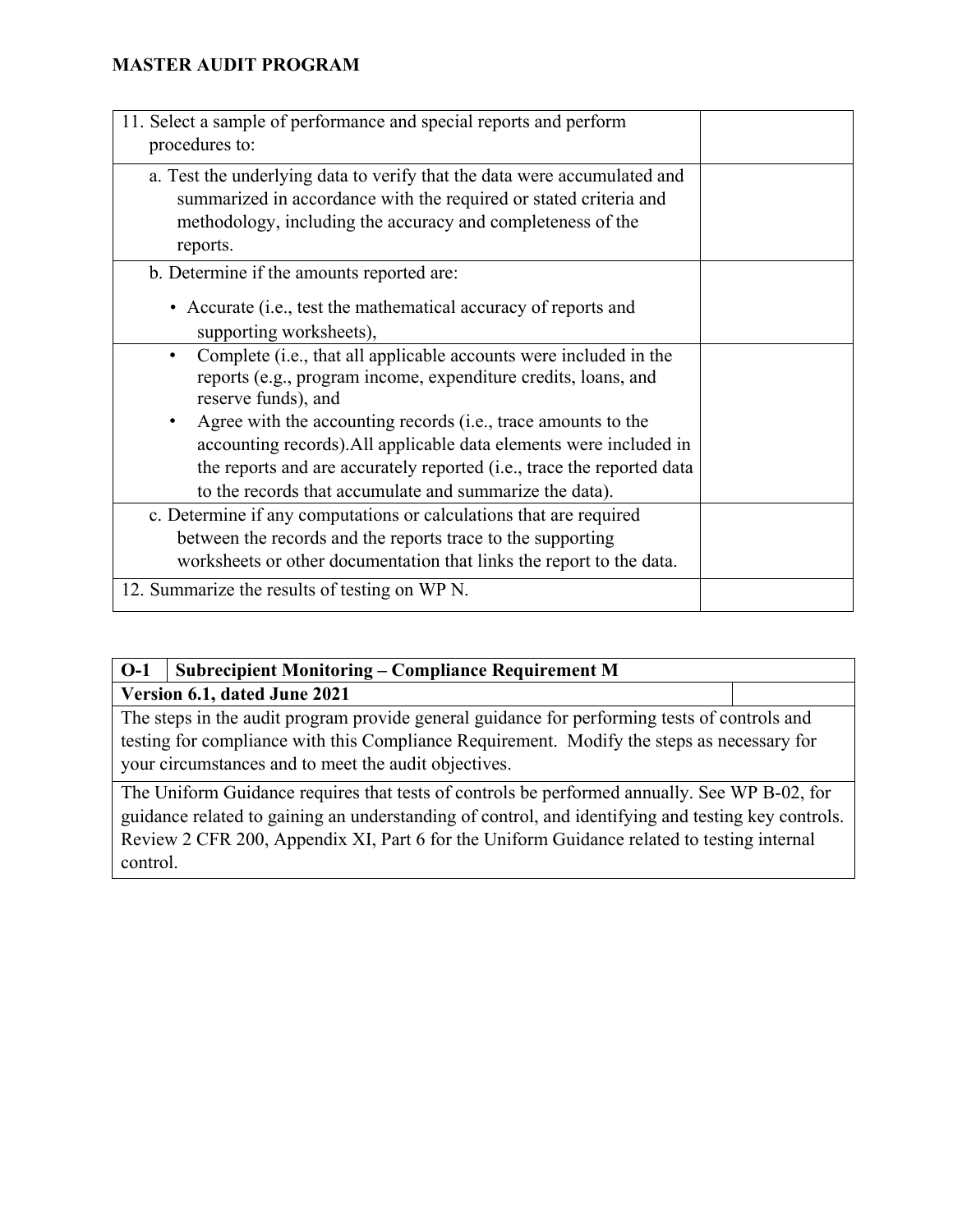**MASTER AUDIT PROGRAM**

| | |
|---|---|
| 11. Select a sample of performance and special reports and perform procedures to: | |
| a. Test the underlying data to verify that the data were accumulated and summarized in accordance with the required or stated criteria and methodology, including the accuracy and completeness of the reports. | |
| b. Determine if the amounts reported are:<br>• Accurate (i.e., test the mathematical accuracy of reports and supporting worksheets), | |
| • Complete (i.e., that all applicable accounts were included in the reports (e.g., program income, expenditure credits, loans, and reserve funds), and<br>• Agree with the accounting records (i.e., trace amounts to the accounting records).All applicable data elements were included in the reports and are accurately reported (i.e., trace the reported data to the records that accumulate and summarize the data). | |
| c. Determine if any computations or calculations that are required between the records and the reports trace to the supporting worksheets or other documentation that links the report to the data. | |
| 12. Summarize the results of testing on WP N. | |

| **O-1** | **Subrecipient Monitoring – Compliance Requirement M** | |
|---|---|---|
| **Version 6.1, dated June 2021** | | |
| The steps in the audit program provide general guidance for performing tests of controls and testing for compliance with this Compliance Requirement. Modify the steps as necessary for your circumstances and to meet the audit objectives. | | |
| The Uniform Guidance requires that tests of controls be performed annually. See WP B-02, for guidance related to gaining an understanding of control, and identifying and testing key controls. Review 2 CFR 200, Appendix XI, Part 6 for the Uniform Guidance related to testing internal control. | | |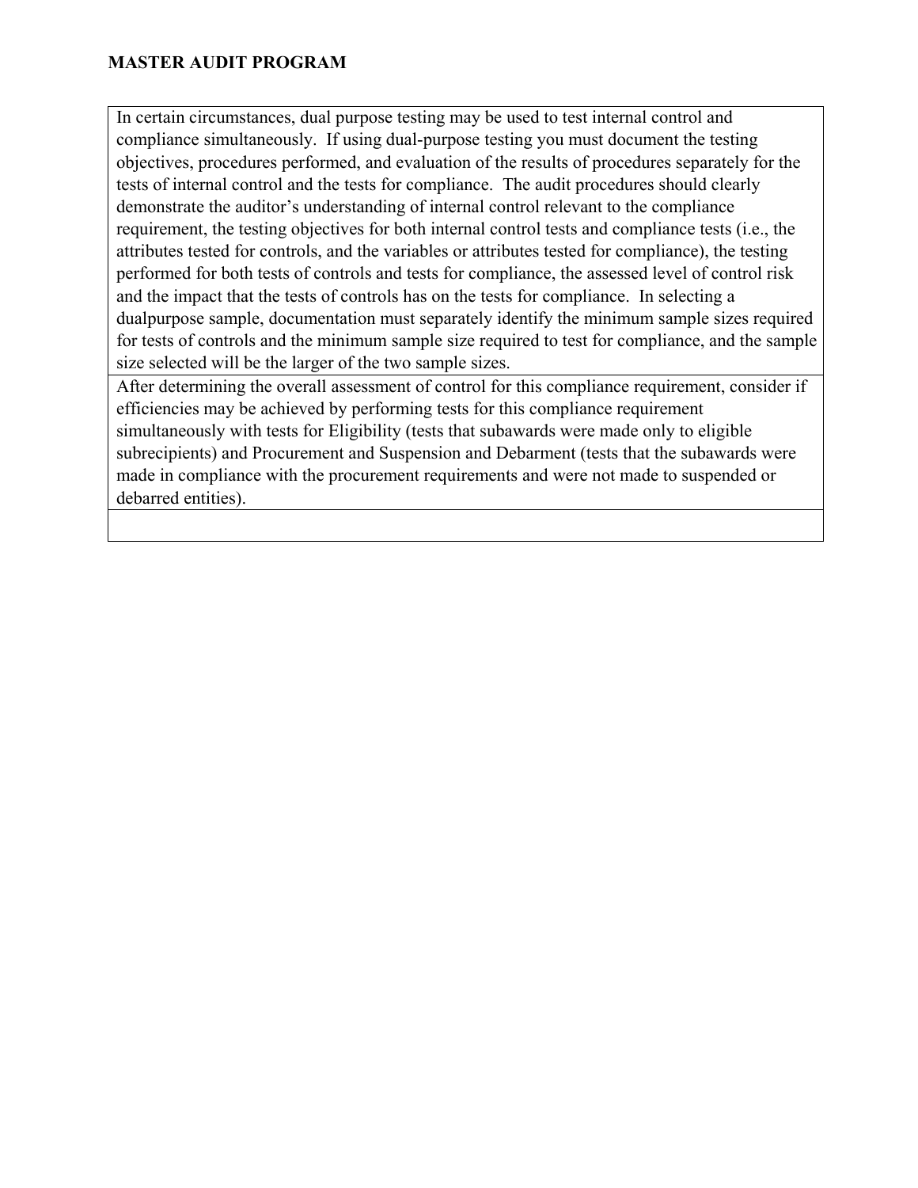**MASTER AUDIT PROGRAM**

| In certain circumstances, dual purpose testing may be used to test internal control and compliance simultaneously. If using dual-purpose testing you must document the testing objectives, procedures performed, and evaluation of the results of procedures separately for the tests of internal control and the tests for compliance. The audit procedures should clearly demonstrate the auditor's understanding of internal control relevant to the compliance requirement, the testing objectives for both internal control tests and compliance tests (i.e., the attributes tested for controls, and the variables or attributes tested for compliance), the testing performed for both tests of controls and tests for compliance, the assessed level of control risk and the impact that the tests of controls has on the tests for compliance. In selecting a dualpurpose sample, documentation must separately identify the minimum sample sizes required for tests of controls and the minimum sample size required to test for compliance, and the sample size selected will be the larger of the two sample sizes. |
|---|
| After determining the overall assessment of control for this compliance requirement, consider if efficiencies may be achieved by performing tests for this compliance requirement simultaneously with tests for Eligibility (tests that subawards were made only to eligible subrecipients) and Procurement and Suspension and Debarment (tests that the subawards were made in compliance with the procurement requirements and were not made to suspended or debarred entities). |
| |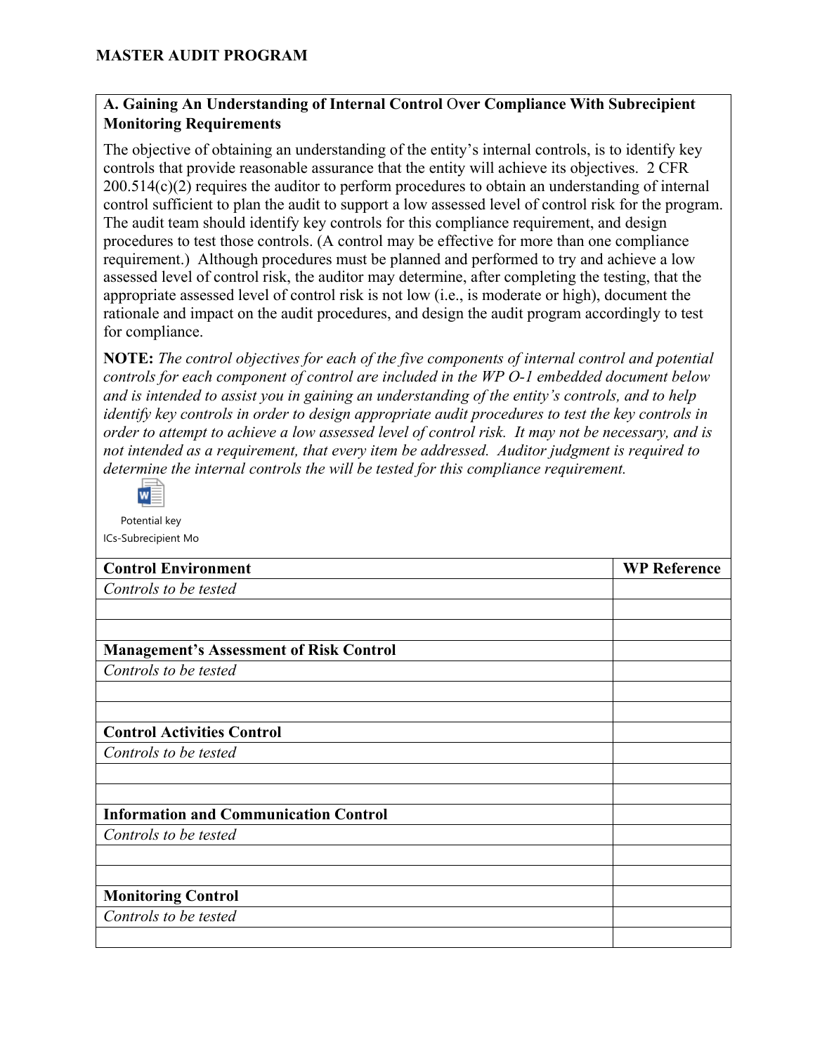## MASTER AUDIT PROGRAM

**A. Gaining An Understanding of Internal Control Over Compliance With Subrecipient Monitoring Requirements**

The objective of obtaining an understanding of the entity's internal controls, is to identify key controls that provide reasonable assurance that the entity will achieve its objectives. 2 CFR 200.514(c)(2) requires the auditor to perform procedures to obtain an understanding of internal control sufficient to plan the audit to support a low assessed level of control risk for the program. The audit team should identify key controls for this compliance requirement, and design procedures to test those controls. (A control may be effective for more than one compliance requirement.) Although procedures must be planned and performed to try and achieve a low assessed level of control risk, the auditor may determine, after completing the testing, that the appropriate assessed level of control risk is not low (i.e., is moderate or high), document the rationale and impact on the audit procedures, and design the audit program accordingly to test for compliance.

**NOTE:** *The control objectives for each of the five components of internal control and potential controls for each component of control are included in the WP O-1 embedded document below and is intended to assist you in gaining an understanding of the entity's controls, and to help identify key controls in order to design appropriate audit procedures to test the key controls in order to attempt to achieve a low assessed level of control risk. It may not be necessary, and is not intended as a requirement, that every item be addressed. Auditor judgment is required to determine the internal controls the will be tested for this compliance requirement.*

Potential key ICs-Subrecipient Mo

| **Control Environment** | **WP Reference** |
|---|---|
| *Controls to be tested* | |
| | |
| | |
| **Management's Assessment of Risk Control** | |
| *Controls to be tested* | |
| | |
| | |
| **Control Activities Control** | |
| *Controls to be tested* | |
| | |
| | |
| **Information and Communication Control** | |
| *Controls to be tested* | |
| | |
| | |
| **Monitoring Control** | |
| *Controls to be tested* | |
| | |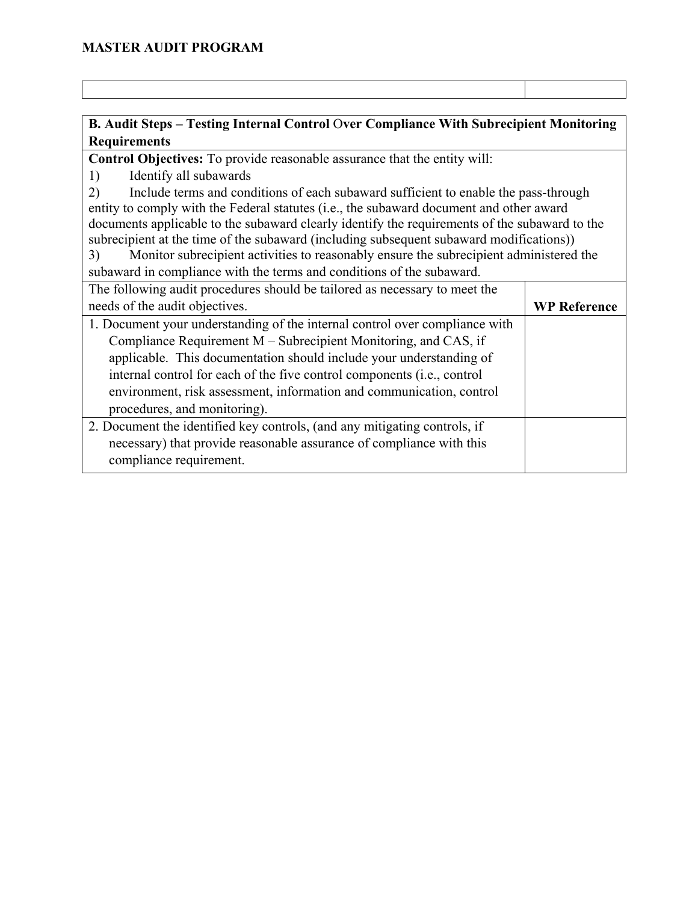**MASTER AUDIT PROGRAM**

| | |
|---|---|
| | |

| **B. Audit Steps – Testing Internal Control Over Compliance With Subrecipient Monitoring Requirements** | |
|---|---|
| **Control Objectives:** To provide reasonable assurance that the entity will:<br>1) Identify all subawards<br>2) Include terms and conditions of each subaward sufficient to enable the pass-through entity to comply with the Federal statutes (i.e., the subaward document and other award documents applicable to the subaward clearly identify the requirements of the subaward to the subrecipient at the time of the subaward (including subsequent subaward modifications))<br>3) Monitor subrecipient activities to reasonably ensure the subrecipient administered the subaward in compliance with the terms and conditions of the subaward. | |
| The following audit procedures should be tailored as necessary to meet the needs of the audit objectives. | **WP Reference** |
| 1. Document your understanding of the internal control over compliance with Compliance Requirement M – Subrecipient Monitoring, and CAS, if applicable. This documentation should include your understanding of internal control for each of the five control components (i.e., control environment, risk assessment, information and communication, control procedures, and monitoring). | |
| 2. Document the identified key controls, (and any mitigating controls, if necessary) that provide reasonable assurance of compliance with this compliance requirement. | |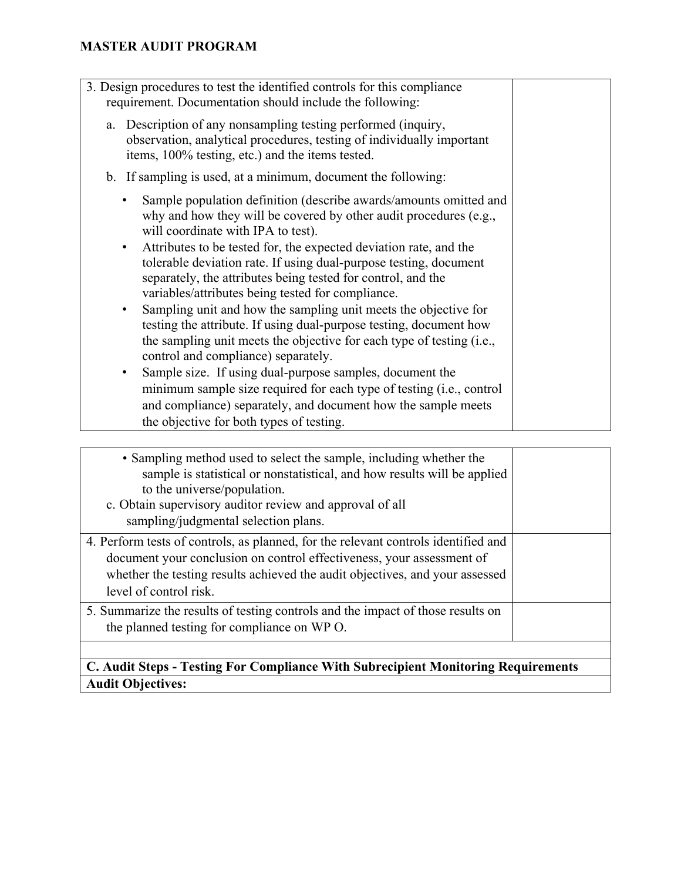**MASTER AUDIT PROGRAM**

| | |
|---|---|
| 3. Design procedures to test the identified controls for this compliance requirement. Documentation should include the following:<br><br>a. Description of any nonsampling testing performed (inquiry, observation, analytical procedures, testing of individually important items, 100% testing, etc.) and the items tested.<br><br>b. If sampling is used, at a minimum, document the following:<br><br>• Sample population definition (describe awards/amounts omitted and why and how they will be covered by other audit procedures (e.g., will coordinate with IPA to test).<br>• Attributes to be tested for, the expected deviation rate, and the tolerable deviation rate. If using dual-purpose testing, document separately, the attributes being tested for control, and the variables/attributes being tested for compliance.<br>• Sampling unit and how the sampling unit meets the objective for testing the attribute. If using dual-purpose testing, document how the sampling unit meets the objective for each type of testing (i.e., control and compliance) separately.<br>• Sample size. If using dual-purpose samples, document the minimum sample size required for each type of testing (i.e., control and compliance) separately, and document how the sample meets the objective for both types of testing. | |
| • Sampling method used to select the sample, including whether the sample is statistical or nonstatistical, and how results will be applied to the universe/population.<br>c. Obtain supervisory auditor review and approval of all sampling/judgmental selection plans. | |
| 4. Perform tests of controls, as planned, for the relevant controls identified and document your conclusion on control effectiveness, your assessment of whether the testing results achieved the audit objectives, and your assessed level of control risk. | |
| 5. Summarize the results of testing controls and the impact of those results on the planned testing for compliance on WP O. | |
| | |
| **C. Audit Steps - Testing For Compliance With Subrecipient Monitoring Requirements** | |
| **Audit Objectives:** | |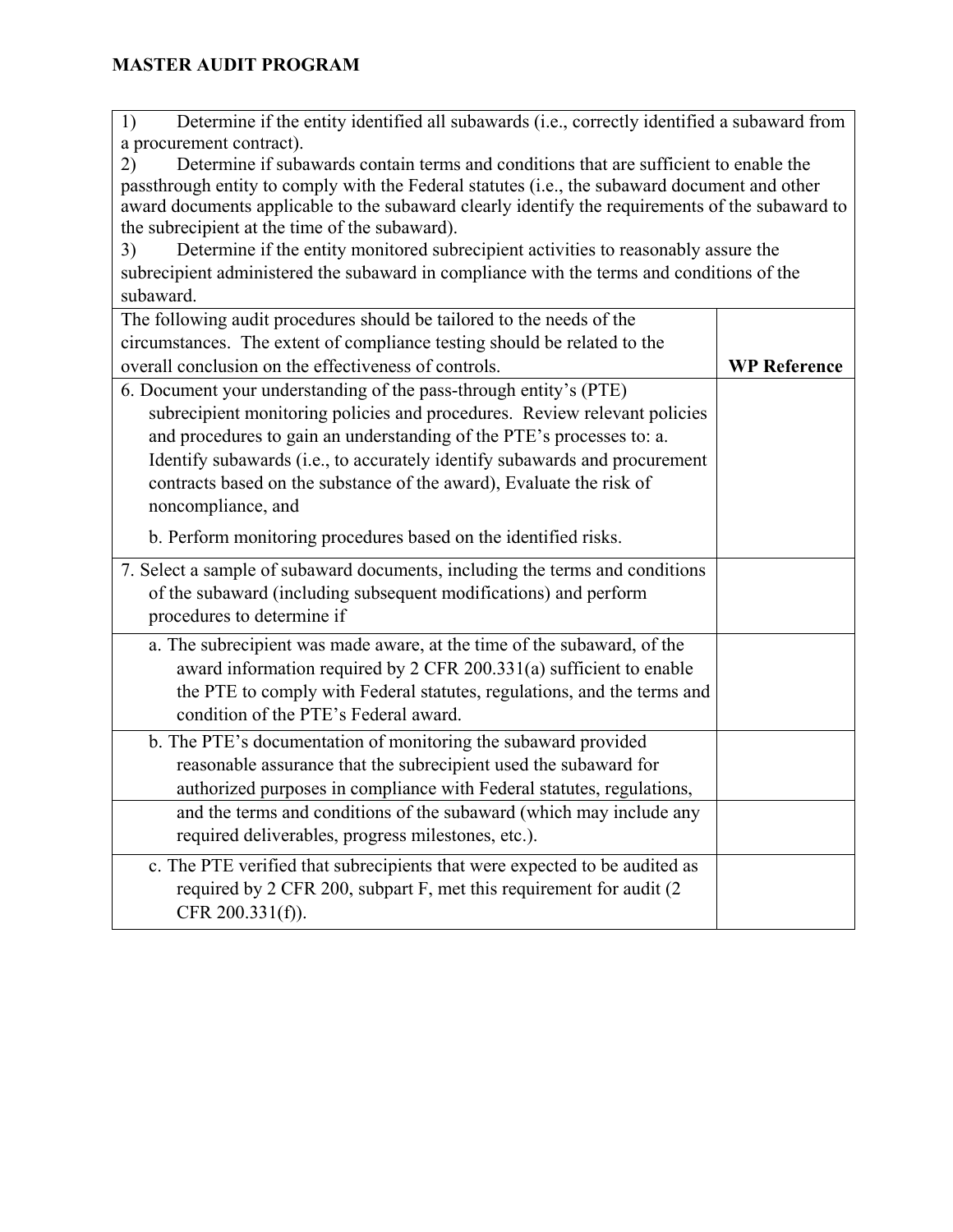**MASTER AUDIT PROGRAM**

| | |
|---|---|
| 1) Determine if the entity identified all subawards (i.e., correctly identified a subaward from a procurement contract).<br>2) Determine if subawards contain terms and conditions that are sufficient to enable the passthrough entity to comply with the Federal statutes (i.e., the subaward document and other award documents applicable to the subaward clearly identify the requirements of the subaward to the subrecipient at the time of the subaward).<br>3) Determine if the entity monitored subrecipient activities to reasonably assure the subrecipient administered the subaward in compliance with the terms and conditions of the subaward. | |
| The following audit procedures should be tailored to the needs of the circumstances. The extent of compliance testing should be related to the overall conclusion on the effectiveness of controls. | **WP Reference** |
| 6. Document your understanding of the pass-through entity's (PTE) subrecipient monitoring policies and procedures. Review relevant policies and procedures to gain an understanding of the PTE's processes to: a. Identify subawards (i.e., to accurately identify subawards and procurement contracts based on the substance of the award), Evaluate the risk of noncompliance, and<br><br>b. Perform monitoring procedures based on the identified risks. | |
| 7. Select a sample of subaward documents, including the terms and conditions of the subaward (including subsequent modifications) and perform procedures to determine if | |
| a. The subrecipient was made aware, at the time of the subaward, of the award information required by 2 CFR 200.331(a) sufficient to enable the PTE to comply with Federal statutes, regulations, and the terms and condition of the PTE's Federal award. | |
| b. The PTE's documentation of monitoring the subaward provided reasonable assurance that the subrecipient used the subaward for authorized purposes in compliance with Federal statutes, regulations, and the terms and conditions of the subaward (which may include any required deliverables, progress milestones, etc.). | |
| c. The PTE verified that subrecipients that were expected to be audited as required by 2 CFR 200, subpart F, met this requirement for audit (2 CFR 200.331(f)). | |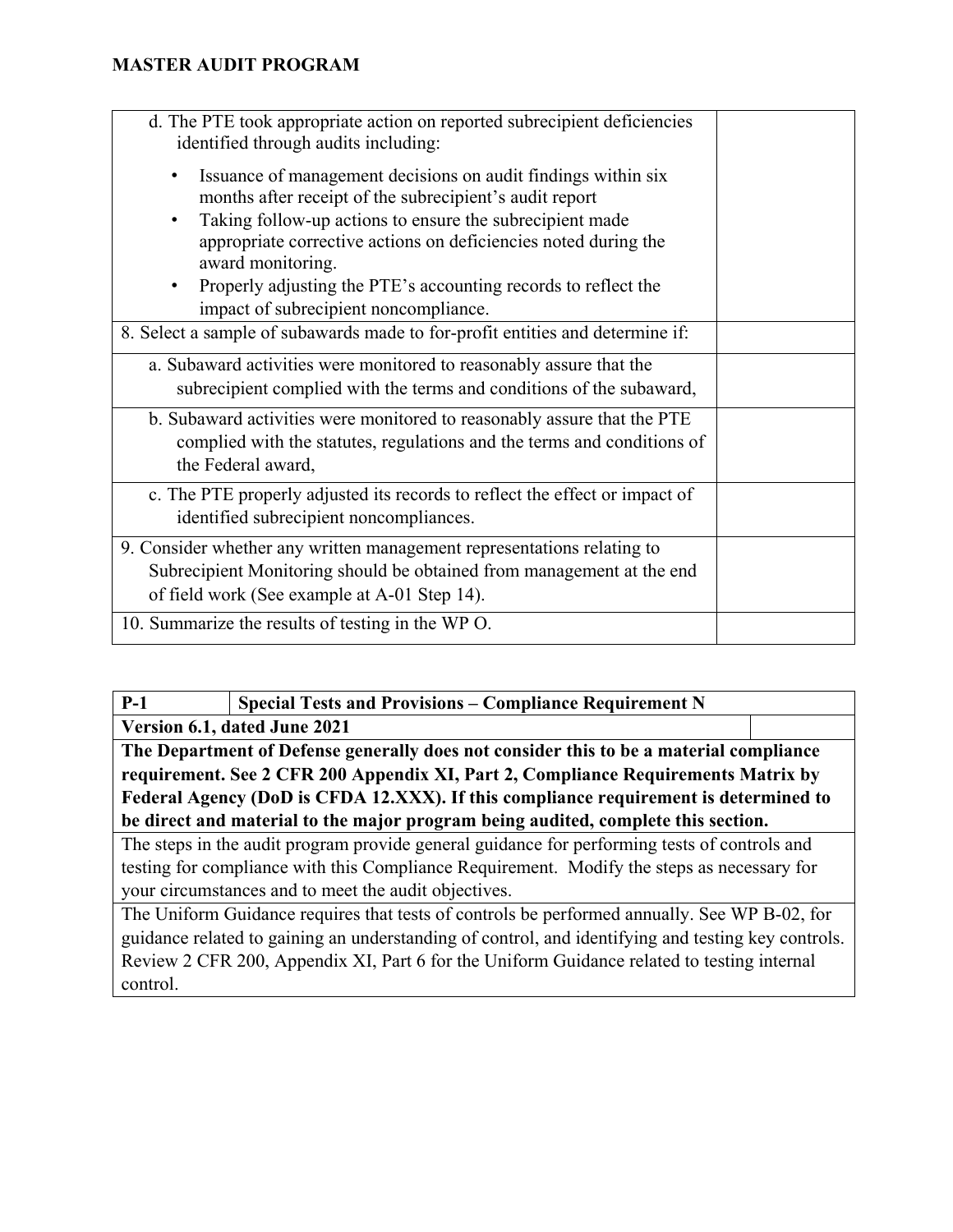| | |
|---|---|
| d. The PTE took appropriate action on reported subrecipient deficiencies identified through audits including: <br> • Issuance of management decisions on audit findings within six months after receipt of the subrecipient's audit report <br> • Taking follow-up actions to ensure the subrecipient made appropriate corrective actions on deficiencies noted during the award monitoring. <br> • Properly adjusting the PTE's accounting records to reflect the impact of subrecipient noncompliance. | |
| 8. Select a sample of subawards made to for-profit entities and determine if: | |
| a. Subaward activities were monitored to reasonably assure that the subrecipient complied with the terms and conditions of the subaward, | |
| b. Subaward activities were monitored to reasonably assure that the PTE complied with the statutes, regulations and the terms and conditions of the Federal award, | |
| c. The PTE properly adjusted its records to reflect the effect or impact of identified subrecipient noncompliances. | |
| 9. Consider whether any written management representations relating to Subrecipient Monitoring should be obtained from management at the end of field work (See example at A-01 Step 14). | |
| 10. Summarize the results of testing in the WP O. | |

| **P-1** | **Special Tests and Provisions – Compliance Requirement N** | |
|---|---|---|
| **Version 6.1, dated June 2021** | | |
| **The Department of Defense generally does not consider this to be a material compliance requirement. See 2 CFR 200 Appendix XI, Part 2, Compliance Requirements Matrix by Federal Agency (DoD is CFDA 12.XXX). If this compliance requirement is determined to be direct and material to the major program being audited, complete this section.** | | |
| The steps in the audit program provide general guidance for performing tests of controls and testing for compliance with this Compliance Requirement. Modify the steps as necessary for your circumstances and to meet the audit objectives. | | |
| The Uniform Guidance requires that tests of controls be performed annually. See WP B-02, for guidance related to gaining an understanding of control, and identifying and testing key controls. Review 2 CFR 200, Appendix XI, Part 6 for the Uniform Guidance related to testing internal control. | | |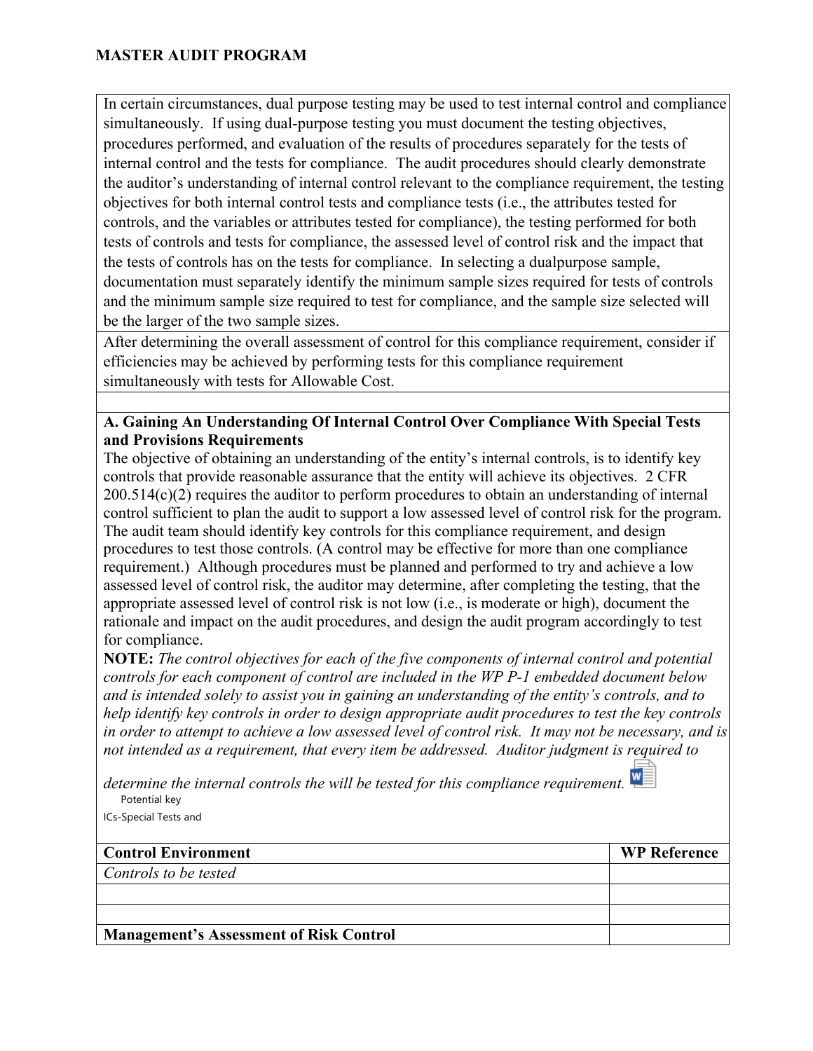**MASTER AUDIT PROGRAM**

In certain circumstances, dual purpose testing may be used to test internal control and compliance simultaneously. If using dual-purpose testing you must document the testing objectives, procedures performed, and evaluation of the results of procedures separately for the tests of internal control and the tests for compliance. The audit procedures should clearly demonstrate the auditor's understanding of internal control relevant to the compliance requirement, the testing objectives for both internal control tests and compliance tests (i.e., the attributes tested for controls, and the variables or attributes tested for compliance), the testing performed for both tests of controls and tests for compliance, the assessed level of control risk and the impact that the tests of controls has on the tests for compliance. In selecting a dualpurpose sample, documentation must separately identify the minimum sample sizes required for tests of controls and the minimum sample size required to test for compliance, and the sample size selected will be the larger of the two sample sizes.

After determining the overall assessment of control for this compliance requirement, consider if efficiencies may be achieved by performing tests for this compliance requirement simultaneously with tests for Allowable Cost.

**A. Gaining An Understanding Of Internal Control Over Compliance With Special Tests and Provisions Requirements**

The objective of obtaining an understanding of the entity's internal controls, is to identify key controls that provide reasonable assurance that the entity will achieve its objectives. 2 CFR 200.514(c)(2) requires the auditor to perform procedures to obtain an understanding of internal control sufficient to plan the audit to support a low assessed level of control risk for the program. The audit team should identify key controls for this compliance requirement, and design procedures to test those controls. (A control may be effective for more than one compliance requirement.) Although procedures must be planned and performed to try and achieve a low assessed level of control risk, the auditor may determine, after completing the testing, that the appropriate assessed level of control risk is not low (i.e., is moderate or high), document the rationale and impact on the audit procedures, and design the audit program accordingly to test for compliance.

**NOTE:** *The control objectives for each of the five components of internal control and potential controls for each component of control are included in the WP P-1 embedded document below and is intended solely to assist you in gaining an understanding of the entity's controls, and to help identify key controls in order to design appropriate audit procedures to test the key controls in order to attempt to achieve a low assessed level of control risk. It may not be necessary, and is not intended as a requirement, that every item be addressed. Auditor judgment is required to determine the internal controls the will be tested for this compliance requirement.*

Potential key ICs-Special Tests and

| Control Environment | WP Reference |
|---|---|
| *Controls to be tested* | |
| | |
| | |
| **Management's Assessment of Risk Control** | |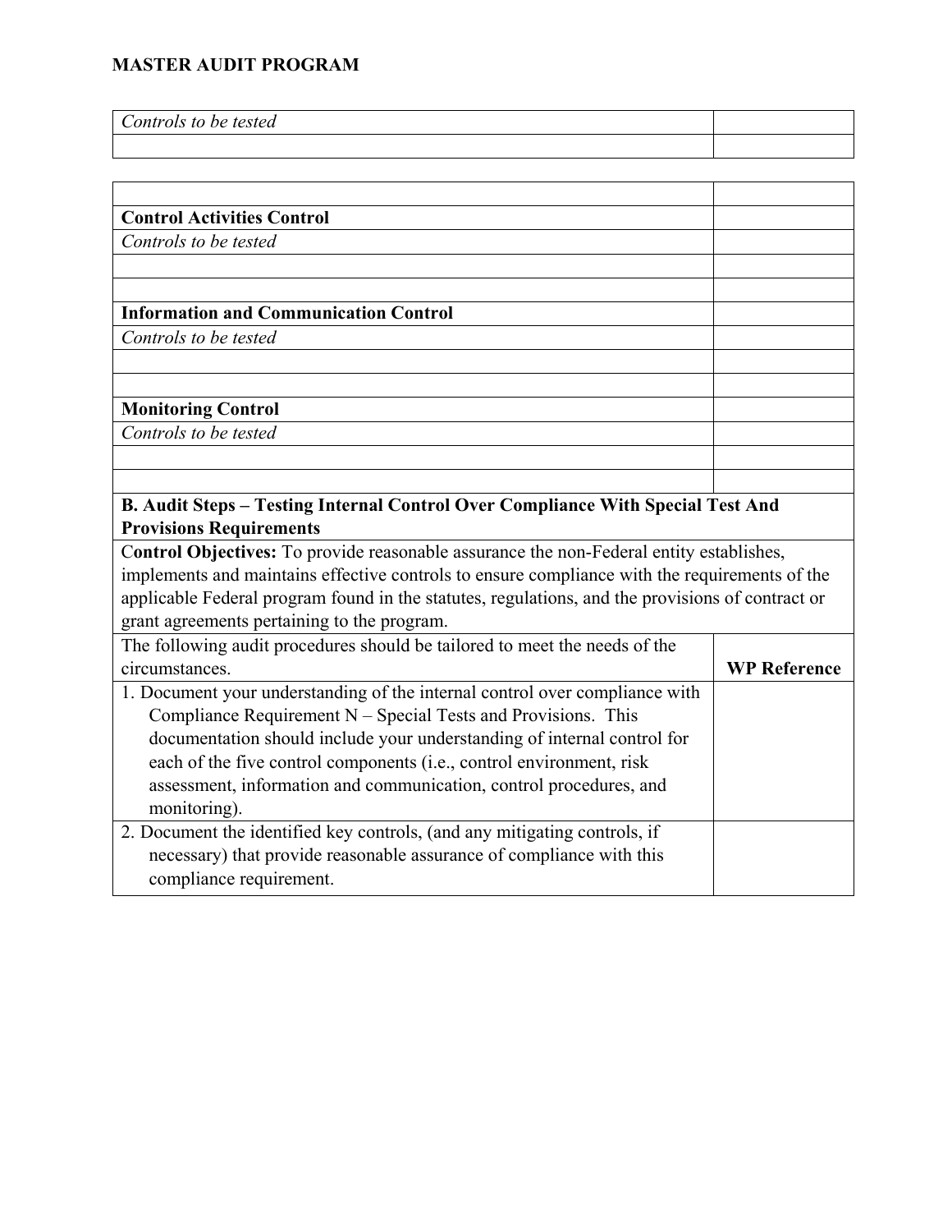**MASTER AUDIT PROGRAM**

| *Controls to be tested* | |
|---|---|
| | |

| | |
|---|---|
| | |
| **Control Activities Control** | |
| *Controls to be tested* | |
| | |
| | |
| **Information and Communication Control** | |
| *Controls to be tested* | |
| | |
| | |
| **Monitoring Control** | |
| *Controls to be tested* | |
| | |
| | |
| **B. Audit Steps – Testing Internal Control Over Compliance With Special Test And Provisions Requirements** | |
| C**ontrol Objectives:** To provide reasonable assurance the non-Federal entity establishes, implements and maintains effective controls to ensure compliance with the requirements of the applicable Federal program found in the statutes, regulations, and the provisions of contract or grant agreements pertaining to the program. | |
| The following audit procedures should be tailored to meet the needs of the circumstances. | **WP Reference** |
| 1. Document your understanding of the internal control over compliance with Compliance Requirement N – Special Tests and Provisions. This documentation should include your understanding of internal control for each of the five control components (i.e., control environment, risk assessment, information and communication, control procedures, and monitoring). | |
| 2. Document the identified key controls, (and any mitigating controls, if necessary) that provide reasonable assurance of compliance with this compliance requirement. | |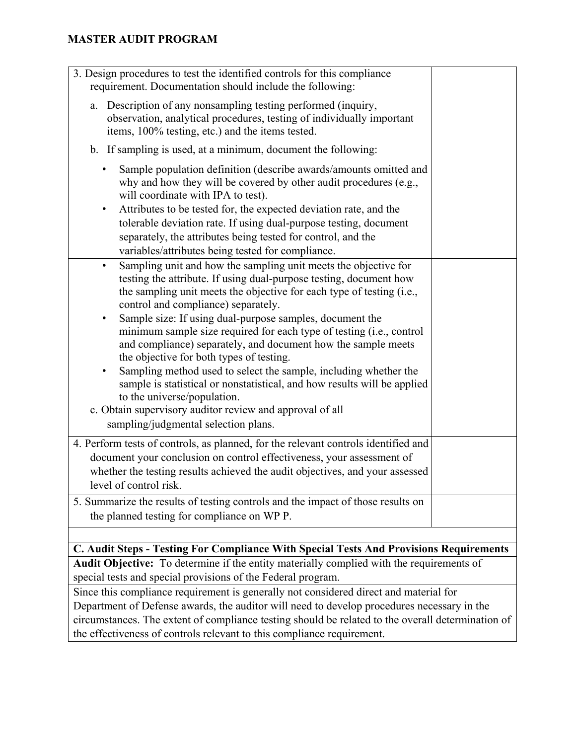## MASTER AUDIT PROGRAM

| | |
|---|---|
| 3. Design procedures to test the identified controls for this compliance requirement. Documentation should include the following:<br><br>a. Description of any nonsampling testing performed (inquiry, observation, analytical procedures, testing of individually important items, 100% testing, etc.) and the items tested.<br><br>b. If sampling is used, at a minimum, document the following:<br><br>• Sample population definition (describe awards/amounts omitted and why and how they will be covered by other audit procedures (e.g., will coordinate with IPA to test).<br>• Attributes to be tested for, the expected deviation rate, and the tolerable deviation rate. If using dual-purpose testing, document separately, the attributes being tested for control, and the variables/attributes being tested for compliance. | |
| • Sampling unit and how the sampling unit meets the objective for testing the attribute. If using dual-purpose testing, document how the sampling unit meets the objective for each type of testing (i.e., control and compliance) separately.<br>• Sample size: If using dual-purpose samples, document the minimum sample size required for each type of testing (i.e., control and compliance) separately, and document how the sample meets the objective for both types of testing.<br>• Sampling method used to select the sample, including whether the sample is statistical or nonstatistical, and how results will be applied to the universe/population.<br><br>c. Obtain supervisory auditor review and approval of all sampling/judgmental selection plans. | |
| 4. Perform tests of controls, as planned, for the relevant controls identified and document your conclusion on control effectiveness, your assessment of whether the testing results achieved the audit objectives, and your assessed level of control risk. | |
| 5. Summarize the results of testing controls and the impact of those results on the planned testing for compliance on WP P. | |

**C. Audit Steps - Testing For Compliance With Special Tests And Provisions Requirements**

**Audit Objective:** To determine if the entity materially complied with the requirements of special tests and special provisions of the Federal program.

Since this compliance requirement is generally not considered direct and material for Department of Defense awards, the auditor will need to develop procedures necessary in the circumstances. The extent of compliance testing should be related to the overall determination of the effectiveness of controls relevant to this compliance requirement.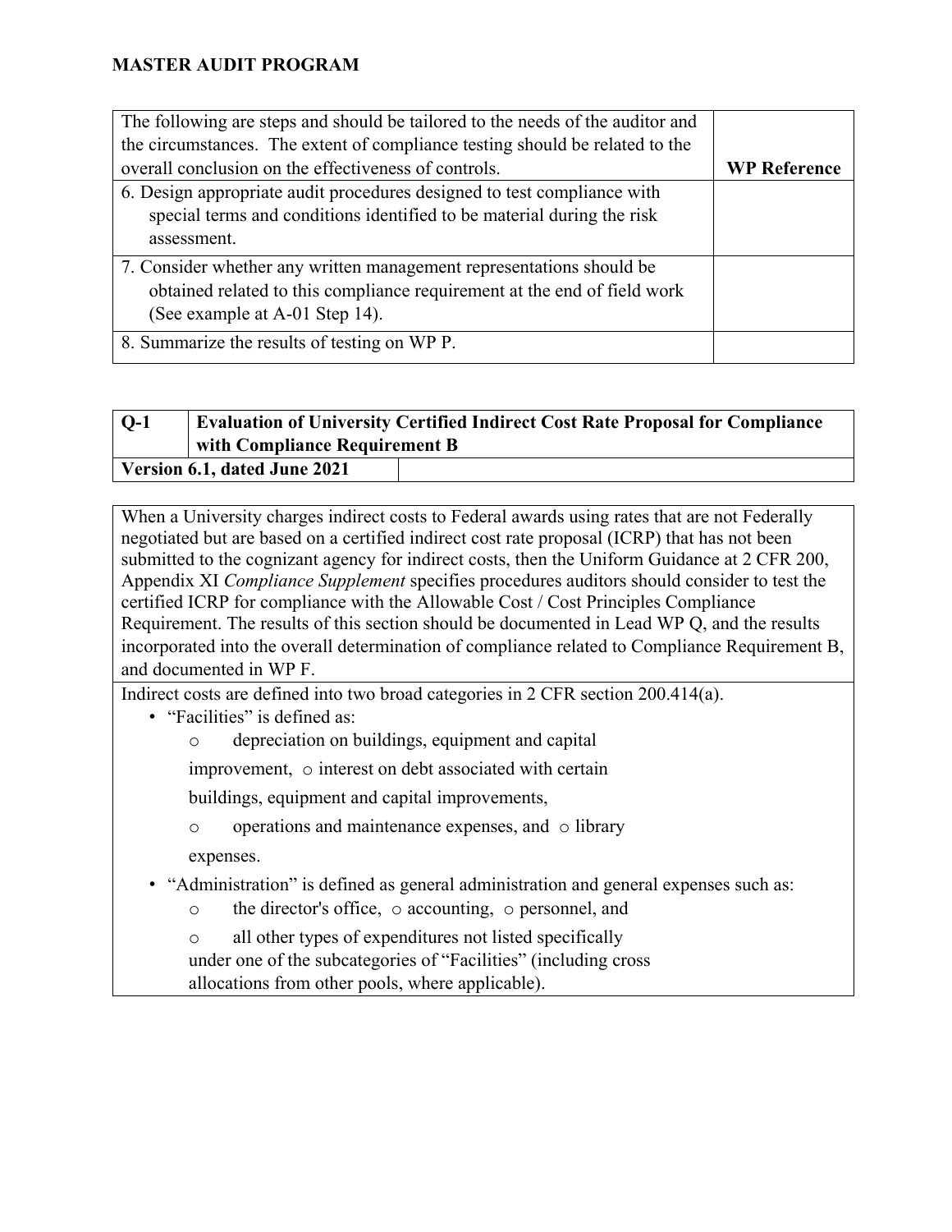**MASTER AUDIT PROGRAM**

| The following are steps and should be tailored to the needs of the auditor and the circumstances. The extent of compliance testing should be related to the overall conclusion on the effectiveness of controls. | WP Reference |
|---|---|
| 6. Design appropriate audit procedures designed to test compliance with special terms and conditions identified to be material during the risk assessment. | |
| 7. Consider whether any written management representations should be obtained related to this compliance requirement at the end of field work (See example at A-01 Step 14). | |
| 8. Summarize the results of testing on WP P. | |

| Q-1 | Evaluation of University Certified Indirect Cost Rate Proposal for Compliance with Compliance Requirement B |
|---|---|
| **Version 6.1, dated June 2021** | |

When a University charges indirect costs to Federal awards using rates that are not Federally negotiated but are based on a certified indirect cost rate proposal (ICRP) that has not been submitted to the cognizant agency for indirect costs, then the Uniform Guidance at 2 CFR 200, Appendix XI *Compliance Supplement* specifies procedures auditors should consider to test the certified ICRP for compliance with the Allowable Cost / Cost Principles Compliance Requirement. The results of this section should be documented in Lead WP Q, and the results incorporated into the overall determination of compliance related to Compliance Requirement B, and documented in WP F.

Indirect costs are defined into two broad categories in 2 CFR section 200.414(a).

- "Facilities" is defined as:
  - depreciation on buildings, equipment and capital improvement,
  - interest on debt associated with certain buildings, equipment and capital improvements,
  - operations and maintenance expenses, and
  - library expenses.
- "Administration" is defined as general administration and general expenses such as:
  - the director's office,
  - accounting,
  - personnel, and
  - all other types of expenditures not listed specifically under one of the subcategories of "Facilities" (including cross allocations from other pools, where applicable).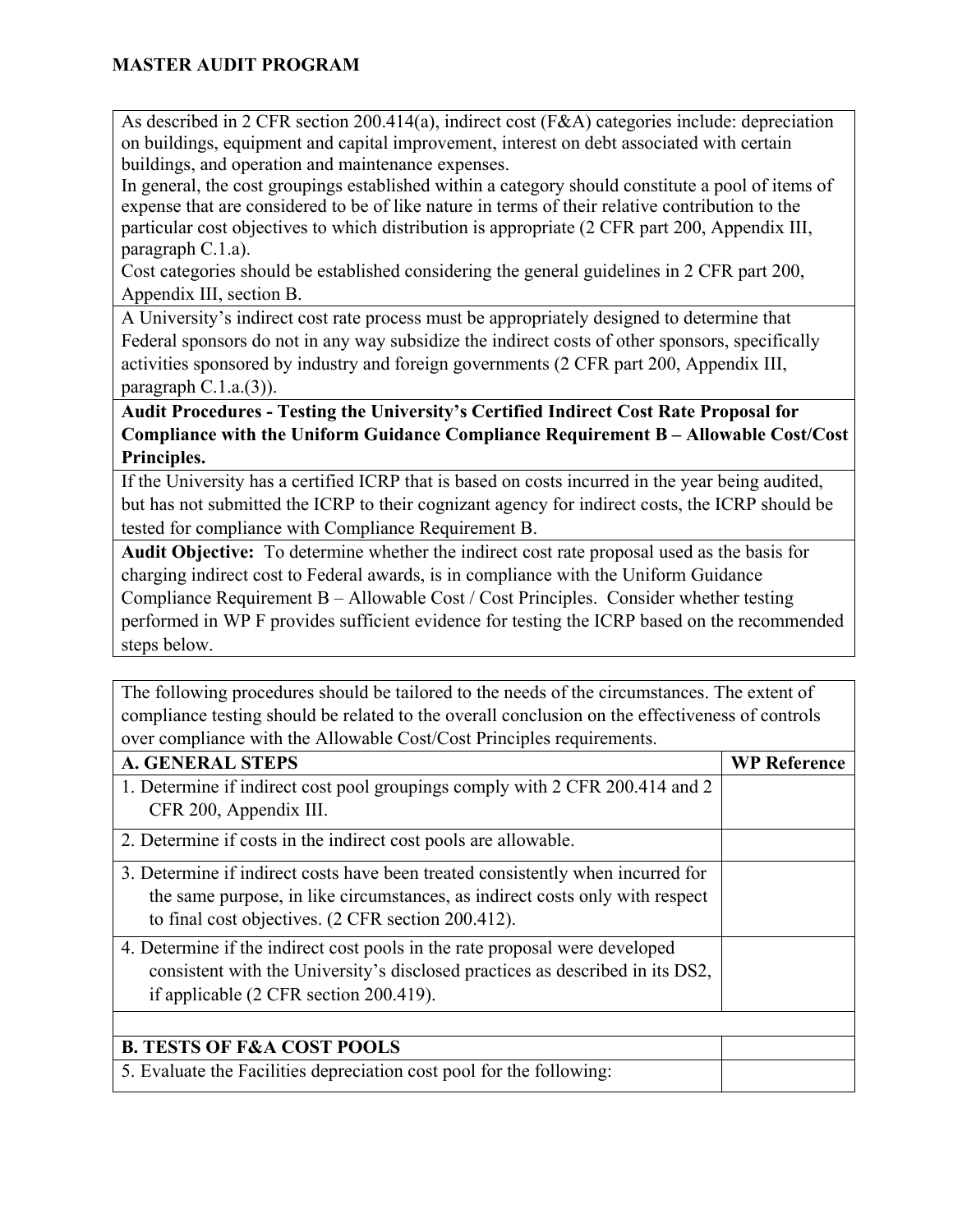**MASTER AUDIT PROGRAM**

As described in 2 CFR section 200.414(a), indirect cost (F&A) categories include: depreciation on buildings, equipment and capital improvement, interest on debt associated with certain buildings, and operation and maintenance expenses.
In general, the cost groupings established within a category should constitute a pool of items of expense that are considered to be of like nature in terms of their relative contribution to the particular cost objectives to which distribution is appropriate (2 CFR part 200, Appendix III, paragraph C.1.a).
Cost categories should be established considering the general guidelines in 2 CFR part 200, Appendix III, section B.

A University's indirect cost rate process must be appropriately designed to determine that Federal sponsors do not in any way subsidize the indirect costs of other sponsors, specifically activities sponsored by industry and foreign governments (2 CFR part 200, Appendix III, paragraph C.1.a.(3)).

**Audit Procedures - Testing the University's Certified Indirect Cost Rate Proposal for Compliance with the Uniform Guidance Compliance Requirement B – Allowable Cost/Cost Principles.**

If the University has a certified ICRP that is based on costs incurred in the year being audited, but has not submitted the ICRP to their cognizant agency for indirect costs, the ICRP should be tested for compliance with Compliance Requirement B.

**Audit Objective:** To determine whether the indirect cost rate proposal used as the basis for charging indirect cost to Federal awards, is in compliance with the Uniform Guidance Compliance Requirement B – Allowable Cost / Cost Principles. Consider whether testing performed in WP F provides sufficient evidence for testing the ICRP based on the recommended steps below.

The following procedures should be tailored to the needs of the circumstances. The extent of compliance testing should be related to the overall conclusion on the effectiveness of controls over compliance with the Allowable Cost/Cost Principles requirements.

| **A. GENERAL STEPS** | **WP Reference** |
|---|---|
| 1. Determine if indirect cost pool groupings comply with 2 CFR 200.414 and 2 CFR 200, Appendix III. | |
| 2. Determine if costs in the indirect cost pools are allowable. | |
| 3. Determine if indirect costs have been treated consistently when incurred for the same purpose, in like circumstances, as indirect costs only with respect to final cost objectives. (2 CFR section 200.412). | |
| 4. Determine if the indirect cost pools in the rate proposal were developed consistent with the University's disclosed practices as described in its DS2, if applicable (2 CFR section 200.419). | |
| | |
| **B. TESTS OF F&A COST POOLS** | |
| 5. Evaluate the Facilities depreciation cost pool for the following: | |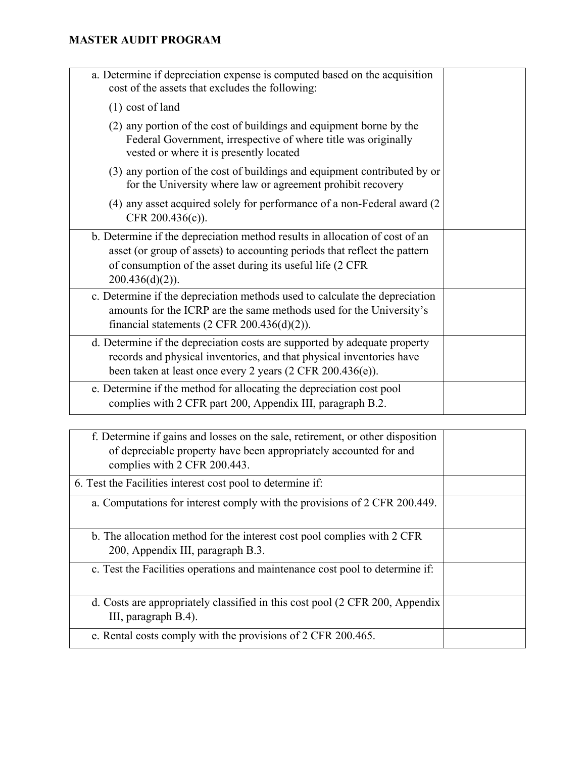**MASTER AUDIT PROGRAM**

| | |
|---|---|
| a. Determine if depreciation expense is computed based on the acquisition cost of the assets that excludes the following:<br>(1) cost of land<br>(2) any portion of the cost of buildings and equipment borne by the Federal Government, irrespective of where title was originally vested or where it is presently located<br>(3) any portion of the cost of buildings and equipment contributed by or for the University where law or agreement prohibit recovery<br>(4) any asset acquired solely for performance of a non-Federal award (2 CFR 200.436(c)). | |
| b. Determine if the depreciation method results in allocation of cost of an asset (or group of assets) to accounting periods that reflect the pattern of consumption of the asset during its useful life (2 CFR 200.436(d)(2)). | |
| c. Determine if the depreciation methods used to calculate the depreciation amounts for the ICRP are the same methods used for the University's financial statements (2 CFR 200.436(d)(2)). | |
| d. Determine if the depreciation costs are supported by adequate property records and physical inventories, and that physical inventories have been taken at least once every 2 years (2 CFR 200.436(e)). | |
| e. Determine if the method for allocating the depreciation cost pool complies with 2 CFR part 200, Appendix III, paragraph B.2. | |

| | |
|---|---|
| f. Determine if gains and losses on the sale, retirement, or other disposition of depreciable property have been appropriately accounted for and complies with 2 CFR 200.443. | |
| 6. Test the Facilities interest cost pool to determine if: | |
| a. Computations for interest comply with the provisions of 2 CFR 200.449. | |
| b. The allocation method for the interest cost pool complies with 2 CFR 200, Appendix III, paragraph B.3. | |
| c. Test the Facilities operations and maintenance cost pool to determine if: | |
| d. Costs are appropriately classified in this cost pool (2 CFR 200, Appendix III, paragraph B.4). | |
| e. Rental costs comply with the provisions of 2 CFR 200.465. | |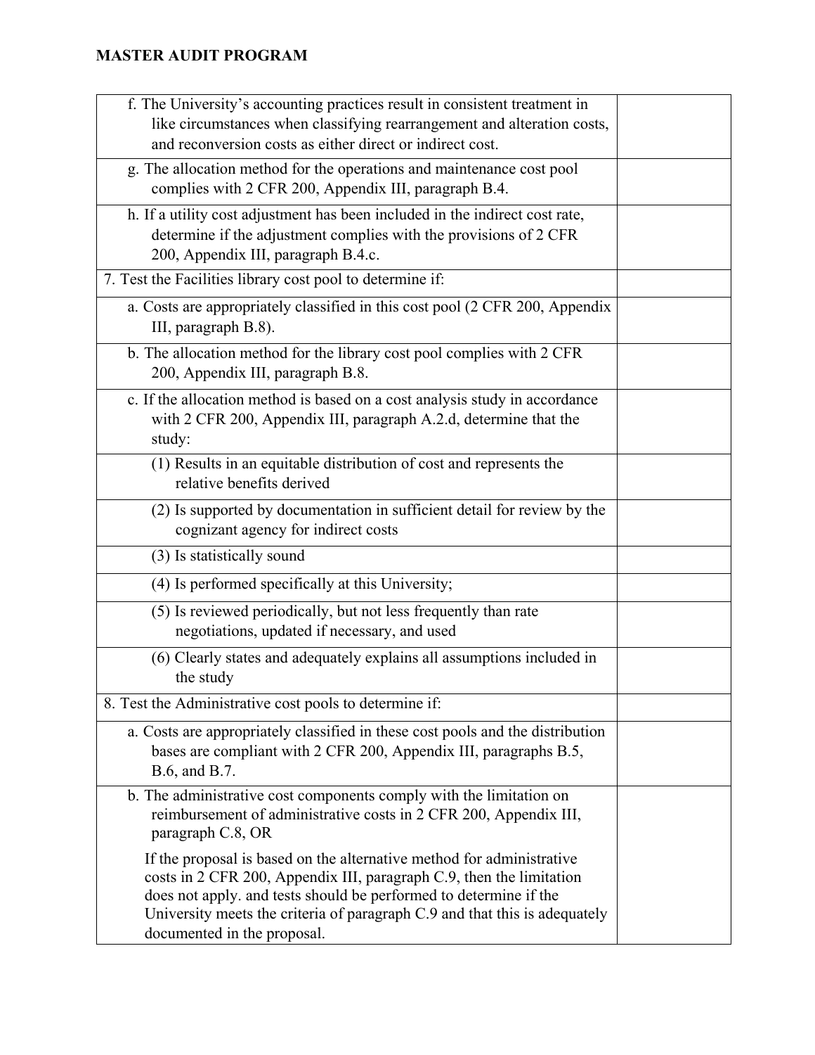**MASTER AUDIT PROGRAM**

| | |
|---|---|
| f. The University's accounting practices result in consistent treatment in like circumstances when classifying rearrangement and alteration costs, and reconversion costs as either direct or indirect cost. | |
| g. The allocation method for the operations and maintenance cost pool complies with 2 CFR 200, Appendix III, paragraph B.4. | |
| h. If a utility cost adjustment has been included in the indirect cost rate, determine if the adjustment complies with the provisions of 2 CFR 200, Appendix III, paragraph B.4.c. | |
| 7. Test the Facilities library cost pool to determine if: | |
| a. Costs are appropriately classified in this cost pool (2 CFR 200, Appendix III, paragraph B.8). | |
| b. The allocation method for the library cost pool complies with 2 CFR 200, Appendix III, paragraph B.8. | |
| c. If the allocation method is based on a cost analysis study in accordance with 2 CFR 200, Appendix III, paragraph A.2.d, determine that the study: | |
| (1) Results in an equitable distribution of cost and represents the relative benefits derived | |
| (2) Is supported by documentation in sufficient detail for review by the cognizant agency for indirect costs | |
| (3) Is statistically sound | |
| (4) Is performed specifically at this University; | |
| (5) Is reviewed periodically, but not less frequently than rate negotiations, updated if necessary, and used | |
| (6) Clearly states and adequately explains all assumptions included in the study | |
| 8. Test the Administrative cost pools to determine if: | |
| a. Costs are appropriately classified in these cost pools and the distribution bases are compliant with 2 CFR 200, Appendix III, paragraphs B.5, B.6, and B.7. | |
| b. The administrative cost components comply with the limitation on reimbursement of administrative costs in 2 CFR 200, Appendix III, paragraph C.8, OR<br><br>If the proposal is based on the alternative method for administrative costs in 2 CFR 200, Appendix III, paragraph C.9, then the limitation does not apply. and tests should be performed to determine if the University meets the criteria of paragraph C.9 and that this is adequately documented in the proposal. | |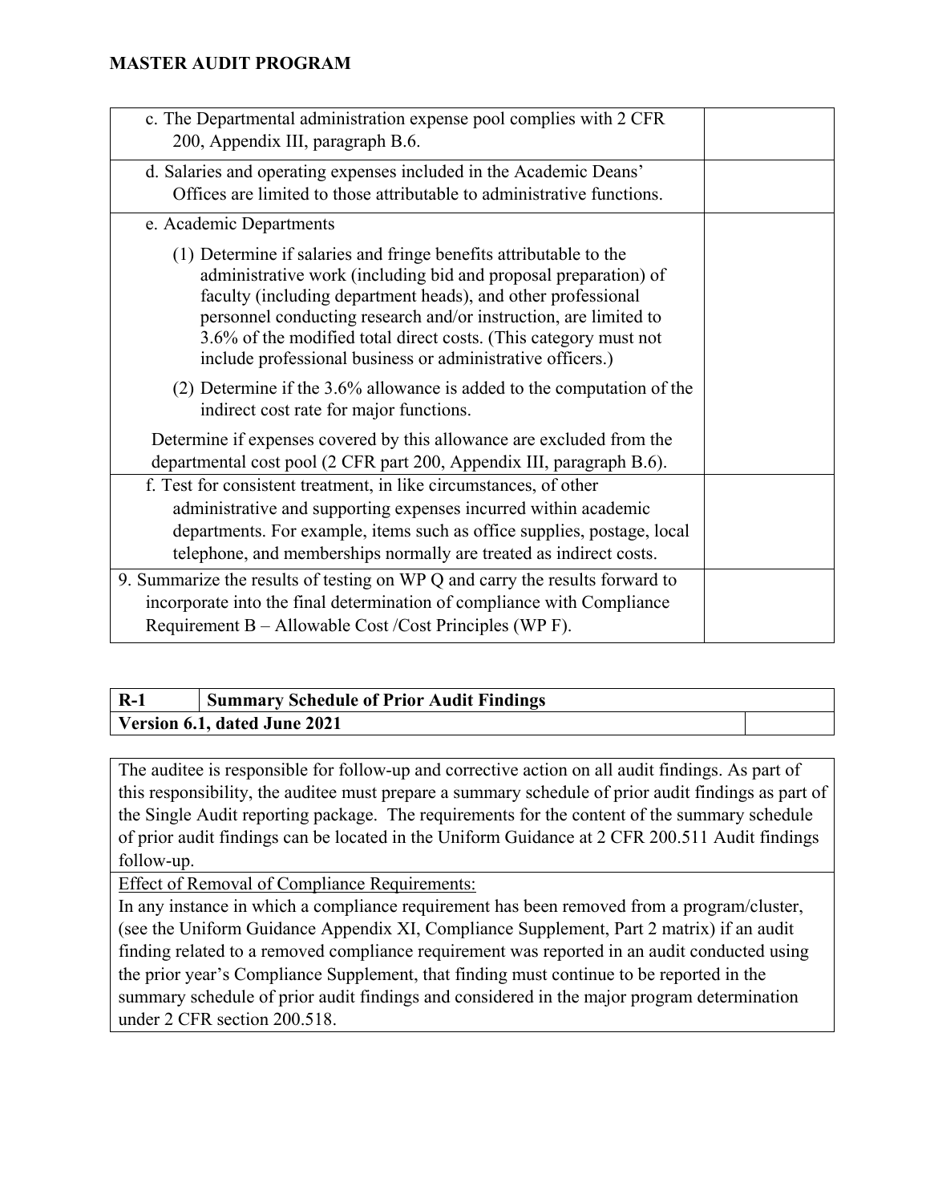## MASTER AUDIT PROGRAM

| | |
|---|---|
| c. The Departmental administration expense pool complies with 2 CFR 200, Appendix III, paragraph B.6. | |
| d. Salaries and operating expenses included in the Academic Deans' Offices are limited to those attributable to administrative functions. | |
| e. Academic Departments<br><br>(1) Determine if salaries and fringe benefits attributable to the administrative work (including bid and proposal preparation) of faculty (including department heads), and other professional personnel conducting research and/or instruction, are limited to 3.6% of the modified total direct costs. (This category must not include professional business or administrative officers.)<br><br>(2) Determine if the 3.6% allowance is added to the computation of the indirect cost rate for major functions.<br><br>Determine if expenses covered by this allowance are excluded from the departmental cost pool (2 CFR part 200, Appendix III, paragraph B.6). | |
| f. Test for consistent treatment, in like circumstances, of other administrative and supporting expenses incurred within academic departments. For example, items such as office supplies, postage, local telephone, and memberships normally are treated as indirect costs. | |
| 9. Summarize the results of testing on WP Q and carry the results forward to incorporate into the final determination of compliance with Compliance Requirement B – Allowable Cost /Cost Principles (WP F). | |

| R-1 | Summary Schedule of Prior Audit Findings | |
|---|---|---|
| **Version 6.1, dated June 2021** | | |

The auditee is responsible for follow-up and corrective action on all audit findings. As part of this responsibility, the auditee must prepare a summary schedule of prior audit findings as part of the Single Audit reporting package. The requirements for the content of the summary schedule of prior audit findings can be located in the Uniform Guidance at 2 CFR 200.511 Audit findings follow-up.

<u>Effect of Removal of Compliance Requirements:</u>

In any instance in which a compliance requirement has been removed from a program/cluster, (see the Uniform Guidance Appendix XI, Compliance Supplement, Part 2 matrix) if an audit finding related to a removed compliance requirement was reported in an audit conducted using the prior year's Compliance Supplement, that finding must continue to be reported in the summary schedule of prior audit findings and considered in the major program determination under 2 CFR section 200.518.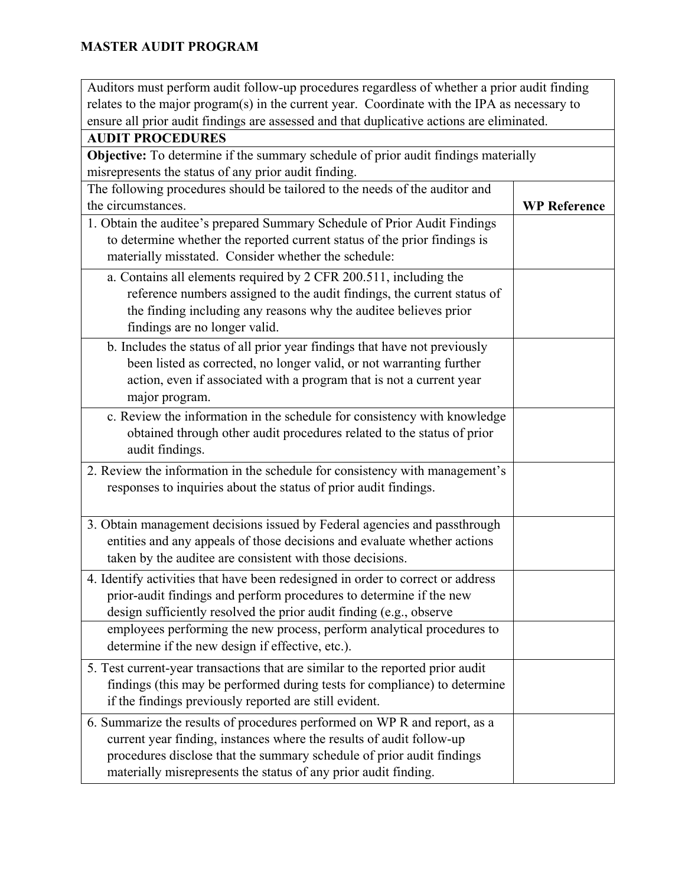**MASTER AUDIT PROGRAM**

| | |
|---|---|
| Auditors must perform audit follow-up procedures regardless of whether a prior audit finding relates to the major program(s) in the current year. Coordinate with the IPA as necessary to ensure all prior audit findings are assessed and that duplicative actions are eliminated. | |
| **AUDIT PROCEDURES** | |
| **Objective:** To determine if the summary schedule of prior audit findings materially misrepresents the status of any prior audit finding. | |
| The following procedures should be tailored to the needs of the auditor and the circumstances. | **WP Reference** |
| 1. Obtain the auditee's prepared Summary Schedule of Prior Audit Findings to determine whether the reported current status of the prior findings is materially misstated. Consider whether the schedule: | |
| a. Contains all elements required by 2 CFR 200.511, including the reference numbers assigned to the audit findings, the current status of the finding including any reasons why the auditee believes prior findings are no longer valid. | |
| b. Includes the status of all prior year findings that have not previously been listed as corrected, no longer valid, or not warranting further action, even if associated with a program that is not a current year major program. | |
| c. Review the information in the schedule for consistency with knowledge obtained through other audit procedures related to the status of prior audit findings. | |
| 2. Review the information in the schedule for consistency with management's responses to inquiries about the status of prior audit findings. | |
| 3. Obtain management decisions issued by Federal agencies and passthrough entities and any appeals of those decisions and evaluate whether actions taken by the auditee are consistent with those decisions. | |
| 4. Identify activities that have been redesigned in order to correct or address prior-audit findings and perform procedures to determine if the new design sufficiently resolved the prior audit finding (e.g., observe employees performing the new process, perform analytical procedures to determine if the new design if effective, etc.). | |
| 5. Test current-year transactions that are similar to the reported prior audit findings (this may be performed during tests for compliance) to determine if the findings previously reported are still evident. | |
| 6. Summarize the results of procedures performed on WP R and report, as a current year finding, instances where the results of audit follow-up procedures disclose that the summary schedule of prior audit findings materially misrepresents the status of any prior audit finding. | |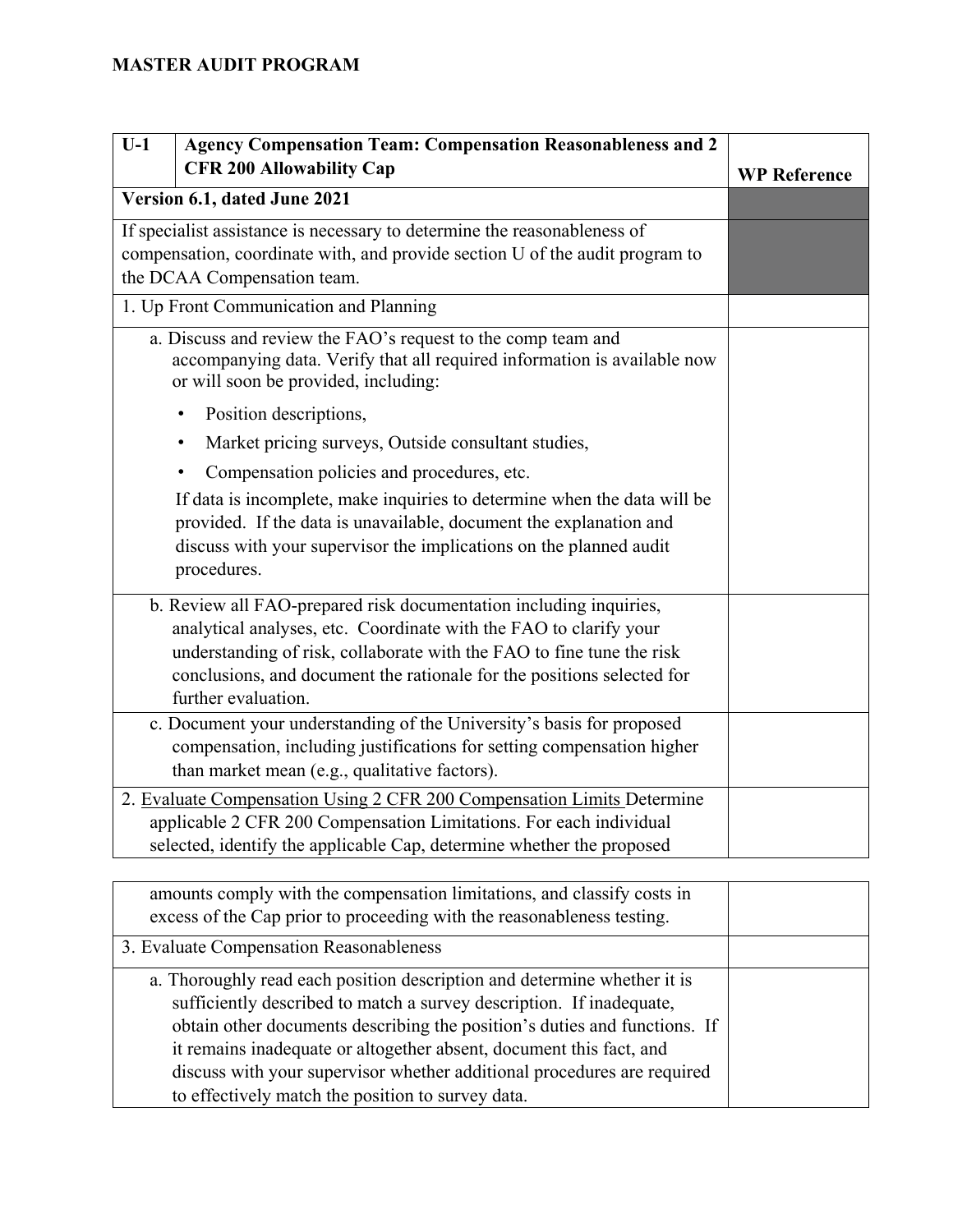**MASTER AUDIT PROGRAM**

| U-1 | Agency Compensation Team: Compensation Reasonableness and 2 CFR 200 Allowability Cap | WP Reference |
|---|---|---|
| **Version 6.1, dated June 2021** | | |
| If specialist assistance is necessary to determine the reasonableness of compensation, coordinate with, and provide section U of the audit program to the DCAA Compensation team. | | |
| 1. Up Front Communication and Planning | | |
| a. Discuss and review the FAO's request to the comp team and accompanying data. Verify that all required information is available now or will soon be provided, including:<br>• Position descriptions,<br>• Market pricing surveys, Outside consultant studies,<br>• Compensation policies and procedures, etc.<br>If data is incomplete, make inquiries to determine when the data will be provided. If the data is unavailable, document the explanation and discuss with your supervisor the implications on the planned audit procedures. | | |
| b. Review all FAO-prepared risk documentation including inquiries, analytical analyses, etc. Coordinate with the FAO to clarify your understanding of risk, collaborate with the FAO to fine tune the risk conclusions, and document the rationale for the positions selected for further evaluation. | | |
| c. Document your understanding of the University's basis for proposed compensation, including justifications for setting compensation higher than market mean (e.g., qualitative factors). | | |
| 2. Evaluate Compensation Using 2 CFR 200 Compensation Limits Determine applicable 2 CFR 200 Compensation Limitations. For each individual selected, identify the applicable Cap, determine whether the proposed amounts comply with the compensation limitations, and classify costs in excess of the Cap prior to proceeding with the reasonableness testing. | | |
| 3. Evaluate Compensation Reasonableness | | |
| a. Thoroughly read each position description and determine whether it is sufficiently described to match a survey description. If inadequate, obtain other documents describing the position's duties and functions. If it remains inadequate or altogether absent, document this fact, and discuss with your supervisor whether additional procedures are required to effectively match the position to survey data. | | |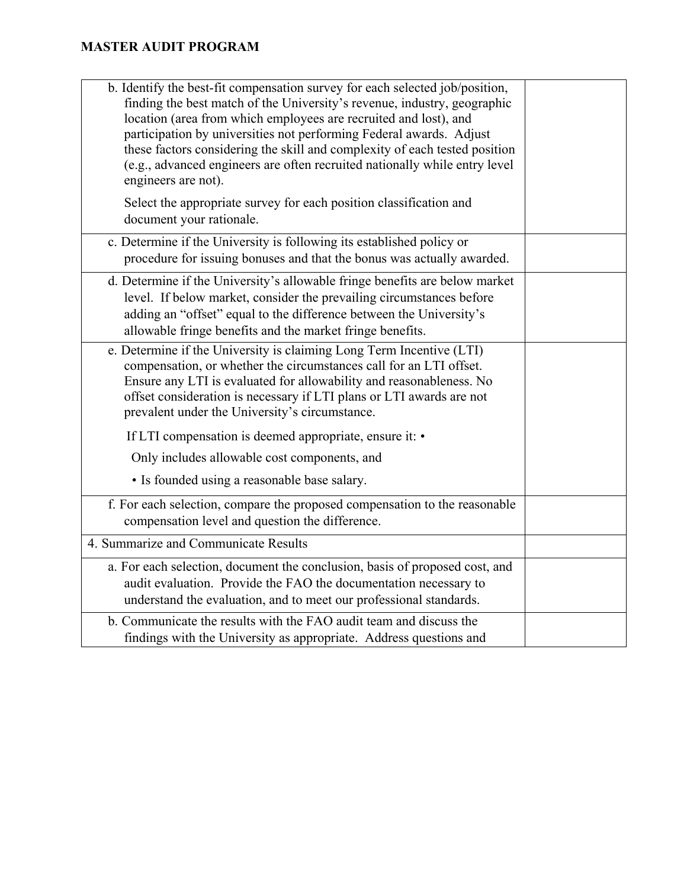**MASTER AUDIT PROGRAM**

| | |
|---|---|
| b. Identify the best-fit compensation survey for each selected job/position, finding the best match of the University's revenue, industry, geographic location (area from which employees are recruited and lost), and participation by universities not performing Federal awards. Adjust these factors considering the skill and complexity of each tested position (e.g., advanced engineers are often recruited nationally while entry level engineers are not).<br><br>Select the appropriate survey for each position classification and document your rationale. | |
| c. Determine if the University is following its established policy or procedure for issuing bonuses and that the bonus was actually awarded. | |
| d. Determine if the University's allowable fringe benefits are below market level. If below market, consider the prevailing circumstances before adding an "offset" equal to the difference between the University's allowable fringe benefits and the market fringe benefits. | |
| e. Determine if the University is claiming Long Term Incentive (LTI) compensation, or whether the circumstances call for an LTI offset. Ensure any LTI is evaluated for allowability and reasonableness. No offset consideration is necessary if LTI plans or LTI awards are not prevalent under the University's circumstance.<br><br>If LTI compensation is deemed appropriate, ensure it: •<br><br>Only includes allowable cost components, and<br><br>• Is founded using a reasonable base salary. | |
| f. For each selection, compare the proposed compensation to the reasonable compensation level and question the difference. | |
| 4. Summarize and Communicate Results | |
| a. For each selection, document the conclusion, basis of proposed cost, and audit evaluation. Provide the FAO the documentation necessary to understand the evaluation, and to meet our professional standards. | |
| b. Communicate the results with the FAO audit team and discuss the findings with the University as appropriate. Address questions and | |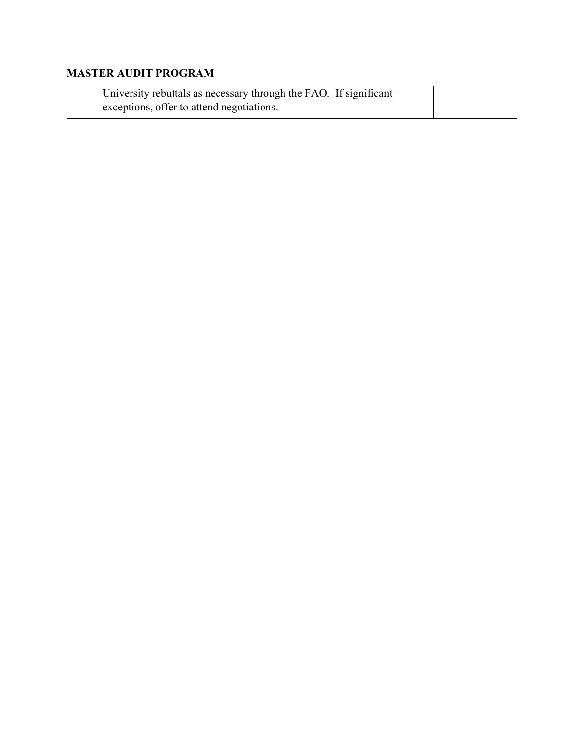## MASTER AUDIT PROGRAM

| | | |
|---|---|---|
| | University rebuttals as necessary through the FAO. If significant exceptions, offer to attend negotiations. | |